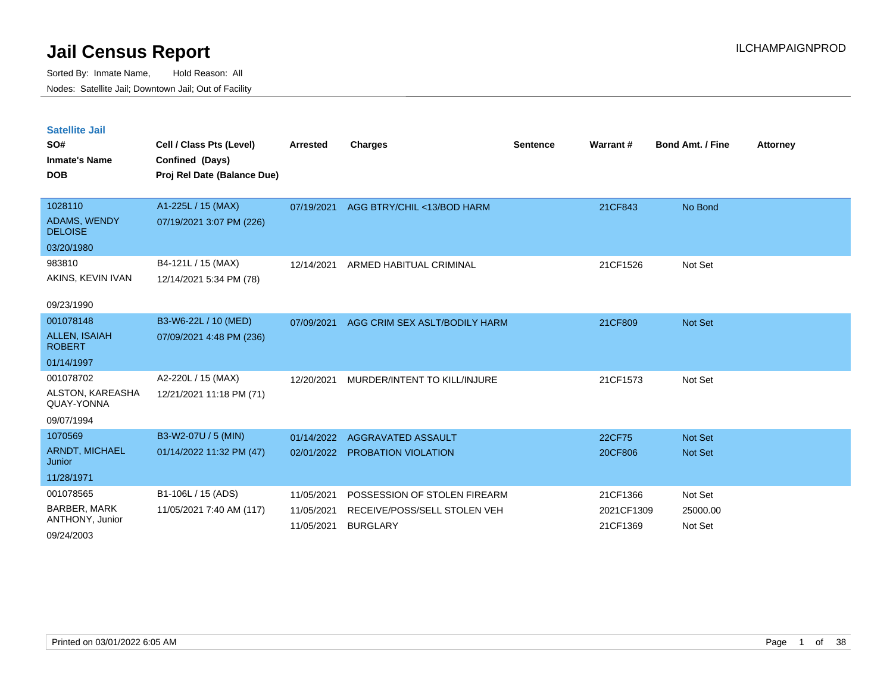# Jail Census Report

ILCHAMPAIGNPROD

Sorted By: Inmate Name, Hold Reason: All

Nodes: Satellite Jail; Downtown Jail; Out of Facility

## Satellite Jail

| SO# / Inmate's Name / DOB | Cell / Class Pts (Level) / Confined (Days) / Proj Rel Date (Balance Due) | Arrested | Charges | Sentence | Warrant # | Bond Amt. / Fine | Attorney |
|---|---|---|---|---|---|---|---|
| 1028110 ADAMS, WENDY DELOISE 03/20/1980 | A1-225L / 15 (MAX) 07/19/2021 3:07 PM (226) | 07/19/2021 | AGG BTRY/CHIL <13/BOD HARM | | 21CF843 | No Bond | |
| 983810 AKINS, KEVIN IVAN 09/23/1990 | B4-121L / 15 (MAX) 12/14/2021 5:34 PM (78) | 12/14/2021 | ARMED HABITUAL CRIMINAL | | 21CF1526 | Not Set | |
| 001078148 ALLEN, ISAIAH ROBERT 01/14/1997 | B3-W6-22L / 10 (MED) 07/09/2021 4:48 PM (236) | 07/09/2021 | AGG CRIM SEX ASLT/BODILY HARM | | 21CF809 | Not Set | |
| 001078702 ALSTON, KAREASHA QUAY-YONNA 09/07/1994 | A2-220L / 15 (MAX) 12/21/2021 11:18 PM (71) | 12/20/2021 | MURDER/INTENT TO KILL/INJURE | | 21CF1573 | Not Set | |
| 1070569 ARNDT, MICHAEL Junior 11/28/1971 | B3-W2-07U / 5 (MIN) 01/14/2022 11:32 PM (47) | 01/14/2022 | AGGRAVATED ASSAULT | | 22CF75 | Not Set | |
| | | 02/01/2022 | PROBATION VIOLATION | | 20CF806 | Not Set | |
| 001078565 BARBER, MARK ANTHONY, Junior 09/24/2003 | B1-106L / 15 (ADS) 11/05/2021 7:40 AM (117) | 11/05/2021 | POSSESSION OF STOLEN FIREARM | | 21CF1366 | Not Set | |
| | | 11/05/2021 | RECEIVE/POSS/SELL STOLEN VEH | | 2021CF1309 | 25000.00 | |
| | | 11/05/2021 | BURGLARY | | 21CF1369 | Not Set | |

Printed on 03/01/2022 6:05 AM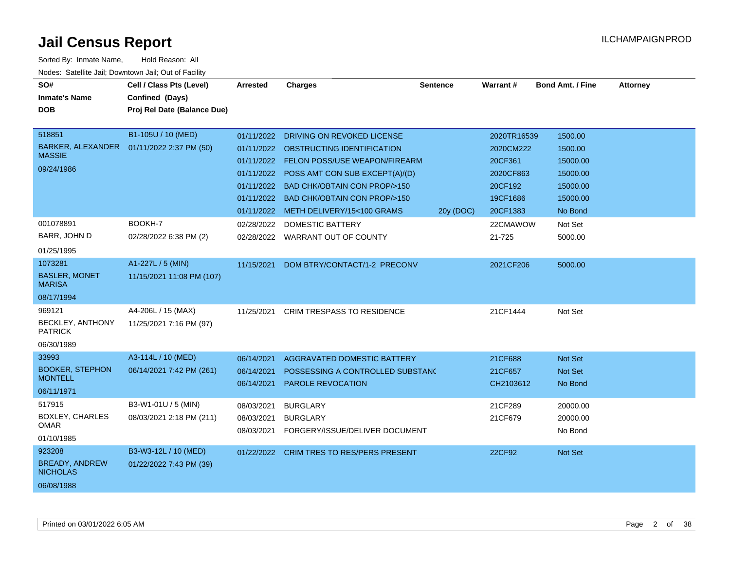# Jail Census Report

Sorted By: Inmate Name, Hold Reason: All

Nodes: Satellite Jail; Downtown Jail; Out of Facility

| SO# / Inmate's Name / DOB | Cell / Class Pts (Level) / Confined (Days) / Proj Rel Date (Balance Due) | Arrested | Charges | Sentence | Warrant # | Bond Amt. / Fine | Attorney |
|---|---|---|---|---|---|---|---|
| 518851 | B1-105U / 10 (MED) | 01/11/2022 | DRIVING ON REVOKED LICENSE | | 2020TR16539 | 1500.00 | |
| BARKER, ALEXANDER MASSIE | 01/11/2022 2:37 PM (50) | 01/11/2022 | OBSTRUCTING IDENTIFICATION | | 2020CM222 | 1500.00 | |
| 09/24/1986 | | 01/11/2022 | FELON POSS/USE WEAPON/FIREARM | | 20CF361 | 15000.00 | |
| | | 01/11/2022 | POSS AMT CON SUB EXCEPT(A)/(D) | | 2020CF863 | 15000.00 | |
| | | 01/11/2022 | BAD CHK/OBTAIN CON PROP/>150 | | 20CF192 | 15000.00 | |
| | | 01/11/2022 | BAD CHK/OBTAIN CON PROP/>150 | | 19CF1686 | 15000.00 | |
| | | 01/11/2022 | METH DELIVERY/15<100 GRAMS | 20y (DOC) | 20CF1383 | No Bond | |
| 001078891 | BOOKH-7 | 02/28/2022 | DOMESTIC BATTERY | | 22CMAWOW | Not Set | |
| BARR, JOHN D | 02/28/2022 6:38 PM (2) | 02/28/2022 | WARRANT OUT OF COUNTY | | 21-725 | 5000.00 | |
| 01/25/1995 | | | | | | | |
| 1073281 | A1-227L / 5 (MIN) | 11/15/2021 | DOM BTRY/CONTACT/1-2 PRECONV | | 2021CF206 | 5000.00 | |
| BASLER, MONET MARISA | 11/15/2021 11:08 PM (107) | | | | | | |
| 08/17/1994 | | | | | | | |
| 969121 | A4-206L / 15 (MAX) | 11/25/2021 | CRIM TRESPASS TO RESIDENCE | | 21CF1444 | Not Set | |
| BECKLEY, ANTHONY PATRICK | 11/25/2021 7:16 PM (97) | | | | | | |
| 06/30/1989 | | | | | | | |
| 33993 | A3-114L / 10 (MED) | 06/14/2021 | AGGRAVATED DOMESTIC BATTERY | | 21CF688 | Not Set | |
| BOOKER, STEPHON MONTELL | 06/14/2021 7:42 PM (261) | 06/14/2021 | POSSESSING A CONTROLLED SUBSTANC | | 21CF657 | Not Set | |
| 06/11/1971 | | 06/14/2021 | PAROLE REVOCATION | | CH2103612 | No Bond | |
| 517915 | B3-W1-01U / 5 (MIN) | 08/03/2021 | BURGLARY | | 21CF289 | 20000.00 | |
| BOXLEY, CHARLES OMAR | 08/03/2021 2:18 PM (211) | 08/03/2021 | BURGLARY | | 21CF679 | 20000.00 | |
| 01/10/1985 | | 08/03/2021 | FORGERY/ISSUE/DELIVER DOCUMENT | | | No Bond | |
| 923208 | B3-W3-12L / 10 (MED) | 01/22/2022 | CRIM TRES TO RES/PERS PRESENT | | 22CF92 | Not Set | |
| BREADY, ANDREW NICHOLAS | 01/22/2022 7:43 PM (39) | | | | | | |
| 06/08/1988 | | | | | | | |

Printed on 03/01/2022 6:05 AM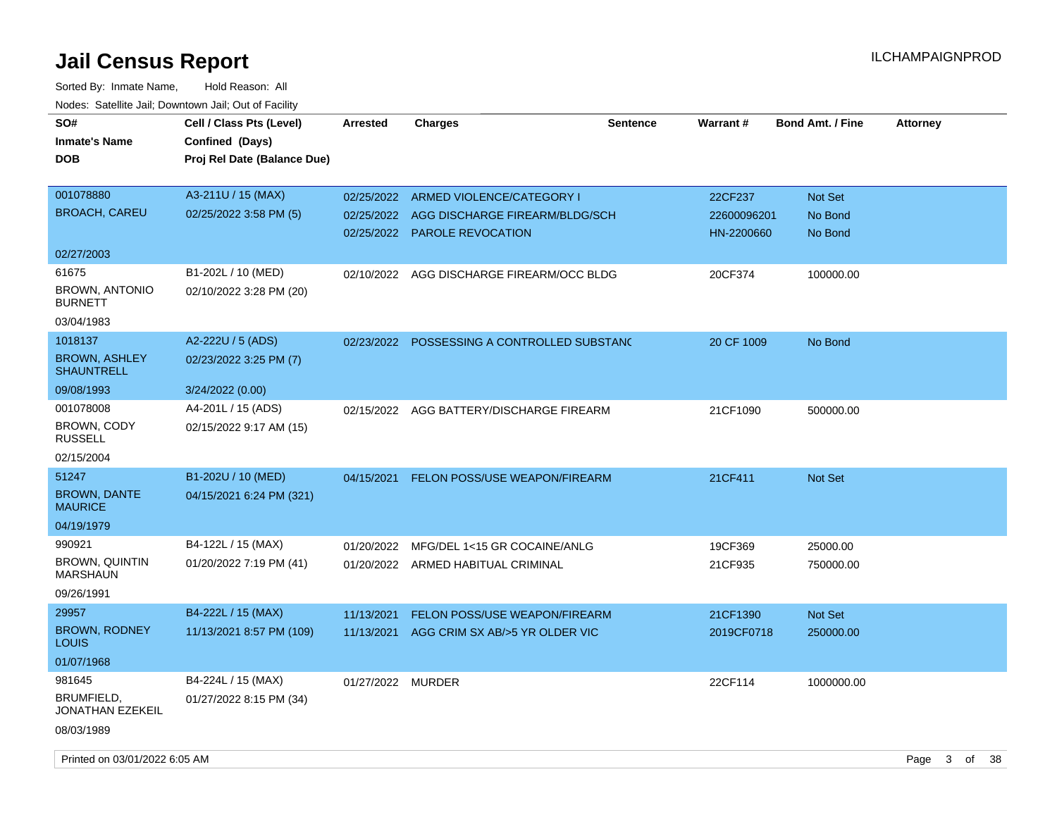# Jail Census Report

ILCHAMPAIGNPROD

Sorted By: Inmate Name, Hold Reason: All

Nodes: Satellite Jail; Downtown Jail; Out of Facility

| SO# / Inmate's Name / DOB | Cell / Class Pts (Level) / Confined (Days) / Proj Rel Date (Balance Due) | Arrested | Charges | Sentence | Warrant # | Bond Amt. / Fine | Attorney |
|---|---|---|---|---|---|---|---|
| 001078880<br>BROACH, CAREU<br>02/27/2003 | A3-211U / 15 (MAX)<br>02/25/2022 3:58 PM (5) | 02/25/2022<br>02/25/2022<br>02/25/2022 | ARMED VIOLENCE/CATEGORY I<br>AGG DISCHARGE FIREARM/BLDG/SCH<br>PAROLE REVOCATION | | 22CF237<br>22600096201<br>HN-2200660 | Not Set<br>No Bond<br>No Bond | |
| 61675<br>BROWN, ANTONIO BURNETT<br>03/04/1983 | B1-202L / 10 (MED)<br>02/10/2022 3:28 PM (20) | 02/10/2022 | AGG DISCHARGE FIREARM/OCC BLDG | | 20CF374 | 100000.00 | |
| 1018137<br>BROWN, ASHLEY SHAUNTRELL<br>09/08/1993 | A2-222U / 5 (ADS)<br>02/23/2022 3:25 PM (7)<br>3/24/2022 (0.00) | 02/23/2022 | POSSESSING A CONTROLLED SUBSTANC | | 20 CF 1009 | No Bond | |
| 001078008<br>BROWN, CODY RUSSELL<br>02/15/2004 | A4-201L / 15 (ADS)<br>02/15/2022 9:17 AM (15) | 02/15/2022 | AGG BATTERY/DISCHARGE FIREARM | | 21CF1090 | 500000.00 | |
| 51247<br>BROWN, DANTE MAURICE<br>04/19/1979 | B1-202U / 10 (MED)<br>04/15/2021 6:24 PM (321) | 04/15/2021 | FELON POSS/USE WEAPON/FIREARM | | 21CF411 | Not Set | |
| 990921<br>BROWN, QUINTIN MARSHAUN<br>09/26/1991 | B4-122L / 15 (MAX)<br>01/20/2022 7:19 PM (41) | 01/20/2022<br>01/20/2022 | MFG/DEL 1<15 GR COCAINE/ANLG<br>ARMED HABITUAL CRIMINAL | | 19CF369<br>21CF935 | 25000.00<br>750000.00 | |
| 29957<br>BROWN, RODNEY LOUIS<br>01/07/1968 | B4-222L / 15 (MAX)<br>11/13/2021 8:57 PM (109) | 11/13/2021<br>11/13/2021 | FELON POSS/USE WEAPON/FIREARM<br>AGG CRIM SX AB/>5 YR OLDER VIC | | 21CF1390<br>2019CF0718 | Not Set<br>250000.00 | |
| 981645<br>BRUMFIELD, JONATHAN EZEKEIL<br>08/03/1989 | B4-224L / 15 (MAX)<br>01/27/2022 8:15 PM (34) | 01/27/2022 | MURDER | | 22CF114 | 1000000.00 | |

Printed on 03/01/2022 6:05 AM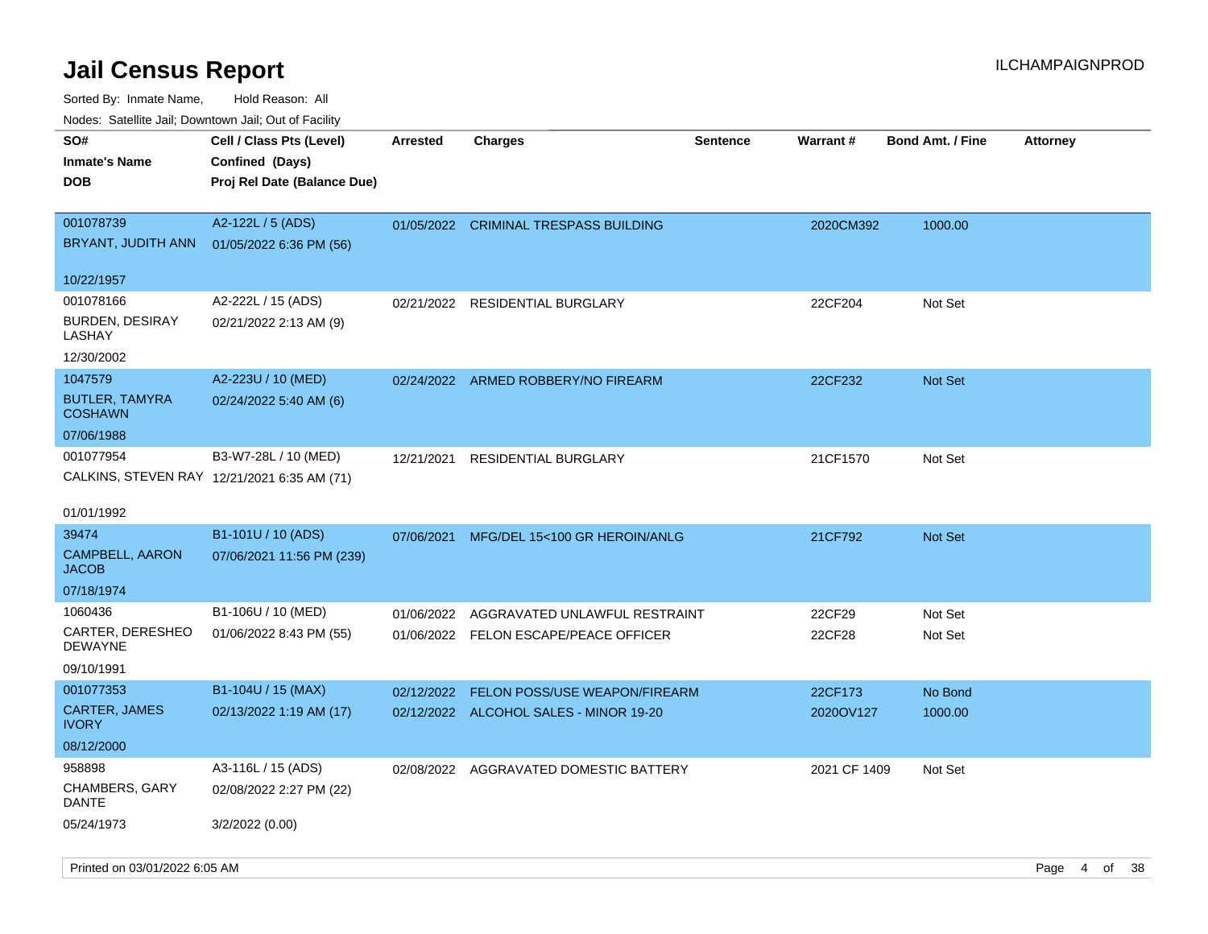# Jail Census Report

Sorted By: Inmate Name, Hold Reason: All

Nodes: Satellite Jail; Downtown Jail; Out of Facility

| SO# / Inmate's Name / DOB | Cell / Class Pts (Level) / Confined (Days) / Proj Rel Date (Balance Due) | Arrested | Charges | Sentence | Warrant # | Bond Amt. / Fine | Attorney |
|---|---|---|---|---|---|---|---|
| 001078739 BRYANT, JUDITH ANN 10/22/1957 | A2-122L / 5 (ADS) 01/05/2022 6:36 PM (56) | 01/05/2022 | CRIMINAL TRESPASS BUILDING | | 2020CM392 | 1000.00 | |
| 001078166 BURDEN, DESIRAY LASHAY 12/30/2002 | A2-222L / 15 (ADS) 02/21/2022 2:13 AM (9) | 02/21/2022 | RESIDENTIAL BURGLARY | | 22CF204 | Not Set | |
| 1047579 BUTLER, TAMYRA COSHAWN 07/06/1988 | A2-223U / 10 (MED) 02/24/2022 5:40 AM (6) | 02/24/2022 | ARMED ROBBERY/NO FIREARM | | 22CF232 | Not Set | |
| 001077954 CALKINS, STEVEN RAY 01/01/1992 | B3-W7-28L / 10 (MED) 12/21/2021 6:35 AM (71) | 12/21/2021 | RESIDENTIAL BURGLARY | | 21CF1570 | Not Set | |
| 39474 CAMPBELL, AARON JACOB 07/18/1974 | B1-101U / 10 (ADS) 07/06/2021 11:56 PM (239) | 07/06/2021 | MFG/DEL 15<100 GR HEROIN/ANLG | | 21CF792 | Not Set | |
| 1060436 CARTER, DERESHEO DEWAYNE 09/10/1991 | B1-106U / 10 (MED) 01/06/2022 8:43 PM (55) | 01/06/2022 | AGGRAVATED UNLAWFUL RESTRAINT | | 22CF29 | Not Set | |
| | | 01/06/2022 | FELON ESCAPE/PEACE OFFICER | | 22CF28 | Not Set | |
| 001077353 CARTER, JAMES IVORY 08/12/2000 | B1-104U / 15 (MAX) 02/13/2022 1:19 AM (17) | 02/12/2022 | FELON POSS/USE WEAPON/FIREARM | | 22CF173 | No Bond | |
| | | 02/12/2022 | ALCOHOL SALES - MINOR 19-20 | | 2020OV127 | 1000.00 | |
| 958898 CHAMBERS, GARY DANTE 05/24/1973 | A3-116L / 15 (ADS) 02/08/2022 2:27 PM (22) 3/2/2022 (0.00) | 02/08/2022 | AGGRAVATED DOMESTIC BATTERY | | 2021 CF 1409 | Not Set | |

Printed on 03/01/2022 6:05 AM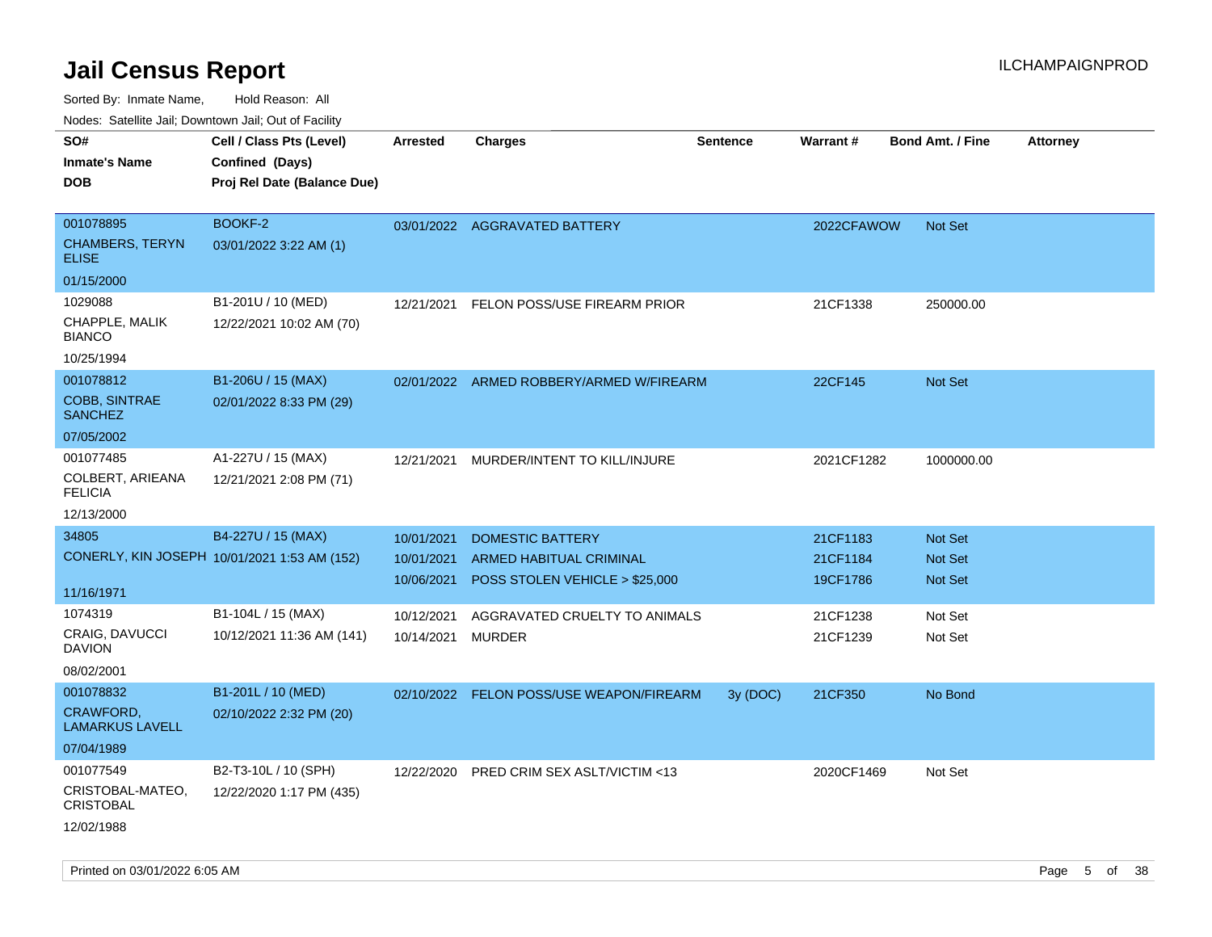# Jail Census Report

ILCHAMPAIGNPROD

Sorted By: Inmate Name, Hold Reason: All

Nodes: Satellite Jail; Downtown Jail; Out of Facility

| SO# / Inmate's Name / DOB | Cell / Class Pts (Level) / Confined (Days) / Proj Rel Date (Balance Due) | Arrested | Charges | Sentence | Warrant # | Bond Amt. / Fine | Attorney |
|---|---|---|---|---|---|---|---|
| 001078895<br>CHAMBERS, TERYN ELISE<br>01/15/2000 | BOOKF-2<br>03/01/2022 3:22 AM (1) | 03/01/2022 | AGGRAVATED BATTERY | | 2022CFAWOW | Not Set | |
| 1029088<br>CHAPPLE, MALIK BIANCO<br>10/25/1994 | B1-201U / 10 (MED)<br>12/22/2021 10:02 AM (70) | 12/21/2021 | FELON POSS/USE FIREARM PRIOR | | 21CF1338 | 250000.00 | |
| 001078812<br>COBB, SINTRAE SANCHEZ<br>07/05/2002 | B1-206U / 15 (MAX)<br>02/01/2022 8:33 PM (29) | 02/01/2022 | ARMED ROBBERY/ARMED W/FIREARM | | 22CF145 | Not Set | |
| 001077485<br>COLBERT, ARIEANA FELICIA<br>12/13/2000 | A1-227U / 15 (MAX)<br>12/21/2021 2:08 PM (71) | 12/21/2021 | MURDER/INTENT TO KILL/INJURE | | 2021CF1282 | 1000000.00 | |
| 34805<br>CONERLY, KIN JOSEPH<br>11/16/1971 | B4-227U / 15 (MAX)<br>10/01/2021 1:53 AM (152) | 10/01/2021 | DOMESTIC BATTERY | | 21CF1183 | Not Set | |
| | | 10/01/2021 | ARMED HABITUAL CRIMINAL | | 21CF1184 | Not Set | |
| | | 10/06/2021 | POSS STOLEN VEHICLE > $25,000 | | 19CF1786 | Not Set | |
| 1074319<br>CRAIG, DAVUCCI DAVION<br>08/02/2001 | B1-104L / 15 (MAX)<br>10/12/2021 11:36 AM (141) | 10/12/2021 | AGGRAVATED CRUELTY TO ANIMALS | | 21CF1238 | Not Set | |
| | | 10/14/2021 | MURDER | | 21CF1239 | Not Set | |
| 001078832<br>CRAWFORD, LAMARKUS LAVELL<br>07/04/1989 | B1-201L / 10 (MED)<br>02/10/2022 2:32 PM (20) | 02/10/2022 | FELON POSS/USE WEAPON/FIREARM | 3y (DOC) | 21CF350 | No Bond | |
| 001077549<br>CRISTOBAL-MATEO, CRISTOBAL<br>12/02/1988 | B2-T3-10L / 10 (SPH)<br>12/22/2020 1:17 PM (435) | 12/22/2020 | PRED CRIM SEX ASLT/VICTIM <13 | | 2020CF1469 | Not Set | |

Printed on 03/01/2022 6:05 AM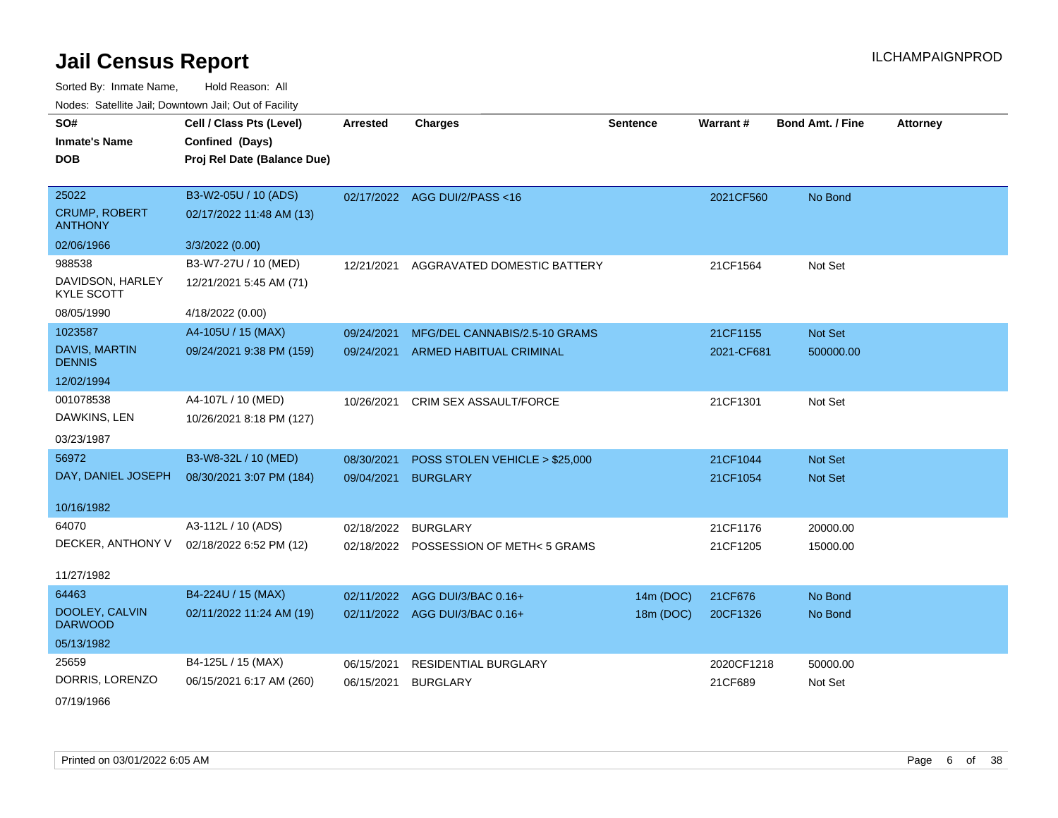# Jail Census Report

ILCHAMPAIGNPROD

Sorted By: Inmate Name, Hold Reason: All

Nodes: Satellite Jail; Downtown Jail; Out of Facility

| SO# / Inmate's Name / DOB | Cell / Class Pts (Level) / Confined (Days) / Proj Rel Date (Balance Due) | Arrested | Charges | Sentence | Warrant # | Bond Amt. / Fine | Attorney |
|---|---|---|---|---|---|---|---|
| 25022 CRUMP, ROBERT ANTHONY 02/06/1966 | B3-W2-05U / 10 (ADS) 02/17/2022 11:48 AM (13) 3/3/2022 (0.00) | 02/17/2022 | AGG DUI/2/PASS <16 | | 2021CF560 | No Bond | |
| 988538 DAVIDSON, HARLEY KYLE SCOTT 08/05/1990 | B3-W7-27U / 10 (MED) 12/21/2021 5:45 AM (71) 4/18/2022 (0.00) | 12/21/2021 | AGGRAVATED DOMESTIC BATTERY | | 21CF1564 | Not Set | |
| 1023587 DAVIS, MARTIN DENNIS 12/02/1994 | A4-105U / 15 (MAX) 09/24/2021 9:38 PM (159) | 09/24/2021 | MFG/DEL CANNABIS/2.5-10 GRAMS | | 21CF1155 | Not Set | |
| | | 09/24/2021 | ARMED HABITUAL CRIMINAL | | 2021-CF681 | 500000.00 | |
| 001078538 DAWKINS, LEN 03/23/1987 | A4-107L / 10 (MED) 10/26/2021 8:18 PM (127) | 10/26/2021 | CRIM SEX ASSAULT/FORCE | | 21CF1301 | Not Set | |
| 56972 DAY, DANIEL JOSEPH 10/16/1982 | B3-W8-32L / 10 (MED) 08/30/2021 3:07 PM (184) | 08/30/2021 | POSS STOLEN VEHICLE > $25,000 | | 21CF1044 | Not Set | |
| | | 09/04/2021 | BURGLARY | | 21CF1054 | Not Set | |
| 64070 DECKER, ANTHONY V 11/27/1982 | A3-112L / 10 (ADS) 02/18/2022 6:52 PM (12) | 02/18/2022 | BURGLARY | | 21CF1176 | 20000.00 | |
| | | 02/18/2022 | POSSESSION OF METH< 5 GRAMS | | 21CF1205 | 15000.00 | |
| 64463 DOOLEY, CALVIN DARWOOD 05/13/1982 | B4-224U / 15 (MAX) 02/11/2022 11:24 AM (19) | 02/11/2022 | AGG DUI/3/BAC 0.16+ | 14m (DOC) | 21CF676 | No Bond | |
| | | 02/11/2022 | AGG DUI/3/BAC 0.16+ | 18m (DOC) | 20CF1326 | No Bond | |
| 25659 DORRIS, LORENZO 07/19/1966 | B4-125L / 15 (MAX) 06/15/2021 6:17 AM (260) | 06/15/2021 | RESIDENTIAL BURGLARY | | 2020CF1218 | 50000.00 | |
| | | 06/15/2021 | BURGLARY | | 21CF689 | Not Set | |

Printed on 03/01/2022 6:05 AM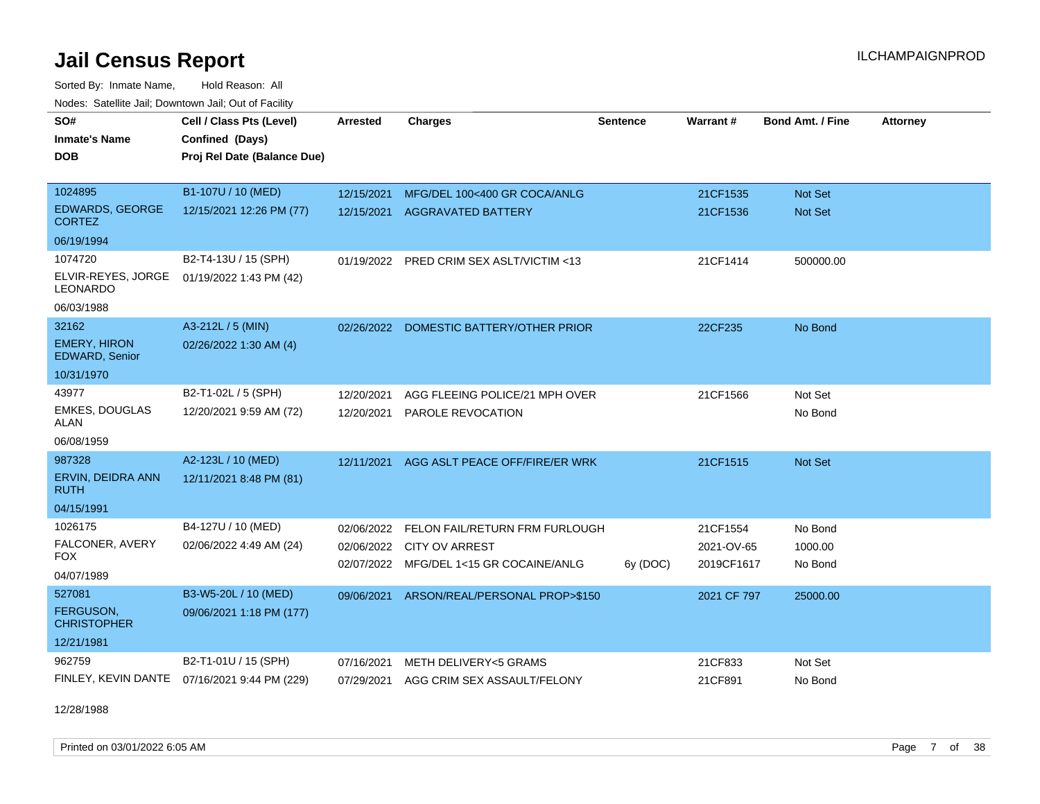# Jail Census Report

ILCHAMPAIGNPROD

Sorted By: Inmate Name, Hold Reason: All

Nodes: Satellite Jail; Downtown Jail; Out of Facility

| SO# / Inmate's Name / DOB | Cell / Class Pts (Level) / Confined (Days) / Proj Rel Date (Balance Due) | Arrested | Charges | Sentence | Warrant # | Bond Amt. / Fine | Attorney |
|---|---|---|---|---|---|---|---|
| 1024895<br>EDWARDS, GEORGE CORTEZ<br>06/19/1994 | B1-107U / 10 (MED)<br>12/15/2021 12:26 PM (77) | 12/15/2021<br>12/15/2021 | MFG/DEL 100<400 GR COCA/ANLG<br>AGGRAVATED BATTERY | | 21CF1535<br>21CF1536 | Not Set<br>Not Set | |
| 1074720<br>ELVIR-REYES, JORGE LEONARDO<br>06/03/1988 | B2-T4-13U / 15 (SPH)<br>01/19/2022 1:43 PM (42) | 01/19/2022 | PRED CRIM SEX ASLT/VICTIM <13 | | 21CF1414 | 500000.00 | |
| 32162<br>EMERY, HIRON EDWARD, Senior<br>10/31/1970 | A3-212L / 5 (MIN)<br>02/26/2022 1:30 AM (4) | 02/26/2022 | DOMESTIC BATTERY/OTHER PRIOR | | 22CF235 | No Bond | |
| 43977<br>EMKES, DOUGLAS ALAN<br>06/08/1959 | B2-T1-02L / 5 (SPH)<br>12/20/2021 9:59 AM (72) | 12/20/2021<br>12/20/2021 | AGG FLEEING POLICE/21 MPH OVER<br>PAROLE REVOCATION | | 21CF1566 | Not Set<br>No Bond | |
| 987328<br>ERVIN, DEIDRA ANN RUTH<br>04/15/1991 | A2-123L / 10 (MED)<br>12/11/2021 8:48 PM (81) | 12/11/2021 | AGG ASLT PEACE OFF/FIRE/ER WRK | | 21CF1515 | Not Set | |
| 1026175<br>FALCONER, AVERY FOX<br>04/07/1989 | B4-127U / 10 (MED)<br>02/06/2022 4:49 AM (24) | 02/06/2022<br>02/06/2022<br>02/07/2022 | FELON FAIL/RETURN FRM FURLOUGH<br>CITY OV ARREST<br>MFG/DEL 1<15 GR COCAINE/ANLG | <br><br>6y (DOC) | 21CF1554<br>2021-OV-65<br>2019CF1617 | No Bond<br>1000.00<br>No Bond | |
| 527081<br>FERGUSON, CHRISTOPHER<br>12/21/1981 | B3-W5-20L / 10 (MED)<br>09/06/2021 1:18 PM (177) | 09/06/2021 | ARSON/REAL/PERSONAL PROP>$150 | | 2021 CF 797 | 25000.00 | |
| 962759<br>FINLEY, KEVIN DANTE<br>12/28/1988 | B2-T1-01U / 15 (SPH)<br>07/16/2021 9:44 PM (229) | 07/16/2021<br>07/29/2021 | METH DELIVERY<5 GRAMS<br>AGG CRIM SEX ASSAULT/FELONY | | 21CF833<br>21CF891 | Not Set<br>No Bond | |

Printed on 03/01/2022 6:05 AM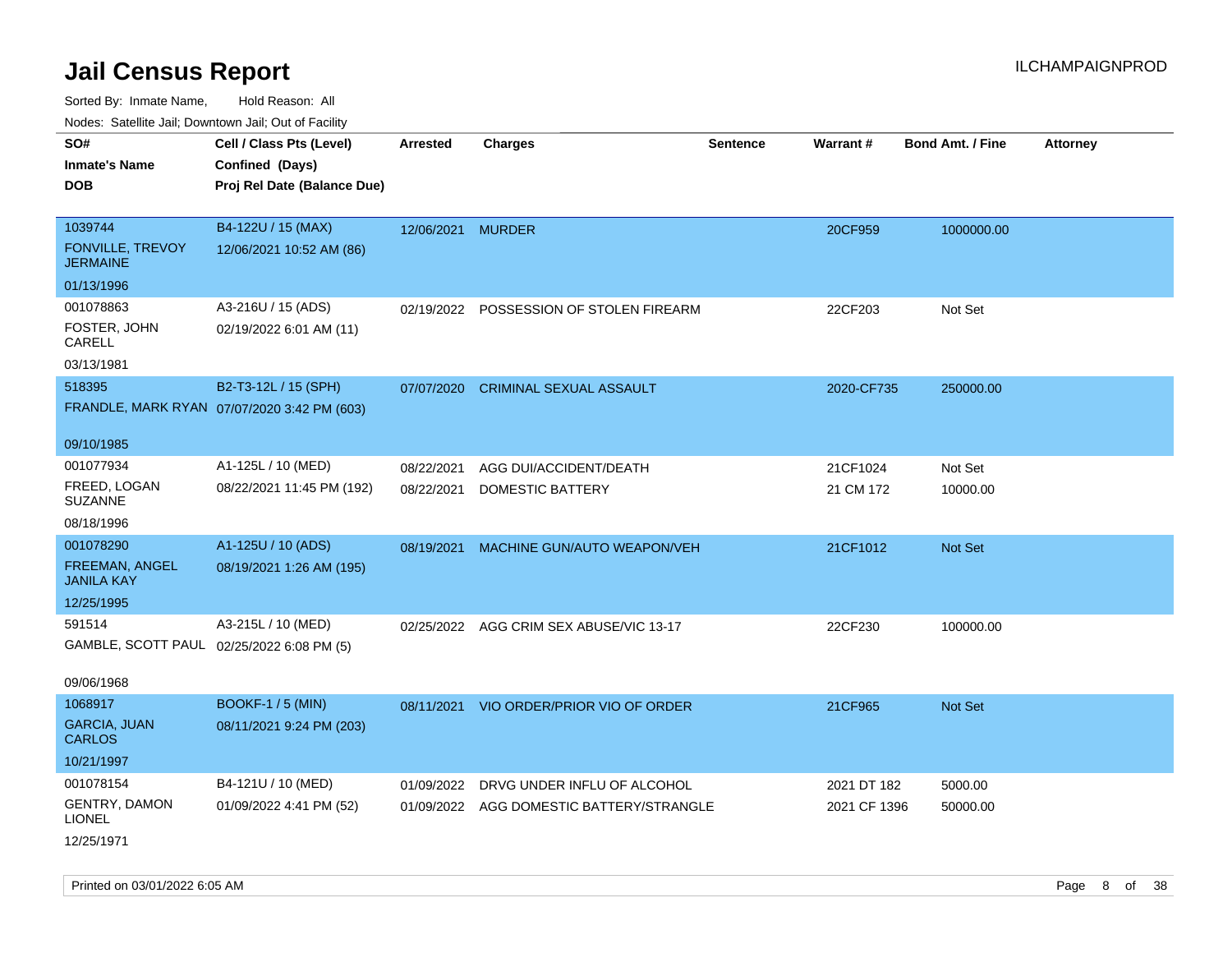# Jail Census Report

ILCHAMPAIGNPROD

Sorted By: Inmate Name, Hold Reason: All

Nodes: Satellite Jail; Downtown Jail; Out of Facility

| SO# / Inmate's Name / DOB | Cell / Class Pts (Level) / Confined (Days) / Proj Rel Date (Balance Due) | Arrested | Charges | Sentence | Warrant # | Bond Amt. / Fine | Attorney |
|---|---|---|---|---|---|---|---|
| 1039744 FONVILLE, TREVOY JERMAINE 01/13/1996 | B4-122U / 15 (MAX) 12/06/2021 10:52 AM (86) | 12/06/2021 | MURDER | | 20CF959 | 1000000.00 | |
| 001078863 FOSTER, JOHN CARELL 03/13/1981 | A3-216U / 15 (ADS) 02/19/2022 6:01 AM (11) | 02/19/2022 | POSSESSION OF STOLEN FIREARM | | 22CF203 | Not Set | |
| 518395 FRANDLE, MARK RYAN 09/10/1985 | B2-T3-12L / 15 (SPH) 07/07/2020 3:42 PM (603) | 07/07/2020 | CRIMINAL SEXUAL ASSAULT | | 2020-CF735 | 250000.00 | |
| 001077934 FREED, LOGAN SUZANNE 08/18/1996 | A1-125L / 10 (MED) 08/22/2021 11:45 PM (192) | 08/22/2021 | AGG DUI/ACCIDENT/DEATH | | 21CF1024 | Not Set | |
| | | 08/22/2021 | DOMESTIC BATTERY | | 21 CM 172 | 10000.00 | |
| 001078290 FREEMAN, ANGEL JANILA KAY 12/25/1995 | A1-125U / 10 (ADS) 08/19/2021 1:26 AM (195) | 08/19/2021 | MACHINE GUN/AUTO WEAPON/VEH | | 21CF1012 | Not Set | |
| 591514 GAMBLE, SCOTT PAUL 09/06/1968 | A3-215L / 10 (MED) 02/25/2022 6:08 PM (5) | 02/25/2022 | AGG CRIM SEX ABUSE/VIC 13-17 | | 22CF230 | 100000.00 | |
| 1068917 GARCIA, JUAN CARLOS 10/21/1997 | BOOKF-1 / 5 (MIN) 08/11/2021 9:24 PM (203) | 08/11/2021 | VIO ORDER/PRIOR VIO OF ORDER | | 21CF965 | Not Set | |
| 001078154 GENTRY, DAMON LIONEL 12/25/1971 | B4-121U / 10 (MED) 01/09/2022 4:41 PM (52) | 01/09/2022 | DRVG UNDER INFLU OF ALCOHOL | | 2021 DT 182 | 5000.00 | |
| | | 01/09/2022 | AGG DOMESTIC BATTERY/STRANGLE | | 2021 CF 1396 | 50000.00 | |

Printed on 03/01/2022 6:05 AM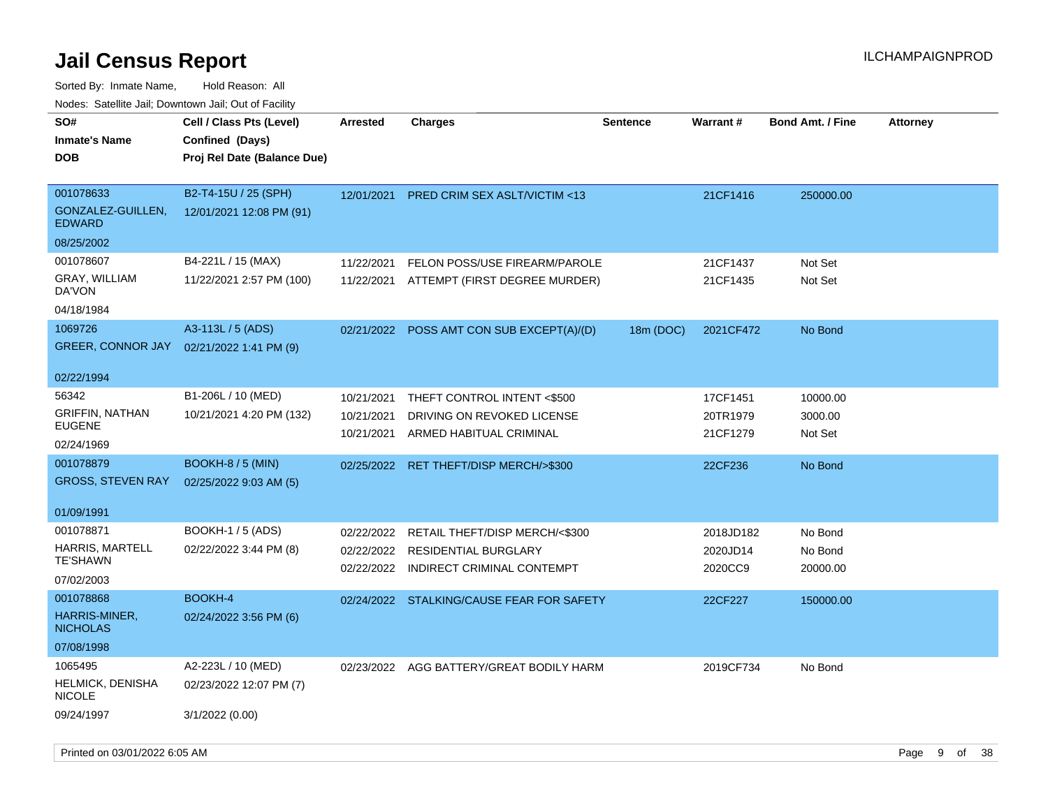# Jail Census Report

ILCHAMPAIGNPROD

Sorted By: Inmate Name, Hold Reason: All

Nodes: Satellite Jail; Downtown Jail; Out of Facility

| SO# / Inmate's Name / DOB | Cell / Class Pts (Level) / Confined (Days) / Proj Rel Date (Balance Due) | Arrested | Charges | Sentence | Warrant # | Bond Amt. / Fine | Attorney |
|---|---|---|---|---|---|---|---|
| 001078633 GONZALEZ-GUILLEN, EDWARD 08/25/2002 | B2-T4-15U / 25 (SPH) 12/01/2021 12:08 PM (91) | 12/01/2021 | PRED CRIM SEX ASLT/VICTIM <13 | | 21CF1416 | 250000.00 | |
| 001078607 GRAY, WILLIAM DA'VON 04/18/1984 | B4-221L / 15 (MAX) 11/22/2021 2:57 PM (100) | 11/22/2021 | FELON POSS/USE FIREARM/PAROLE | | 21CF1437 | Not Set | |
| | | 11/22/2021 | ATTEMPT (FIRST DEGREE MURDER) | | 21CF1435 | Not Set | |
| 1069726 GREER, CONNOR JAY 02/22/1994 | A3-113L / 5 (ADS) 02/21/2022 1:41 PM (9) | 02/21/2022 | POSS AMT CON SUB EXCEPT(A)/(D) | 18m (DOC) | 2021CF472 | No Bond | |
| 56342 GRIFFIN, NATHAN EUGENE 02/24/1969 | B1-206L / 10 (MED) 10/21/2021 4:20 PM (132) | 10/21/2021 | THEFT CONTROL INTENT <$500 | | 17CF1451 | 10000.00 | |
| | | 10/21/2021 | DRIVING ON REVOKED LICENSE | | 20TR1979 | 3000.00 | |
| | | 10/21/2021 | ARMED HABITUAL CRIMINAL | | 21CF1279 | Not Set | |
| 001078879 GROSS, STEVEN RAY 01/09/1991 | BOOKH-8 / 5 (MIN) 02/25/2022 9:03 AM (5) | 02/25/2022 | RET THEFT/DISP MERCH/>$300 | | 22CF236 | No Bond | |
| 001078871 HARRIS, MARTELL TE'SHAWN 07/02/2003 | BOOKH-1 / 5 (ADS) 02/22/2022 3:44 PM (8) | 02/22/2022 | RETAIL THEFT/DISP MERCH/<$300 | | 2018JD182 | No Bond | |
| | | 02/22/2022 | RESIDENTIAL BURGLARY | | 2020JD14 | No Bond | |
| | | 02/22/2022 | INDIRECT CRIMINAL CONTEMPT | | 2020CC9 | 20000.00 | |
| 001078868 HARRIS-MINER, NICHOLAS 07/08/1998 | BOOKH-4 02/24/2022 3:56 PM (6) | 02/24/2022 | STALKING/CAUSE FEAR FOR SAFETY | | 22CF227 | 150000.00 | |
| 1065495 HELMICK, DENISHA NICOLE 09/24/1997 | A2-223L / 10 (MED) 02/23/2022 12:07 PM (7) 3/1/2022 (0.00) | 02/23/2022 | AGG BATTERY/GREAT BODILY HARM | | 2019CF734 | No Bond | |

Printed on 03/01/2022 6:05 AM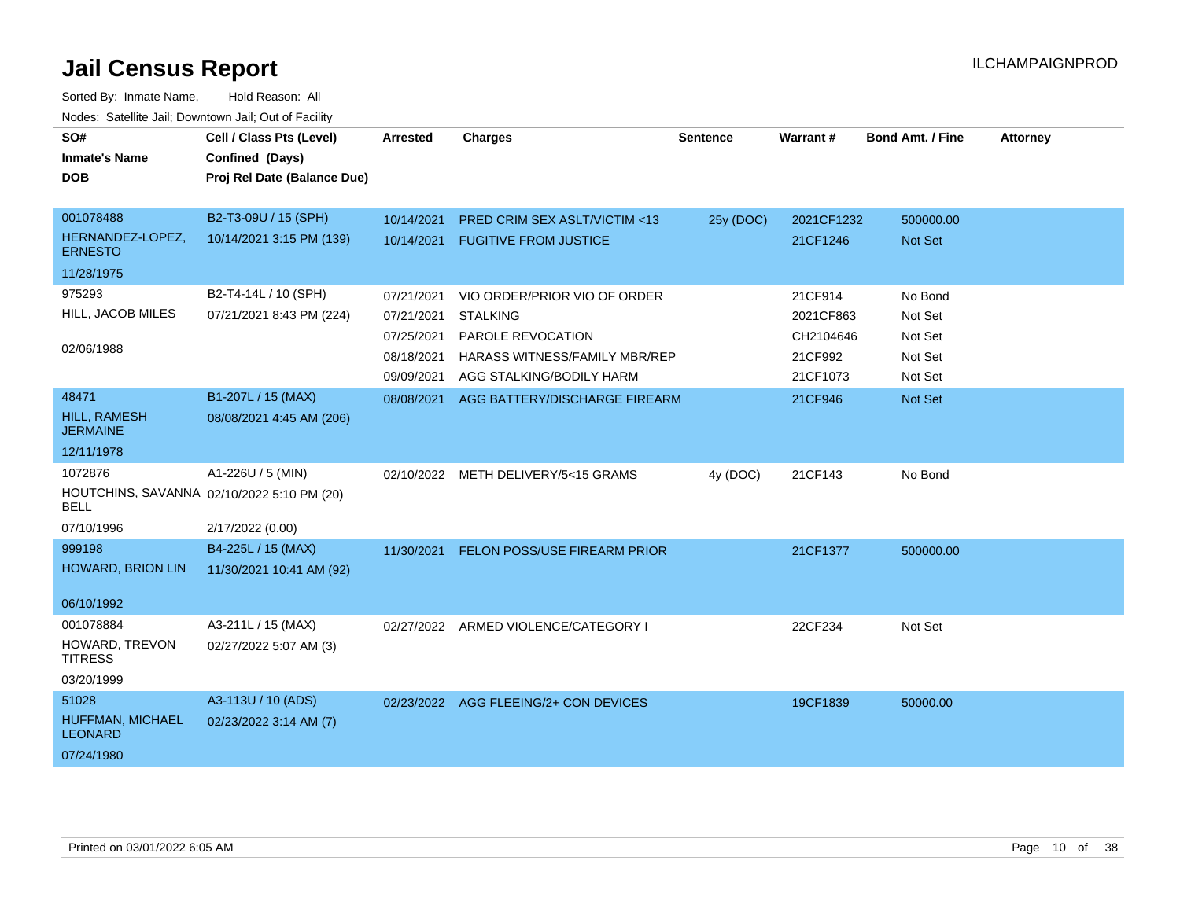# Jail Census Report

ILCHAMPAIGNPROD

Sorted By: Inmate Name, Hold Reason: All

Nodes: Satellite Jail; Downtown Jail; Out of Facility

| SO# / Inmate's Name / DOB | Cell / Class Pts (Level) / Confined (Days) / Proj Rel Date (Balance Due) | Arrested | Charges | Sentence | Warrant # | Bond Amt. / Fine | Attorney |
|---|---|---|---|---|---|---|---|
| 001078488<br>HERNANDEZ-LOPEZ, ERNESTO<br>11/28/1975 | B2-T3-09U / 15 (SPH)<br>10/14/2021 3:15 PM (139) | 10/14/2021 | PRED CRIM SEX ASLT/VICTIM <13 | 25y (DOC) | 2021CF1232 | 500000.00 | |
| | | 10/14/2021 | FUGITIVE FROM JUSTICE | | 21CF1246 | Not Set | |
| 975293<br>HILL, JACOB MILES<br>02/06/1988 | B2-T4-14L / 10 (SPH)<br>07/21/2021 8:43 PM (224) | 07/21/2021 | VIO ORDER/PRIOR VIO OF ORDER | | 21CF914 | No Bond | |
| | | 07/21/2021 | STALKING | | 2021CF863 | Not Set | |
| | | 07/25/2021 | PAROLE REVOCATION | | CH2104646 | Not Set | |
| | | 08/18/2021 | HARASS WITNESS/FAMILY MBR/REP | | 21CF992 | Not Set | |
| | | 09/09/2021 | AGG STALKING/BODILY HARM | | 21CF1073 | Not Set | |
| 48471<br>HILL, RAMESH JERMAINE<br>12/11/1978 | B1-207L / 15 (MAX)<br>08/08/2021 4:45 AM (206) | 08/08/2021 | AGG BATTERY/DISCHARGE FIREARM | | 21CF946 | Not Set | |
| 1072876<br>HOUTCHINS, SAVANNA BELL<br>07/10/1996 | A1-226U / 5 (MIN)<br>02/10/2022 5:10 PM (20)<br>2/17/2022 (0.00) | 02/10/2022 | METH DELIVERY/5<15 GRAMS | 4y (DOC) | 21CF143 | No Bond | |
| 999198<br>HOWARD, BRION LIN<br>06/10/1992 | B4-225L / 15 (MAX)<br>11/30/2021 10:41 AM (92) | 11/30/2021 | FELON POSS/USE FIREARM PRIOR | | 21CF1377 | 500000.00 | |
| 001078884<br>HOWARD, TREVON TITRESS<br>03/20/1999 | A3-211L / 15 (MAX)<br>02/27/2022 5:07 AM (3) | 02/27/2022 | ARMED VIOLENCE/CATEGORY I | | 22CF234 | Not Set | |
| 51028<br>HUFFMAN, MICHAEL LEONARD<br>07/24/1980 | A3-113U / 10 (ADS)<br>02/23/2022 3:14 AM (7) | 02/23/2022 | AGG FLEEING/2+ CON DEVICES | | 19CF1839 | 50000.00 | |

Printed on 03/01/2022 6:05 AM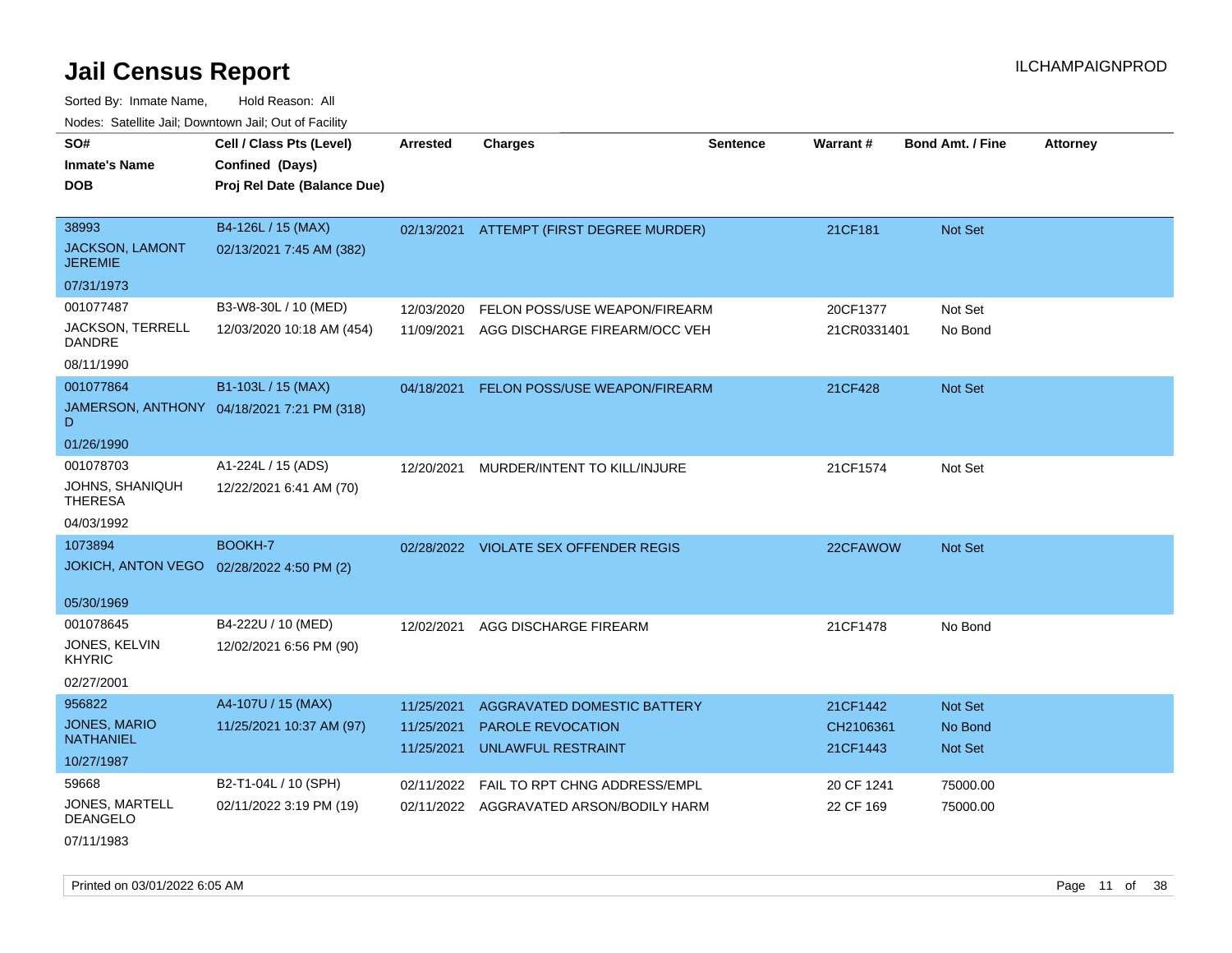# Jail Census Report

ILCHAMPAIGNPROD

Sorted By: Inmate Name, Hold Reason: All

Nodes: Satellite Jail; Downtown Jail; Out of Facility

| SO# / Inmate's Name / DOB | Cell / Class Pts (Level) / Confined (Days) / Proj Rel Date (Balance Due) | Arrested | Charges | Sentence | Warrant # | Bond Amt. / Fine | Attorney |
|---|---|---|---|---|---|---|---|
| 38993 JACKSON, LAMONT JEREMIE 07/31/1973 | B4-126L / 15 (MAX) 02/13/2021 7:45 AM (382) | 02/13/2021 | ATTEMPT (FIRST DEGREE MURDER) | | 21CF181 | Not Set | |
| 001077487 JACKSON, TERRELL DANDRE 08/11/1990 | B3-W8-30L / 10 (MED) 12/03/2020 10:18 AM (454) | 12/03/2020 | FELON POSS/USE WEAPON/FIREARM | | 20CF1377 | Not Set | |
| | | 11/09/2021 | AGG DISCHARGE FIREARM/OCC VEH | | 21CR0331401 | No Bond | |
| 001077864 JAMERSON, ANTHONY D 01/26/1990 | B1-103L / 15 (MAX) 04/18/2021 7:21 PM (318) | 04/18/2021 | FELON POSS/USE WEAPON/FIREARM | | 21CF428 | Not Set | |
| 001078703 JOHNS, SHANIQUH THERESA 04/03/1992 | A1-224L / 15 (ADS) 12/22/2021 6:41 AM (70) | 12/20/2021 | MURDER/INTENT TO KILL/INJURE | | 21CF1574 | Not Set | |
| 1073894 JOKICH, ANTON VEGO 05/30/1969 | BOOKH-7 02/28/2022 4:50 PM (2) | 02/28/2022 | VIOLATE SEX OFFENDER REGIS | | 22CFAWOW | Not Set | |
| 001078645 JONES, KELVIN KHYRIC 02/27/2001 | B4-222U / 10 (MED) 12/02/2021 6:56 PM (90) | 12/02/2021 | AGG DISCHARGE FIREARM | | 21CF1478 | No Bond | |
| 956822 JONES, MARIO NATHANIEL 10/27/1987 | A4-107U / 15 (MAX) 11/25/2021 10:37 AM (97) | 11/25/2021 | AGGRAVATED DOMESTIC BATTERY | | 21CF1442 | Not Set | |
| | | 11/25/2021 | PAROLE REVOCATION | | CH2106361 | No Bond | |
| | | 11/25/2021 | UNLAWFUL RESTRAINT | | 21CF1443 | Not Set | |
| 59668 JONES, MARTELL DEANGELO 07/11/1983 | B2-T1-04L / 10 (SPH) 02/11/2022 3:19 PM (19) | 02/11/2022 | FAIL TO RPT CHNG ADDRESS/EMPL | | 20 CF 1241 | 75000.00 | |
| | | 02/11/2022 | AGGRAVATED ARSON/BODILY HARM | | 22 CF 169 | 75000.00 | |

Printed on 03/01/2022 6:05 AM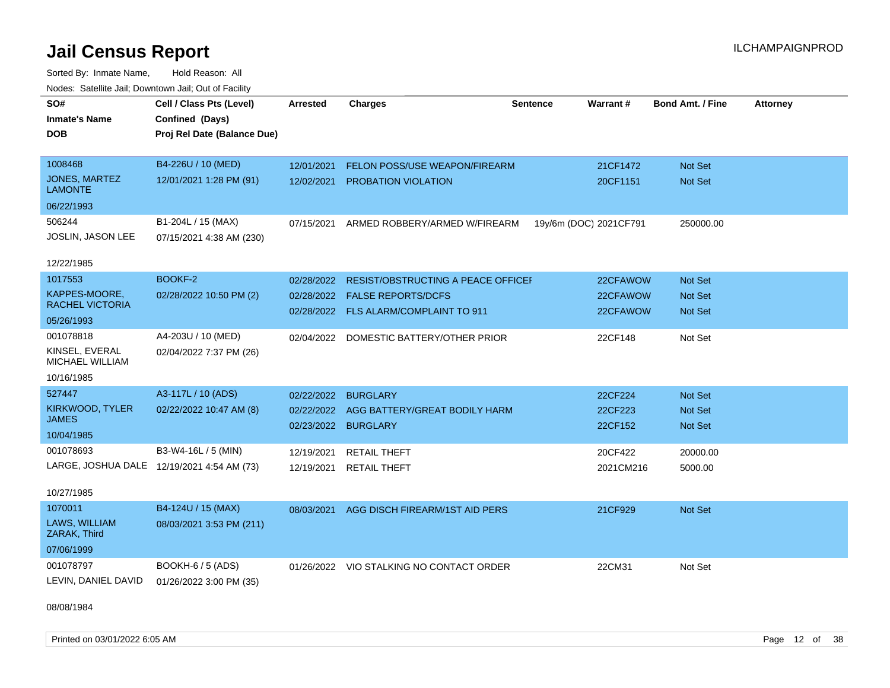# Jail Census Report

ILCHAMPAIGNPROD

Sorted By: Inmate Name, Hold Reason: All

Nodes: Satellite Jail; Downtown Jail; Out of Facility

| SO# / Inmate's Name / DOB | Cell / Class Pts (Level) / Confined (Days) / Proj Rel Date (Balance Due) | Arrested | Charges | Sentence | Warrant # | Bond Amt. / Fine | Attorney |
|---|---|---|---|---|---|---|---|
| 1008468<br>JONES, MARTEZ LAMONTE<br>06/22/1993 | B4-226U / 10 (MED)<br>12/01/2021 1:28 PM (91) | 12/01/2021<br>12/02/2021 | FELON POSS/USE WEAPON/FIREARM<br>PROBATION VIOLATION | | 21CF1472<br>20CF1151 | Not Set<br>Not Set | |
| 506244<br>JOSLIN, JASON LEE<br>12/22/1985 | B1-204L / 15 (MAX)<br>07/15/2021 4:38 AM (230) | 07/15/2021 | ARMED ROBBERY/ARMED W/FIREARM | 19y/6m (DOC) | 2021CF791 | 250000.00 | |
| 1017553<br>KAPPES-MOORE, RACHEL VICTORIA<br>05/26/1993 | BOOKF-2<br>02/28/2022 10:50 PM (2) | 02/28/2022<br>02/28/2022<br>02/28/2022 | RESIST/OBSTRUCTING A PEACE OFFICEI<br>FALSE REPORTS/DCFS<br>FLS ALARM/COMPLAINT TO 911 | | 22CFAWOW<br>22CFAWOW<br>22CFAWOW | Not Set<br>Not Set<br>Not Set | |
| 001078818<br>KINSEL, EVERAL MICHAEL WILLIAM<br>10/16/1985 | A4-203U / 10 (MED)<br>02/04/2022 7:37 PM (26) | 02/04/2022 | DOMESTIC BATTERY/OTHER PRIOR | | 22CF148 | Not Set | |
| 527447<br>KIRKWOOD, TYLER JAMES<br>10/04/1985 | A3-117L / 10 (ADS)<br>02/22/2022 10:47 AM (8) | 02/22/2022<br>02/22/2022<br>02/23/2022 | BURGLARY<br>AGG BATTERY/GREAT BODILY HARM<br>BURGLARY | | 22CF224<br>22CF223<br>22CF152 | Not Set<br>Not Set<br>Not Set | |
| 001078693<br>LARGE, JOSHUA DALE<br>10/27/1985 | B3-W4-16L / 5 (MIN)<br>12/19/2021 4:54 AM (73) | 12/19/2021<br>12/19/2021 | RETAIL THEFT<br>RETAIL THEFT | | 20CF422<br>2021CM216 | 20000.00<br>5000.00 | |
| 1070011<br>LAWS, WILLIAM ZARAK, Third<br>07/06/1999 | B4-124U / 15 (MAX)<br>08/03/2021 3:53 PM (211) | 08/03/2021 | AGG DISCH FIREARM/1ST AID PERS | | 21CF929 | Not Set | |
| 001078797<br>LEVIN, DANIEL DAVID<br>08/08/1984 | BOOKH-6 / 5 (ADS)<br>01/26/2022 3:00 PM (35) | 01/26/2022 | VIO STALKING NO CONTACT ORDER | | 22CM31 | Not Set | |

Printed on 03/01/2022 6:05 AM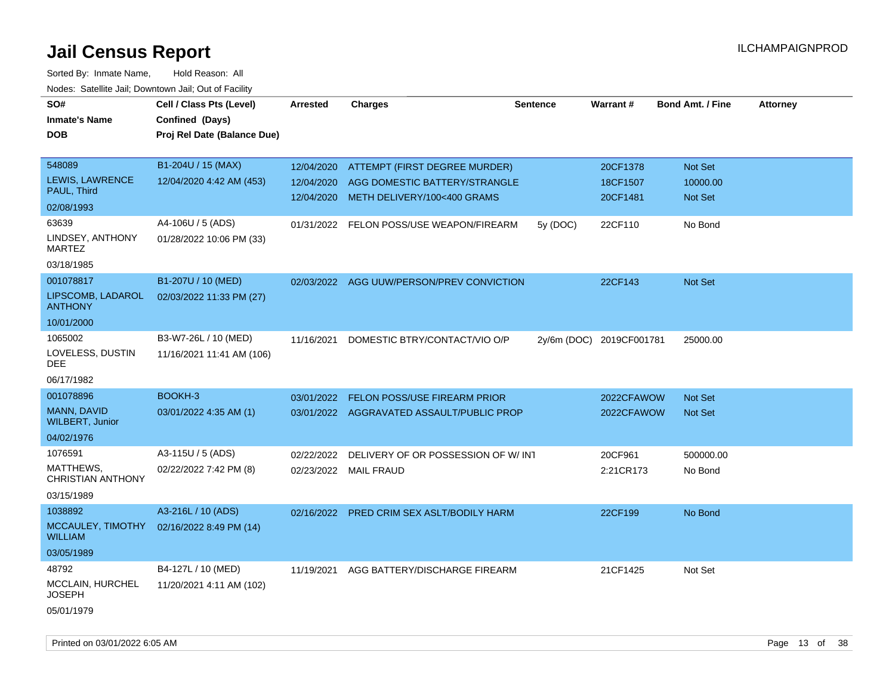# Jail Census Report

Sorted By: Inmate Name, Hold Reason: All

Nodes: Satellite Jail; Downtown Jail; Out of Facility

| SO# / Inmate's Name / DOB | Cell / Class Pts (Level) / Confined (Days) / Proj Rel Date (Balance Due) | Arrested | Charges | Sentence | Warrant # | Bond Amt. / Fine | Attorney |
|---|---|---|---|---|---|---|---|
| 548089<br>LEWIS, LAWRENCE PAUL, Third<br>02/08/1993 | B1-204U / 15 (MAX)<br>12/04/2020 4:42 AM (453) | 12/04/2020<br>12/04/2020<br>12/04/2020 | ATTEMPT (FIRST DEGREE MURDER)<br>AGG DOMESTIC BATTERY/STRANGLE<br>METH DELIVERY/100<400 GRAMS | | 20CF1378<br>18CF1507<br>20CF1481 | Not Set<br>10000.00<br>Not Set | |
| 63639<br>LINDSEY, ANTHONY MARTEZ<br>03/18/1985 | A4-106U / 5 (ADS)<br>01/28/2022 10:06 PM (33) | 01/31/2022 | FELON POSS/USE WEAPON/FIREARM | 5y (DOC) | 22CF110 | No Bond | |
| 001078817<br>LIPSCOMB, LADAROL ANTHONY<br>10/01/2000 | B1-207U / 10 (MED)<br>02/03/2022 11:33 PM (27) | 02/03/2022 | AGG UUW/PERSON/PREV CONVICTION | | 22CF143 | Not Set | |
| 1065002<br>LOVELESS, DUSTIN DEE<br>06/17/1982 | B3-W7-26L / 10 (MED)<br>11/16/2021 11:41 AM (106) | 11/16/2021 | DOMESTIC BTRY/CONTACT/VIO O/P | 2y/6m (DOC) | 2019CF001781 | 25000.00 | |
| 001078896<br>MANN, DAVID WILBERT, Junior<br>04/02/1976 | BOOKH-3<br>03/01/2022 4:35 AM (1) | 03/01/2022<br>03/01/2022 | FELON POSS/USE FIREARM PRIOR<br>AGGRAVATED ASSAULT/PUBLIC PROP | | 2022CFAWOW<br>2022CFAWOW | Not Set<br>Not Set | |
| 1076591<br>MATTHEWS, CHRISTIAN ANTHONY<br>03/15/1989 | A3-115U / 5 (ADS)<br>02/22/2022 7:42 PM (8) | 02/22/2022<br>02/23/2022 | DELIVERY OF OR POSSESSION OF W/ INT<br>MAIL FRAUD | | 20CF961<br>2:21CR173 | 500000.00<br>No Bond | |
| 1038892<br>MCCAULEY, TIMOTHY WILLIAM<br>03/05/1989 | A3-216L / 10 (ADS)<br>02/16/2022 8:49 PM (14) | 02/16/2022 | PRED CRIM SEX ASLT/BODILY HARM | | 22CF199 | No Bond | |
| 48792<br>MCCLAIN, HURCHEL JOSEPH<br>05/01/1979 | B4-127L / 10 (MED)<br>11/20/2021 4:11 AM (102) | 11/19/2021 | AGG BATTERY/DISCHARGE FIREARM | | 21CF1425 | Not Set | |

Printed on 03/01/2022 6:05 AM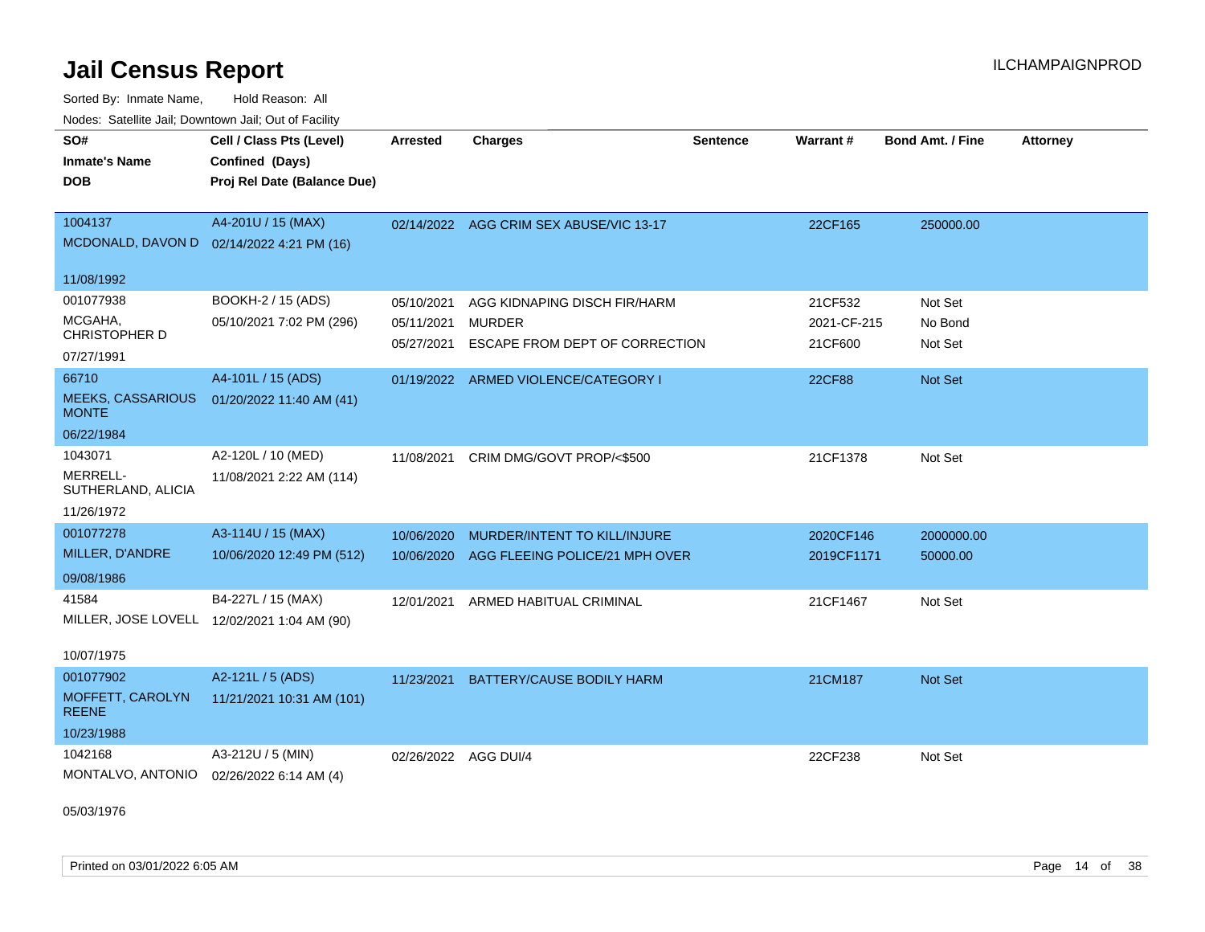# Jail Census Report

ILCHAMPAIGNPROD

Sorted By: Inmate Name, Hold Reason: All

Nodes: Satellite Jail; Downtown Jail; Out of Facility

| SO# / Inmate's Name / DOB | Cell / Class Pts (Level) / Confined (Days) / Proj Rel Date (Balance Due) | Arrested | Charges | Sentence | Warrant # | Bond Amt. / Fine | Attorney |
|---|---|---|---|---|---|---|---|
| 1004137<br>MCDONALD, DAVON D<br>11/08/1992 | A4-201U / 15 (MAX)<br>02/14/2022 4:21 PM (16) | 02/14/2022 | AGG CRIM SEX ABUSE/VIC 13-17 | | 22CF165 | 250000.00 | |
| 001077938<br>MCGAHA, CHRISTOPHER D<br>07/27/1991 | BOOKH-2 / 15 (ADS)<br>05/10/2021 7:02 PM (296) | 05/10/2021<br>05/11/2021<br>05/27/2021 | AGG KIDNAPING DISCH FIR/HARM<br>MURDER<br>ESCAPE FROM DEPT OF CORRECTION | | 21CF532<br>2021-CF-215<br>21CF600 | Not Set<br>No Bond<br>Not Set | |
| 66710<br>MEEKS, CASSARIOUS MONTE<br>06/22/1984 | A4-101L / 15 (ADS)<br>01/20/2022 11:40 AM (41) | 01/19/2022 | ARMED VIOLENCE/CATEGORY I | | 22CF88 | Not Set | |
| 1043071<br>MERRELL-SUTHERLAND, ALICIA<br>11/26/1972 | A2-120L / 10 (MED)<br>11/08/2021 2:22 AM (114) | 11/08/2021 | CRIM DMG/GOVT PROP/<$500 | | 21CF1378 | Not Set | |
| 001077278<br>MILLER, D'ANDRE<br>09/08/1986 | A3-114U / 15 (MAX)<br>10/06/2020 12:49 PM (512) | 10/06/2020<br>10/06/2020 | MURDER/INTENT TO KILL/INJURE<br>AGG FLEEING POLICE/21 MPH OVER | | 2020CF146<br>2019CF1171 | 2000000.00<br>50000.00 | |
| 41584<br>MILLER, JOSE LOVELL<br>10/07/1975 | B4-227L / 15 (MAX)<br>12/02/2021 1:04 AM (90) | 12/01/2021 | ARMED HABITUAL CRIMINAL | | 21CF1467 | Not Set | |
| 001077902<br>MOFFETT, CAROLYN REENE<br>10/23/1988 | A2-121L / 5 (ADS)<br>11/21/2021 10:31 AM (101) | 11/23/2021 | BATTERY/CAUSE BODILY HARM | | 21CM187 | Not Set | |
| 1042168<br>MONTALVO, ANTONIO<br>05/03/1976 | A3-212U / 5 (MIN)<br>02/26/2022 6:14 AM (4) | 02/26/2022 | AGG DUI/4 | | 22CF238 | Not Set | |

Printed on 03/01/2022 6:05 AM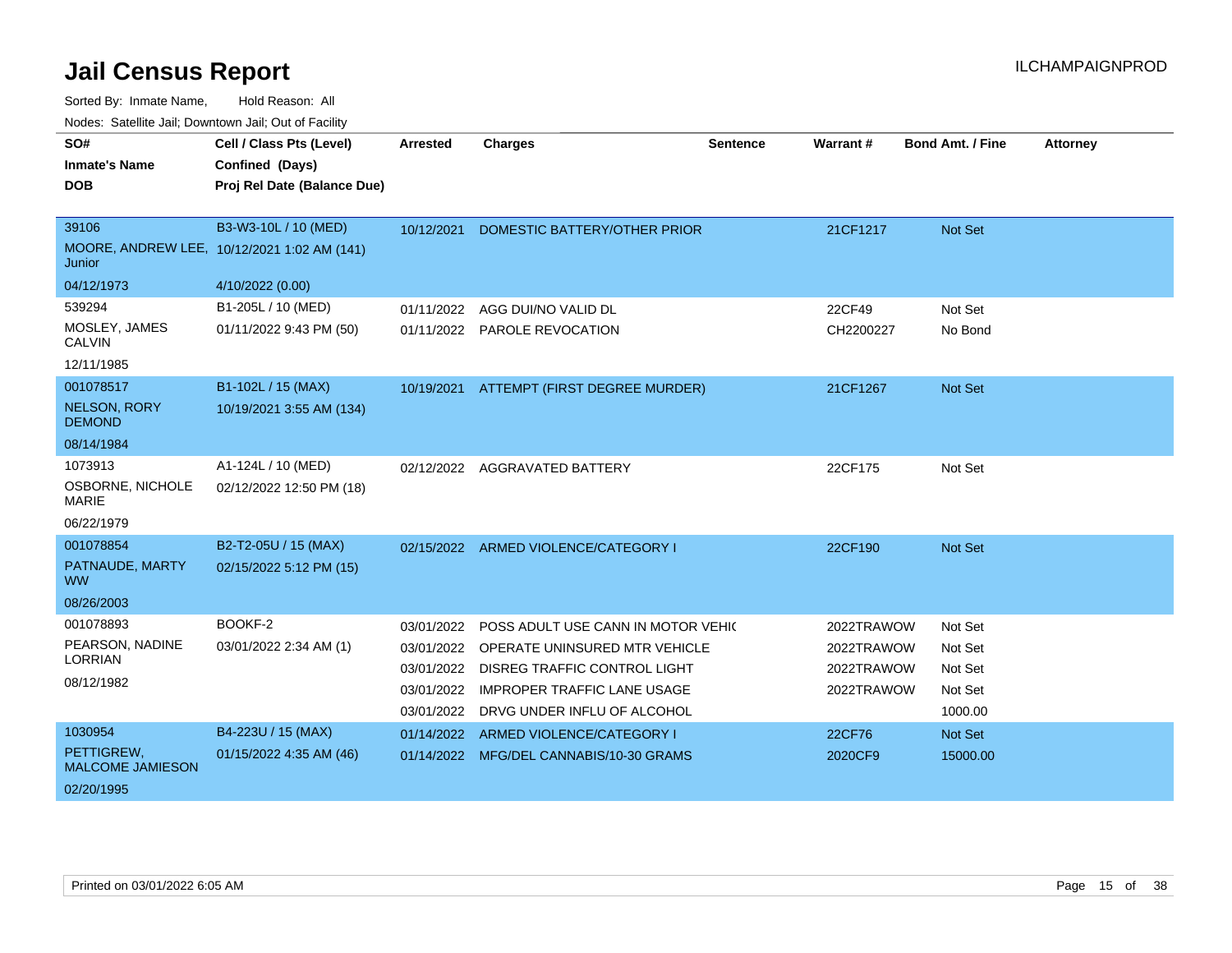# Jail Census Report

Sorted By: Inmate Name, Hold Reason: All

Nodes: Satellite Jail; Downtown Jail; Out of Facility

| SO# / Inmate's Name / DOB | Cell / Class Pts (Level) / Confined (Days) / Proj Rel Date (Balance Due) | Arrested | Charges | Sentence | Warrant # | Bond Amt. / Fine | Attorney |
|---|---|---|---|---|---|---|---|
| 39106 | B3-W3-10L / 10 (MED) | 10/12/2021 | DOMESTIC BATTERY/OTHER PRIOR | | 21CF1217 | Not Set | |
| MOORE, ANDREW LEE, Junior | 10/12/2021 1:02 AM (141) | | | | | | |
| 04/12/1973 | 4/10/2022 (0.00) | | | | | | |
| 539294 | B1-205L / 10 (MED) | 01/11/2022 | AGG DUI/NO VALID DL | | 22CF49 | Not Set | |
| MOSLEY, JAMES CALVIN | 01/11/2022 9:43 PM (50) | 01/11/2022 | PAROLE REVOCATION | | CH2200227 | No Bond | |
| 12/11/1985 | | | | | | | |
| 001078517 | B1-102L / 15 (MAX) | 10/19/2021 | ATTEMPT (FIRST DEGREE MURDER) | | 21CF1267 | Not Set | |
| NELSON, RORY DEMOND | 10/19/2021 3:55 AM (134) | | | | | | |
| 08/14/1984 | | | | | | | |
| 1073913 | A1-124L / 10 (MED) | 02/12/2022 | AGGRAVATED BATTERY | | 22CF175 | Not Set | |
| OSBORNE, NICHOLE MARIE | 02/12/2022 12:50 PM (18) | | | | | | |
| 06/22/1979 | | | | | | | |
| 001078854 | B2-T2-05U / 15 (MAX) | 02/15/2022 | ARMED VIOLENCE/CATEGORY I | | 22CF190 | Not Set | |
| PATNAUDE, MARTY WW | 02/15/2022 5:12 PM (15) | | | | | | |
| 08/26/2003 | | | | | | | |
| 001078893 | BOOKF-2 | 03/01/2022 | POSS ADULT USE CANN IN MOTOR VEHIC | | 2022TRAWOW | Not Set | |
| PEARSON, NADINE LORRIAN | 03/01/2022 2:34 AM (1) | 03/01/2022 | OPERATE UNINSURED MTR VEHICLE | | 2022TRAWOW | Not Set | |
| 08/12/1982 | | 03/01/2022 | DISREG TRAFFIC CONTROL LIGHT | | 2022TRAWOW | Not Set | |
| | | 03/01/2022 | IMPROPER TRAFFIC LANE USAGE | | 2022TRAWOW | Not Set | |
| | | 03/01/2022 | DRVG UNDER INFLU OF ALCOHOL | | | 1000.00 | |
| 1030954 | B4-223U / 15 (MAX) | 01/14/2022 | ARMED VIOLENCE/CATEGORY I | | 22CF76 | Not Set | |
| PETTIGREW, MALCOME JAMIESON | 01/15/2022 4:35 AM (46) | 01/14/2022 | MFG/DEL CANNABIS/10-30 GRAMS | | 2020CF9 | 15000.00 | |
| 02/20/1995 | | | | | | | |

Printed on 03/01/2022 6:05 AM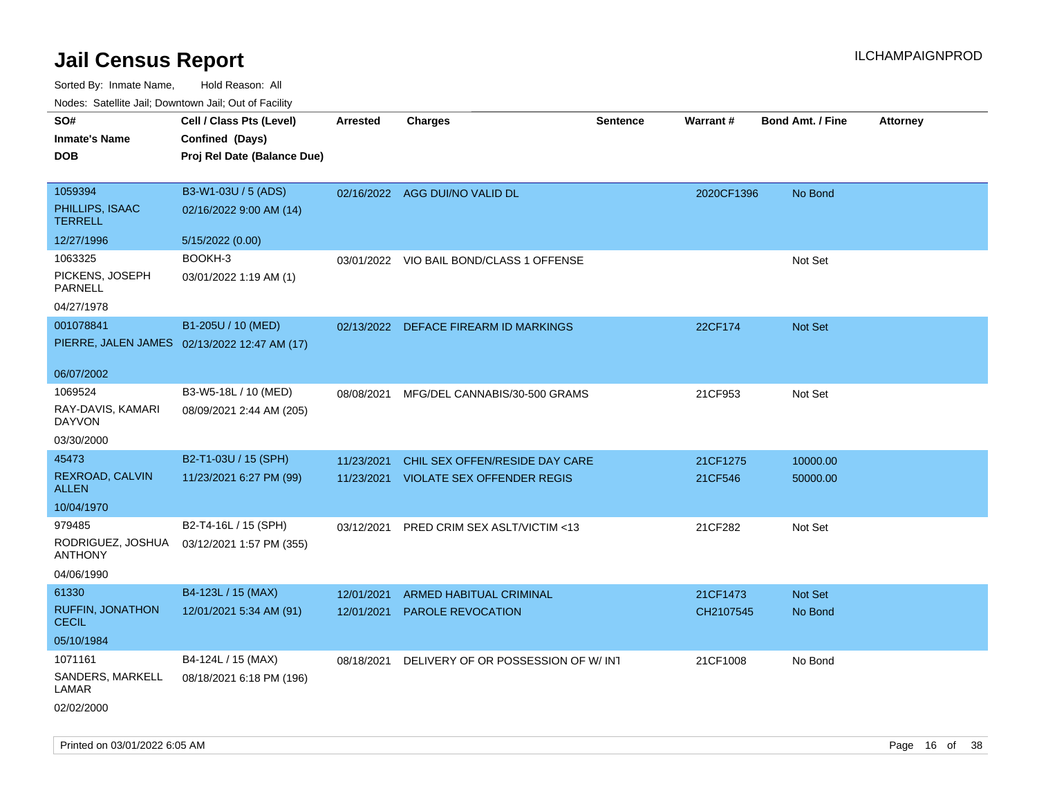# Jail Census Report

ILCHAMPAIGNPROD

Sorted By: Inmate Name, Hold Reason: All

Nodes: Satellite Jail; Downtown Jail; Out of Facility

| SO# / Inmate's Name / DOB | Cell / Class Pts (Level) / Confined (Days) / Proj Rel Date (Balance Due) | Arrested | Charges | Sentence | Warrant # | Bond Amt. / Fine | Attorney |
|---|---|---|---|---|---|---|---|
| 1059394<br>PHILLIPS, ISAAC TERRELL<br>12/27/1996 | B3-W1-03U / 5 (ADS)<br>02/16/2022 9:00 AM (14)<br>5/15/2022 (0.00) | 02/16/2022 | AGG DUI/NO VALID DL | | 2020CF1396 | No Bond | |
| 1063325<br>PICKENS, JOSEPH PARNELL<br>04/27/1978 | BOOKH-3<br>03/01/2022 1:19 AM (1) | 03/01/2022 | VIO BAIL BOND/CLASS 1 OFFENSE | | | Not Set | |
| 001078841<br>PIERRE, JALEN JAMES<br>06/07/2002 | B1-205U / 10 (MED)<br>02/13/2022 12:47 AM (17) | 02/13/2022 | DEFACE FIREARM ID MARKINGS | | 22CF174 | Not Set | |
| 1069524<br>RAY-DAVIS, KAMARI DAYVON<br>03/30/2000 | B3-W5-18L / 10 (MED)<br>08/09/2021 2:44 AM (205) | 08/08/2021 | MFG/DEL CANNABIS/30-500 GRAMS | | 21CF953 | Not Set | |
| 45473<br>REXROAD, CALVIN ALLEN<br>10/04/1970 | B2-T1-03U / 15 (SPH)<br>11/23/2021 6:27 PM (99) | 11/23/2021<br>11/23/2021 | CHIL SEX OFFEN/RESIDE DAY CARE<br>VIOLATE SEX OFFENDER REGIS | | 21CF1275<br>21CF546 | 10000.00<br>50000.00 | |
| 979485<br>RODRIGUEZ, JOSHUA ANTHONY<br>04/06/1990 | B2-T4-16L / 15 (SPH)<br>03/12/2021 1:57 PM (355) | 03/12/2021 | PRED CRIM SEX ASLT/VICTIM <13 | | 21CF282 | Not Set | |
| 61330<br>RUFFIN, JONATHON CECIL<br>05/10/1984 | B4-123L / 15 (MAX)<br>12/01/2021 5:34 AM (91) | 12/01/2021<br>12/01/2021 | ARMED HABITUAL CRIMINAL<br>PAROLE REVOCATION | | 21CF1473<br>CH2107545 | Not Set<br>No Bond | |
| 1071161<br>SANDERS, MARKELL LAMAR<br>02/02/2000 | B4-124L / 15 (MAX)<br>08/18/2021 6:18 PM (196) | 08/18/2021 | DELIVERY OF OR POSSESSION OF W/ INT | | 21CF1008 | No Bond | |

Printed on 03/01/2022 6:05 AM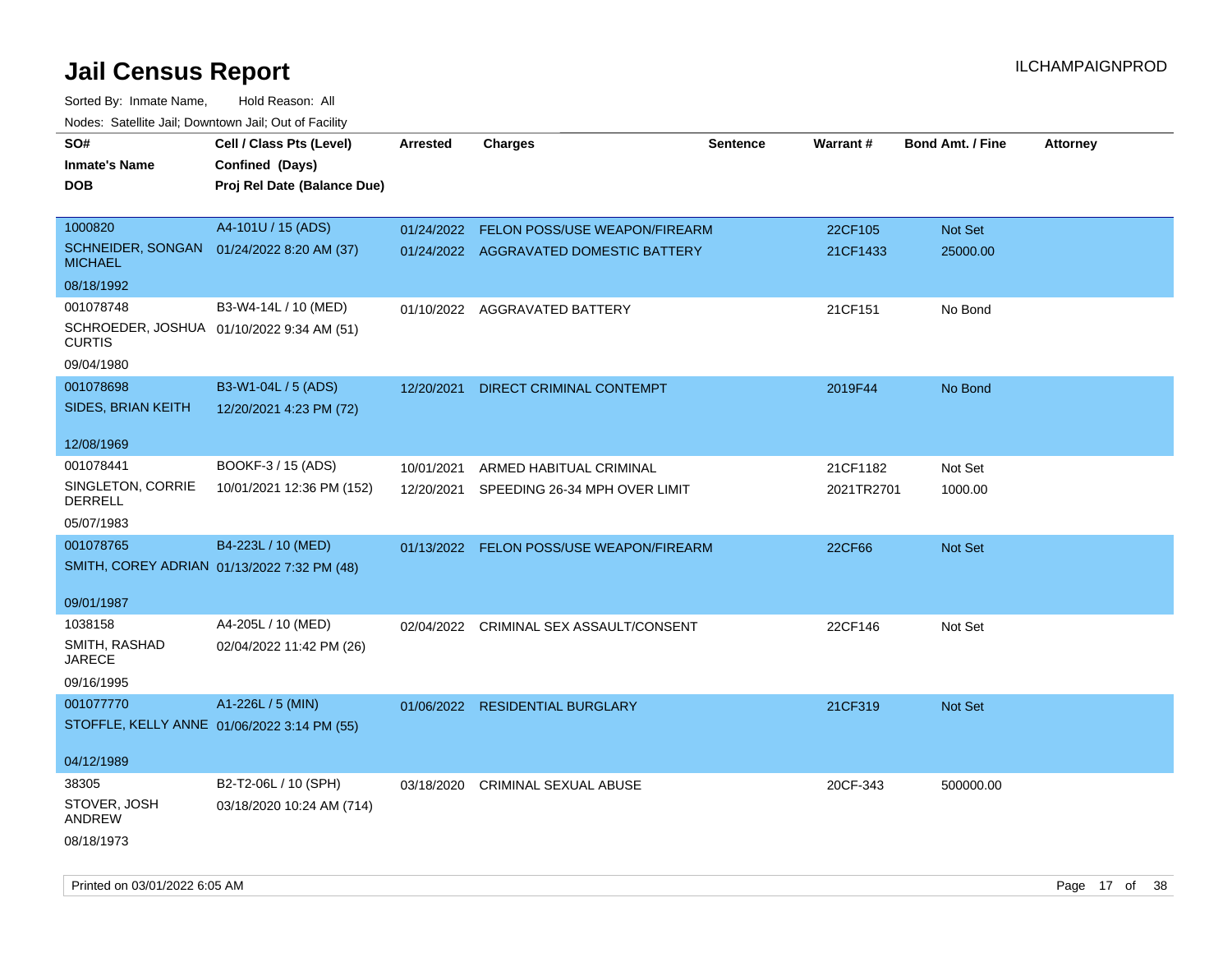# Jail Census Report

Sorted By: Inmate Name, Hold Reason: All

Nodes: Satellite Jail; Downtown Jail; Out of Facility

| SO# / Inmate's Name / DOB | Cell / Class Pts (Level) / Confined (Days) / Proj Rel Date (Balance Due) | Arrested | Charges | Sentence | Warrant # | Bond Amt. / Fine | Attorney |
|---|---|---|---|---|---|---|---|
| 1000820<br>SCHNEIDER, SONGAN MICHAEL<br>08/18/1992 | A4-101U / 15 (ADS)<br>01/24/2022 8:20 AM (37) | 01/24/2022 | FELON POSS/USE WEAPON/FIREARM | | 22CF105 | Not Set | |
| | | 01/24/2022 | AGGRAVATED DOMESTIC BATTERY | | 21CF1433 | 25000.00 | |
| 001078748<br>SCHROEDER, JOSHUA CURTIS<br>09/04/1980 | B3-W4-14L / 10 (MED)<br>01/10/2022 9:34 AM (51) | 01/10/2022 | AGGRAVATED BATTERY | | 21CF151 | No Bond | |
| 001078698<br>SIDES, BRIAN KEITH<br>12/08/1969 | B3-W1-04L / 5 (ADS)<br>12/20/2021 4:23 PM (72) | 12/20/2021 | DIRECT CRIMINAL CONTEMPT | | 2019F44 | No Bond | |
| 001078441<br>SINGLETON, CORRIE DERRELL<br>05/07/1983 | BOOKF-3 / 15 (ADS)<br>10/01/2021 12:36 PM (152) | 10/01/2021 | ARMED HABITUAL CRIMINAL | | 21CF1182 | Not Set | |
| | | 12/20/2021 | SPEEDING 26-34 MPH OVER LIMIT | | 2021TR2701 | 1000.00 | |
| 001078765<br>SMITH, COREY ADRIAN<br>09/01/1987 | B4-223L / 10 (MED)<br>01/13/2022 7:32 PM (48) | 01/13/2022 | FELON POSS/USE WEAPON/FIREARM | | 22CF66 | Not Set | |
| 1038158<br>SMITH, RASHAD JARECE<br>09/16/1995 | A4-205L / 10 (MED)<br>02/04/2022 11:42 PM (26) | 02/04/2022 | CRIMINAL SEX ASSAULT/CONSENT | | 22CF146 | Not Set | |
| 001077770<br>STOFFLE, KELLY ANNE<br>04/12/1989 | A1-226L / 5 (MIN)<br>01/06/2022 3:14 PM (55) | 01/06/2022 | RESIDENTIAL BURGLARY | | 21CF319 | Not Set | |
| 38305<br>STOVER, JOSH ANDREW<br>08/18/1973 | B2-T2-06L / 10 (SPH)<br>03/18/2020 10:24 AM (714) | 03/18/2020 | CRIMINAL SEXUAL ABUSE | | 20CF-343 | 500000.00 | |

Printed on 03/01/2022 6:05 AM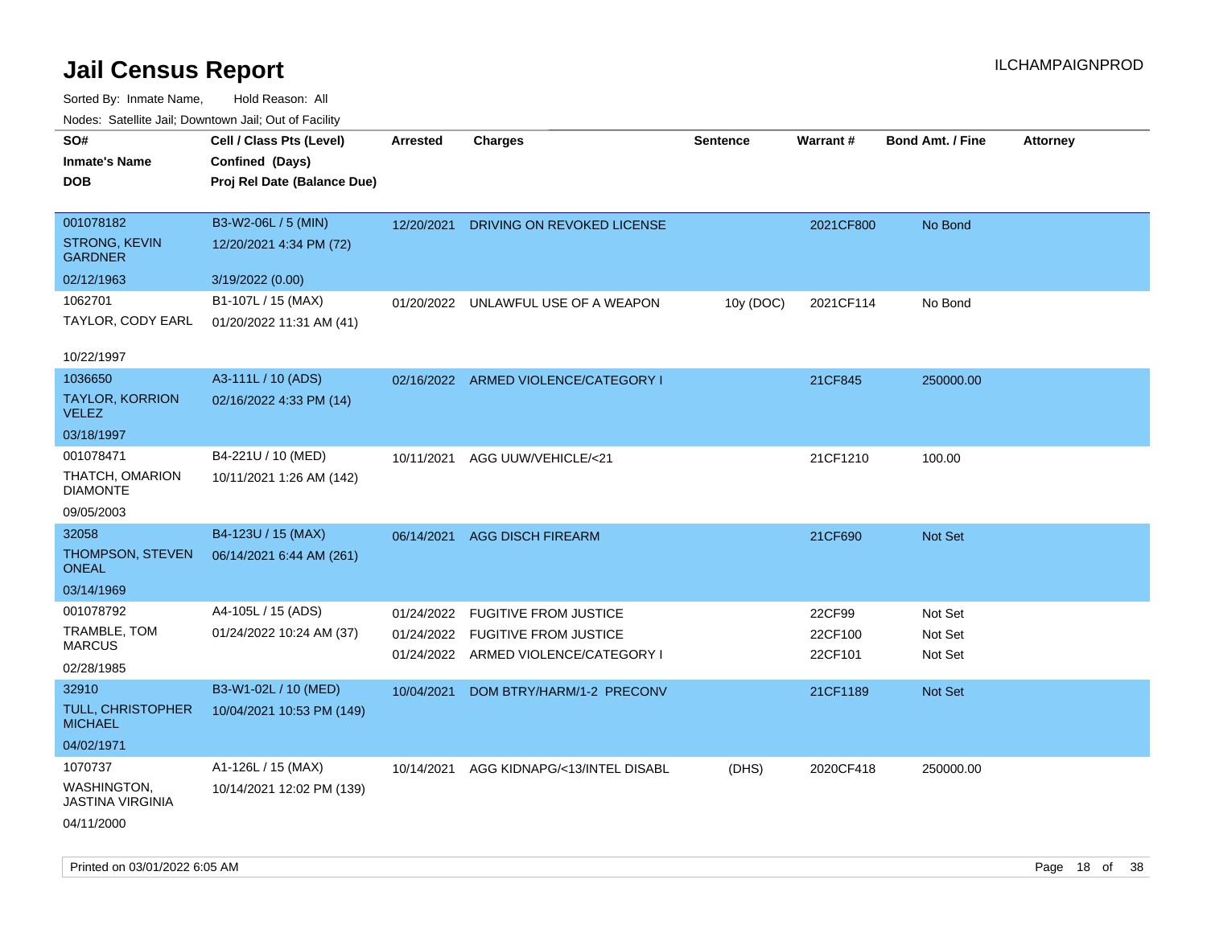# Jail Census Report

ILCHAMPAIGNPROD

Sorted By: Inmate Name, Hold Reason: All

Nodes: Satellite Jail; Downtown Jail; Out of Facility

| SO# / Inmate's Name / DOB | Cell / Class Pts (Level) / Confined (Days) / Proj Rel Date (Balance Due) | Arrested | Charges | Sentence | Warrant # | Bond Amt. / Fine | Attorney |
|---|---|---|---|---|---|---|---|
| 001078182<br>STRONG, KEVIN GARDNER<br>02/12/1963 | B3-W2-06L / 5 (MIN)<br>12/20/2021 4:34 PM (72)<br>3/19/2022 (0.00) | 12/20/2021 | DRIVING ON REVOKED LICENSE | | 2021CF800 | No Bond | |
| 1062701<br>TAYLOR, CODY EARL<br>10/22/1997 | B1-107L / 15 (MAX)<br>01/20/2022 11:31 AM (41) | 01/20/2022 | UNLAWFUL USE OF A WEAPON | 10y (DOC) | 2021CF114 | No Bond | |
| 1036650<br>TAYLOR, KORRION VELEZ<br>03/18/1997 | A3-111L / 10 (ADS)<br>02/16/2022 4:33 PM (14) | 02/16/2022 | ARMED VIOLENCE/CATEGORY I | | 21CF845 | 250000.00 | |
| 001078471<br>THATCH, OMARION DIAMONTE<br>09/05/2003 | B4-221U / 10 (MED)<br>10/11/2021 1:26 AM (142) | 10/11/2021 | AGG UUW/VEHICLE/<21 | | 21CF1210 | 100.00 | |
| 32058<br>THOMPSON, STEVEN ONEAL<br>03/14/1969 | B4-123U / 15 (MAX)<br>06/14/2021 6:44 AM (261) | 06/14/2021 | AGG DISCH FIREARM | | 21CF690 | Not Set | |
| 001078792<br>TRAMBLE, TOM MARCUS<br>02/28/1985 | A4-105L / 15 (ADS)<br>01/24/2022 10:24 AM (37) | 01/24/2022<br>01/24/2022<br>01/24/2022 | FUGITIVE FROM JUSTICE<br>FUGITIVE FROM JUSTICE<br>ARMED VIOLENCE/CATEGORY I | | 22CF99<br>22CF100<br>22CF101 | Not Set<br>Not Set<br>Not Set | |
| 32910<br>TULL, CHRISTOPHER MICHAEL<br>04/02/1971 | B3-W1-02L / 10 (MED)<br>10/04/2021 10:53 PM (149) | 10/04/2021 | DOM BTRY/HARM/1-2 PRECONV | | 21CF1189 | Not Set | |
| 1070737<br>WASHINGTON, JASTINA VIRGINIA<br>04/11/2000 | A1-126L / 15 (MAX)<br>10/14/2021 12:02 PM (139) | 10/14/2021 | AGG KIDNAPG/<13/INTEL DISABL | (DHS) | 2020CF418 | 250000.00 | |

Printed on 03/01/2022 6:05 AM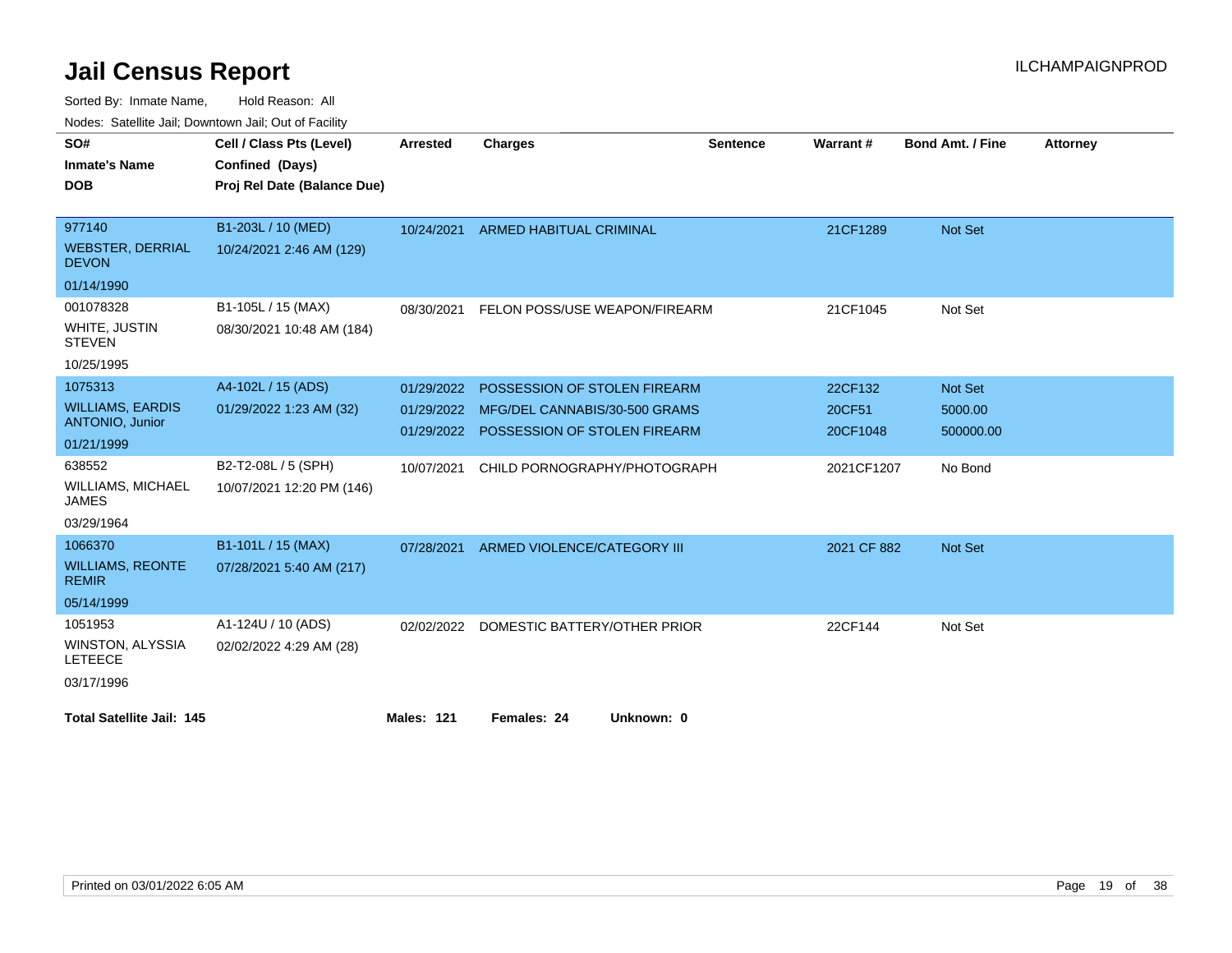# Jail Census Report

Sorted By: Inmate Name, Hold Reason: All

Nodes: Satellite Jail; Downtown Jail; Out of Facility

| SO# / Inmate's Name / DOB | Cell / Class Pts (Level) / Confined (Days) / Proj Rel Date (Balance Due) | Arrested | Charges | Sentence | Warrant # | Bond Amt. / Fine | Attorney |
|---|---|---|---|---|---|---|---|
| 977140<br>WEBSTER, DERRIAL DEVON<br>01/14/1990 | B1-203L / 10 (MED)<br>10/24/2021 2:46 AM (129) | 10/24/2021 | ARMED HABITUAL CRIMINAL | | 21CF1289 | Not Set | |
| 001078328<br>WHITE, JUSTIN STEVEN<br>10/25/1995 | B1-105L / 15 (MAX)<br>08/30/2021 10:48 AM (184) | 08/30/2021 | FELON POSS/USE WEAPON/FIREARM | | 21CF1045 | Not Set | |
| 1075313<br>WILLIAMS, EARDIS ANTONIO, Junior<br>01/21/1999 | A4-102L / 15 (ADS)<br>01/29/2022 1:23 AM (32) | 01/29/2022 | POSSESSION OF STOLEN FIREARM | | 22CF132 | Not Set | |
| | | 01/29/2022 | MFG/DEL CANNABIS/30-500 GRAMS | | 20CF51 | 5000.00 | |
| | | 01/29/2022 | POSSESSION OF STOLEN FIREARM | | 20CF1048 | 500000.00 | |
| 638552<br>WILLIAMS, MICHAEL JAMES<br>03/29/1964 | B2-T2-08L / 5 (SPH)<br>10/07/2021 12:20 PM (146) | 10/07/2021 | CHILD PORNOGRAPHY/PHOTOGRAPH | | 2021CF1207 | No Bond | |
| 1066370<br>WILLIAMS, REONTE REMIR<br>05/14/1999 | B1-101L / 15 (MAX)<br>07/28/2021 5:40 AM (217) | 07/28/2021 | ARMED VIOLENCE/CATEGORY III | | 2021 CF 882 | Not Set | |
| 1051953<br>WINSTON, ALYSSIA LETEECE<br>03/17/1996 | A1-124U / 10 (ADS)<br>02/02/2022 4:29 AM (28) | 02/02/2022 | DOMESTIC BATTERY/OTHER PRIOR | | 22CF144 | Not Set | |

**Total Satellite Jail: 145** **Males: 121** **Females: 24** **Unknown: 0**

Printed on 03/01/2022 6:05 AM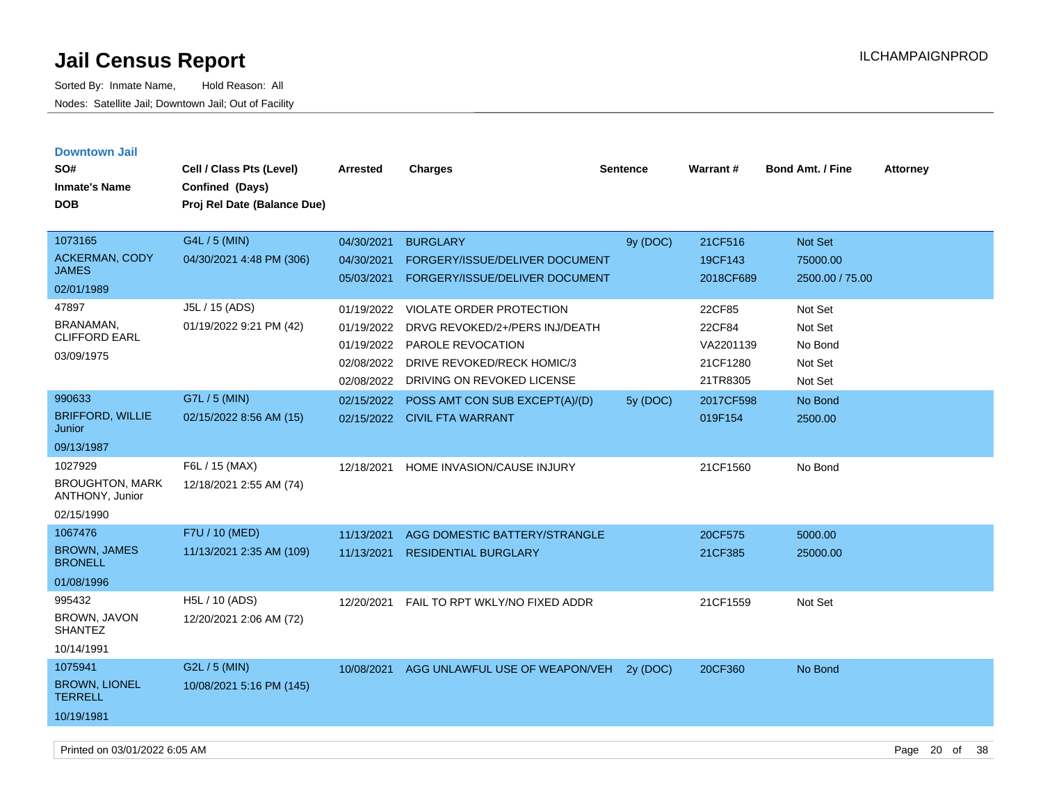# Jail Census Report

Sorted By: Inmate Name, Hold Reason: All

Nodes: Satellite Jail; Downtown Jail; Out of Facility

ILCHAMPAIGNPROD

## Downtown Jail

| SO# / Inmate's Name / DOB | Cell / Class Pts (Level) / Confined (Days) / Proj Rel Date (Balance Due) | Arrested | Charges | Sentence | Warrant # | Bond Amt. / Fine | Attorney |
|---|---|---|---|---|---|---|---|
| 1073165 ACKERMAN, CODY JAMES 02/01/1989 | G4L / 5 (MIN) 04/30/2021 4:48 PM (306) | 04/30/2021 | BURGLARY | 9y (DOC) | 21CF516 | Not Set | |
| | | 04/30/2021 | FORGERY/ISSUE/DELIVER DOCUMENT | | 19CF143 | 75000.00 | |
| | | 05/03/2021 | FORGERY/ISSUE/DELIVER DOCUMENT | | 2018CF689 | 2500.00 / 75.00 | |
| 47897 BRANAMAN, CLIFFORD EARL 03/09/1975 | J5L / 15 (ADS) 01/19/2022 9:21 PM (42) | 01/19/2022 | VIOLATE ORDER PROTECTION | | 22CF85 | Not Set | |
| | | 01/19/2022 | DRVG REVOKED/2+/PERS INJ/DEATH | | 22CF84 | Not Set | |
| | | 01/19/2022 | PAROLE REVOCATION | | VA2201139 | No Bond | |
| | | 02/08/2022 | DRIVE REVOKED/RECK HOMIC/3 | | 21CF1280 | Not Set | |
| | | 02/08/2022 | DRIVING ON REVOKED LICENSE | | 21TR8305 | Not Set | |
| 990633 BRIFFORD, WILLIE Junior 09/13/1987 | G7L / 5 (MIN) 02/15/2022 8:56 AM (15) | 02/15/2022 | POSS AMT CON SUB EXCEPT(A)/(D) | 5y (DOC) | 2017CF598 | No Bond | |
| | | 02/15/2022 | CIVIL FTA WARRANT | | 019F154 | 2500.00 | |
| 1027929 BROUGHTON, MARK ANTHONY, Junior 02/15/1990 | F6L / 15 (MAX) 12/18/2021 2:55 AM (74) | 12/18/2021 | HOME INVASION/CAUSE INJURY | | 21CF1560 | No Bond | |
| 1067476 BROWN, JAMES BRONELL 01/08/1996 | F7U / 10 (MED) 11/13/2021 2:35 AM (109) | 11/13/2021 | AGG DOMESTIC BATTERY/STRANGLE | | 20CF575 | 5000.00 | |
| | | 11/13/2021 | RESIDENTIAL BURGLARY | | 21CF385 | 25000.00 | |
| 995432 BROWN, JAVON SHANTEZ 10/14/1991 | H5L / 10 (ADS) 12/20/2021 2:06 AM (72) | 12/20/2021 | FAIL TO RPT WKLY/NO FIXED ADDR | | 21CF1559 | Not Set | |
| 1075941 BROWN, LIONEL TERRELL 10/19/1981 | G2L / 5 (MIN) 10/08/2021 5:16 PM (145) | 10/08/2021 | AGG UNLAWFUL USE OF WEAPON/VEH | 2y (DOC) | 20CF360 | No Bond | |

Printed on 03/01/2022 6:05 AM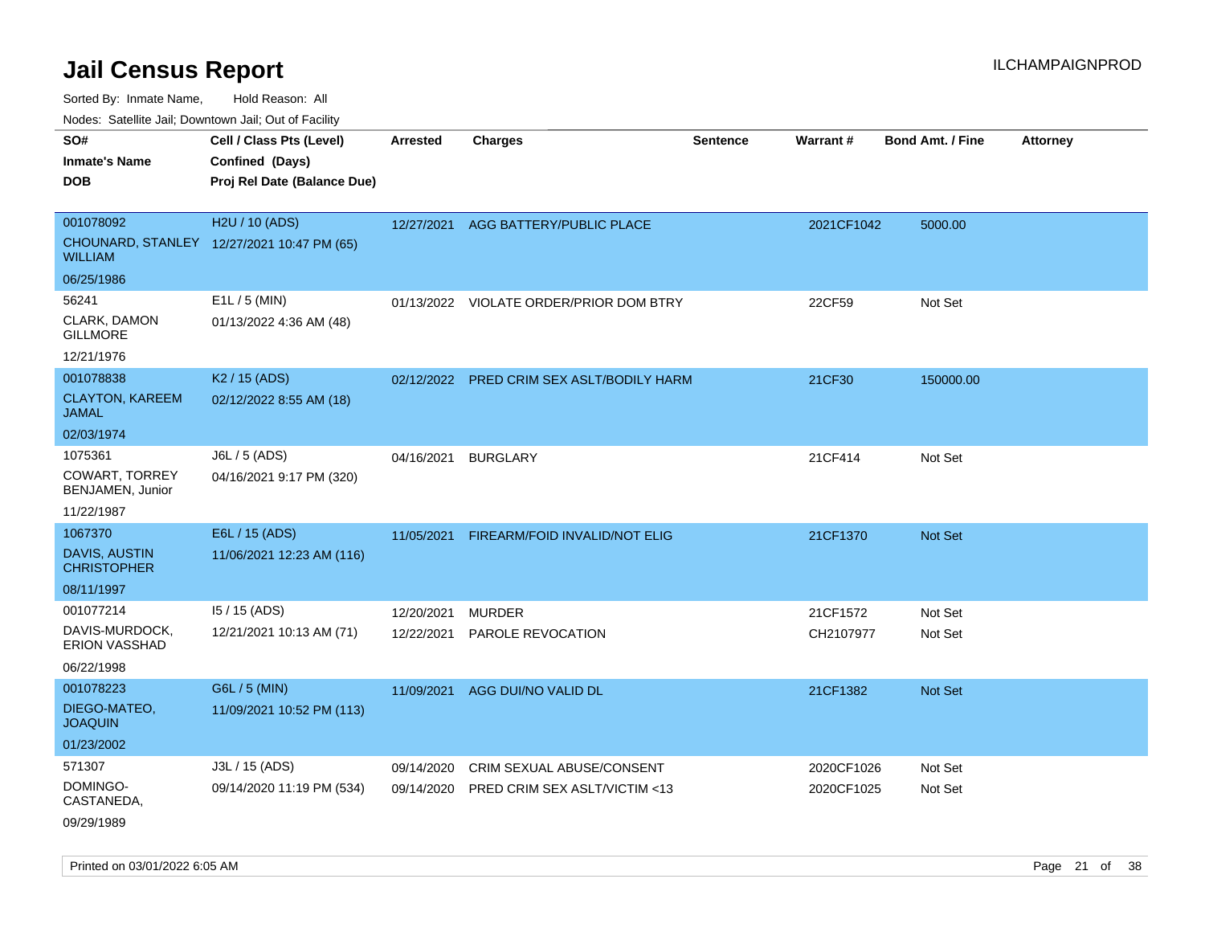# Jail Census Report

ILCHAMPAIGNPROD

Sorted By: Inmate Name, Hold Reason: All

Nodes: Satellite Jail; Downtown Jail; Out of Facility

| SO# / Inmate's Name / DOB | Cell / Class Pts (Level) / Confined (Days) / Proj Rel Date (Balance Due) | Arrested | Charges | Sentence | Warrant # | Bond Amt. / Fine | Attorney |
|---|---|---|---|---|---|---|---|
| 001078092 CHOUNARD, STANLEY WILLIAM 06/25/1986 | H2U / 10 (ADS) 12/27/2021 10:47 PM (65) | 12/27/2021 | AGG BATTERY/PUBLIC PLACE | | 2021CF1042 | 5000.00 | |
| 56241 CLARK, DAMON GILLMORE 12/21/1976 | E1L / 5 (MIN) 01/13/2022 4:36 AM (48) | 01/13/2022 | VIOLATE ORDER/PRIOR DOM BTRY | | 22CF59 | Not Set | |
| 001078838 CLAYTON, KAREEM JAMAL 02/03/1974 | K2 / 15 (ADS) 02/12/2022 8:55 AM (18) | 02/12/2022 | PRED CRIM SEX ASLT/BODILY HARM | | 21CF30 | 150000.00 | |
| 1075361 COWART, TORREY BENJAMEN, Junior 11/22/1987 | J6L / 5 (ADS) 04/16/2021 9:17 PM (320) | 04/16/2021 | BURGLARY | | 21CF414 | Not Set | |
| 1067370 DAVIS, AUSTIN CHRISTOPHER 08/11/1997 | E6L / 15 (ADS) 11/06/2021 12:23 AM (116) | 11/05/2021 | FIREARM/FOID INVALID/NOT ELIG | | 21CF1370 | Not Set | |
| 001077214 DAVIS-MURDOCK, ERION VASSHAD 06/22/1998 | I5 / 15 (ADS) 12/21/2021 10:13 AM (71) | 12/20/2021 | MURDER | | 21CF1572 | Not Set | |
| | | 12/22/2021 | PAROLE REVOCATION | | CH2107977 | Not Set | |
| 001078223 DIEGO-MATEO, JOAQUIN 01/23/2002 | G6L / 5 (MIN) 11/09/2021 10:52 PM (113) | 11/09/2021 | AGG DUI/NO VALID DL | | 21CF1382 | Not Set | |
| 571307 DOMINGO-CASTANEDA, 09/29/1989 | J3L / 15 (ADS) 09/14/2020 11:19 PM (534) | 09/14/2020 | CRIM SEXUAL ABUSE/CONSENT | | 2020CF1026 | Not Set | |
| | | 09/14/2020 | PRED CRIM SEX ASLT/VICTIM <13 | | 2020CF1025 | Not Set | |

Printed on 03/01/2022 6:05 AM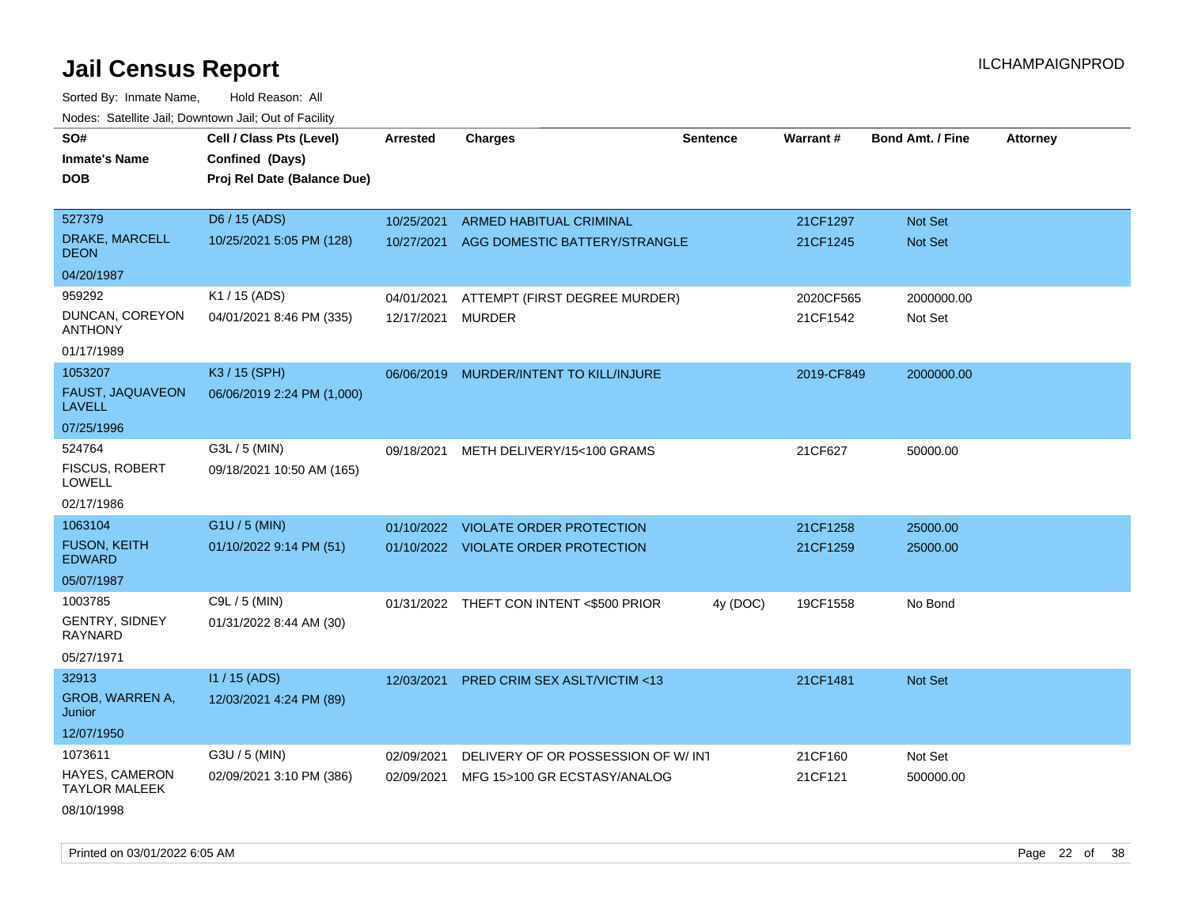# Jail Census Report

ILCHAMPAIGNPROD

Sorted By: Inmate Name, Hold Reason: All

Nodes: Satellite Jail; Downtown Jail; Out of Facility

| SO# / Inmate's Name / DOB | Cell / Class Pts (Level) / Confined (Days) / Proj Rel Date (Balance Due) | Arrested | Charges | Sentence | Warrant # | Bond Amt. / Fine | Attorney |
|---|---|---|---|---|---|---|---|
| 527379<br>DRAKE, MARCELL DEON<br>04/20/1987 | D6 / 15 (ADS)<br>10/25/2021 5:05 PM (128) | 10/25/2021<br>10/27/2021 | ARMED HABITUAL CRIMINAL<br>AGG DOMESTIC BATTERY/STRANGLE | | 21CF1297<br>21CF1245 | Not Set<br>Not Set | |
| 959292<br>DUNCAN, COREYON ANTHONY<br>01/17/1989 | K1 / 15 (ADS)<br>04/01/2021 8:46 PM (335) | 04/01/2021<br>12/17/2021 | ATTEMPT (FIRST DEGREE MURDER)<br>MURDER | | 2020CF565<br>21CF1542 | 2000000.00<br>Not Set | |
| 1053207<br>FAUST, JAQUAVEON LAVELL<br>07/25/1996 | K3 / 15 (SPH)<br>06/06/2019 2:24 PM (1,000) | 06/06/2019 | MURDER/INTENT TO KILL/INJURE | | 2019-CF849 | 2000000.00 | |
| 524764<br>FISCUS, ROBERT LOWELL<br>02/17/1986 | G3L / 5 (MIN)<br>09/18/2021 10:50 AM (165) | 09/18/2021 | METH DELIVERY/15<100 GRAMS | | 21CF627 | 50000.00 | |
| 1063104<br>FUSON, KEITH EDWARD<br>05/07/1987 | G1U / 5 (MIN)<br>01/10/2022 9:14 PM (51) | 01/10/2022<br>01/10/2022 | VIOLATE ORDER PROTECTION<br>VIOLATE ORDER PROTECTION | | 21CF1258<br>21CF1259 | 25000.00<br>25000.00 | |
| 1003785<br>GENTRY, SIDNEY RAYNARD<br>05/27/1971 | C9L / 5 (MIN)<br>01/31/2022 8:44 AM (30) | 01/31/2022 | THEFT CON INTENT <$500 PRIOR | 4y (DOC) | 19CF1558 | No Bond | |
| 32913<br>GROB, WARREN A, Junior<br>12/07/1950 | I1 / 15 (ADS)<br>12/03/2021 4:24 PM (89) | 12/03/2021 | PRED CRIM SEX ASLT/VICTIM <13 | | 21CF1481 | Not Set | |
| 1073611<br>HAYES, CAMERON TAYLOR MALEEK<br>08/10/1998 | G3U / 5 (MIN)<br>02/09/2021 3:10 PM (386) | 02/09/2021<br>02/09/2021 | DELIVERY OF OR POSSESSION OF W/ INT<br>MFG 15>100 GR ECSTASY/ANALOG | | 21CF160<br>21CF121 | Not Set<br>500000.00 | |

Printed on 03/01/2022 6:05 AM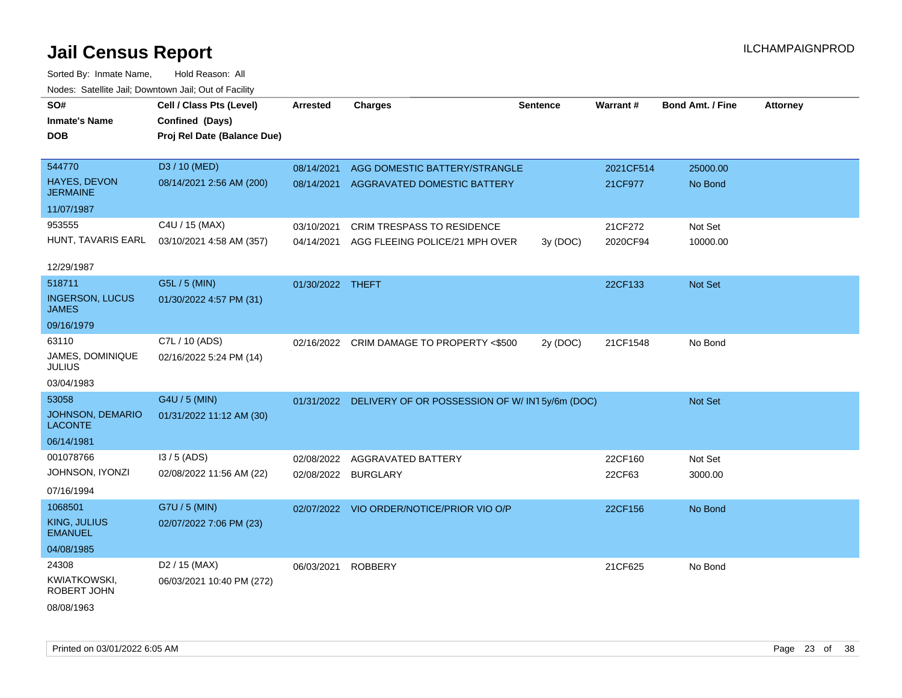# Jail Census Report

ILCHAMPAIGNPROD

Sorted By: Inmate Name, Hold Reason: All

Nodes: Satellite Jail; Downtown Jail; Out of Facility

| SO# / Inmate's Name / DOB | Cell / Class Pts (Level) / Confined (Days) / Proj Rel Date (Balance Due) | Arrested | Charges | Sentence | Warrant # | Bond Amt. / Fine | Attorney |
|---|---|---|---|---|---|---|---|
| 544770 HAYES, DEVON JERMAINE 11/07/1987 | D3 / 10 (MED) 08/14/2021 2:56 AM (200) | 08/14/2021 | AGG DOMESTIC BATTERY/STRANGLE | | 2021CF514 | 25000.00 | |
| | | 08/14/2021 | AGGRAVATED DOMESTIC BATTERY | | 21CF977 | No Bond | |
| 953555 HUNT, TAVARIS EARL 12/29/1987 | C4U / 15 (MAX) 03/10/2021 4:58 AM (357) | 03/10/2021 | CRIM TRESPASS TO RESIDENCE | | 21CF272 | Not Set | |
| | | 04/14/2021 | AGG FLEEING POLICE/21 MPH OVER | 3y (DOC) | 2020CF94 | 10000.00 | |
| 518711 INGERSON, LUCUS JAMES 09/16/1979 | G5L / 5 (MIN) 01/30/2022 4:57 PM (31) | 01/30/2022 | THEFT | | 22CF133 | Not Set | |
| 63110 JAMES, DOMINIQUE JULIUS 03/04/1983 | C7L / 10 (ADS) 02/16/2022 5:24 PM (14) | 02/16/2022 | CRIM DAMAGE TO PROPERTY <$500 | 2y (DOC) | 21CF1548 | No Bond | |
| 53058 JOHNSON, DEMARIO LACONTE 06/14/1981 | G4U / 5 (MIN) 01/31/2022 11:12 AM (30) | 01/31/2022 | DELIVERY OF OR POSSESSION OF W/ INT | 5y/6m (DOC) | | Not Set | |
| 001078766 JOHNSON, IYONZI 07/16/1994 | I3 / 5 (ADS) 02/08/2022 11:56 AM (22) | 02/08/2022 | AGGRAVATED BATTERY | | 22CF160 | Not Set | |
| | | 02/08/2022 | BURGLARY | | 22CF63 | 3000.00 | |
| 1068501 KING, JULIUS EMANUEL 04/08/1985 | G7U / 5 (MIN) 02/07/2022 7:06 PM (23) | 02/07/2022 | VIO ORDER/NOTICE/PRIOR VIO O/P | | 22CF156 | No Bond | |
| 24308 KWIATKOWSKI, ROBERT JOHN 08/08/1963 | D2 / 15 (MAX) 06/03/2021 10:40 PM (272) | 06/03/2021 | ROBBERY | | 21CF625 | No Bond | |

Printed on 03/01/2022 6:05 AM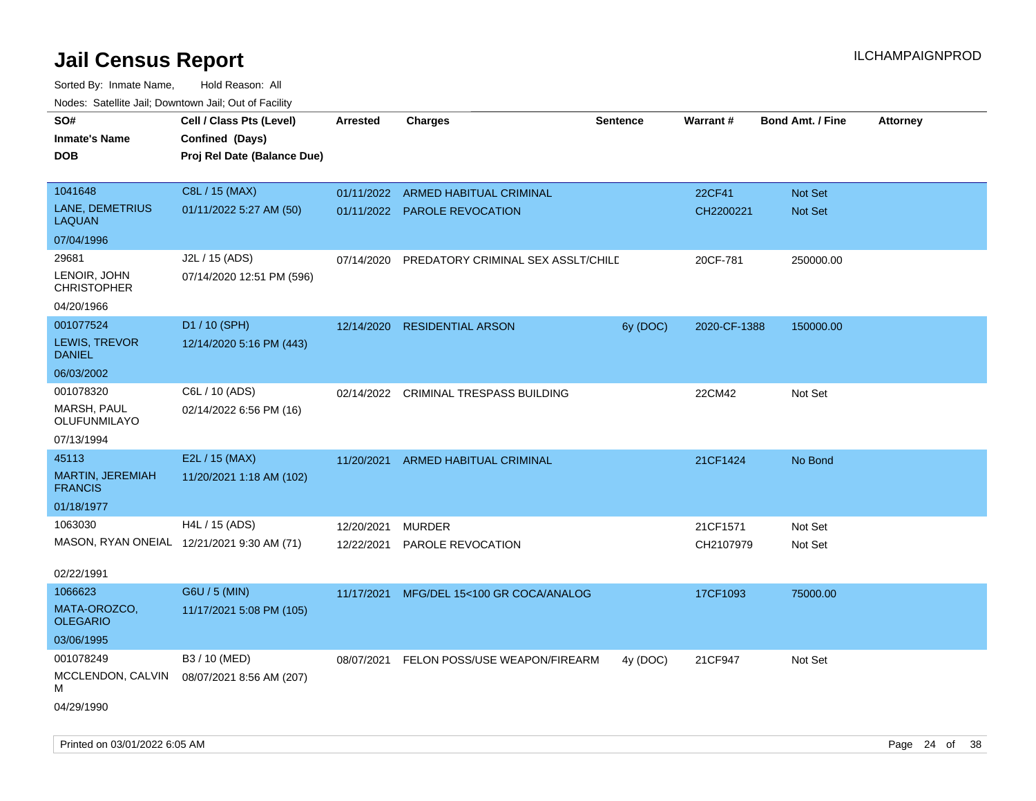# Jail Census Report

ILCHAMPAIGNPROD

Sorted By: Inmate Name, Hold Reason: All

Nodes: Satellite Jail; Downtown Jail; Out of Facility

| SO# / Inmate's Name / DOB | Cell / Class Pts (Level) / Confined (Days) / Proj Rel Date (Balance Due) | Arrested | Charges | Sentence | Warrant # | Bond Amt. / Fine | Attorney |
|---|---|---|---|---|---|---|---|
| 1041648 LANE, DEMETRIUS LAQUAN 07/04/1996 | C8L / 15 (MAX) 01/11/2022 5:27 AM (50) | 01/11/2022 | ARMED HABITUAL CRIMINAL | | 22CF41 | Not Set | |
| | | 01/11/2022 | PAROLE REVOCATION | | CH2200221 | Not Set | |
| 29681 LENOIR, JOHN CHRISTOPHER 04/20/1966 | J2L / 15 (ADS) 07/14/2020 12:51 PM (596) | 07/14/2020 | PREDATORY CRIMINAL SEX ASSLT/CHILD | | 20CF-781 | 250000.00 | |
| 001077524 LEWIS, TREVOR DANIEL 06/03/2002 | D1 / 10 (SPH) 12/14/2020 5:16 PM (443) | 12/14/2020 | RESIDENTIAL ARSON | 6y (DOC) | 2020-CF-1388 | 150000.00 | |
| 001078320 MARSH, PAUL OLUFUNMILAYO 07/13/1994 | C6L / 10 (ADS) 02/14/2022 6:56 PM (16) | 02/14/2022 | CRIMINAL TRESPASS BUILDING | | 22CM42 | Not Set | |
| 45113 MARTIN, JEREMIAH FRANCIS 01/18/1977 | E2L / 15 (MAX) 11/20/2021 1:18 AM (102) | 11/20/2021 | ARMED HABITUAL CRIMINAL | | 21CF1424 | No Bond | |
| 1063030 MASON, RYAN ONEIAL 02/22/1991 | H4L / 15 (ADS) 12/21/2021 9:30 AM (71) | 12/20/2021 | MURDER | | 21CF1571 | Not Set | |
| | | 12/22/2021 | PAROLE REVOCATION | | CH2107979 | Not Set | |
| 1066623 MATA-OROZCO, OLEGARIO 03/06/1995 | G6U / 5 (MIN) 11/17/2021 5:08 PM (105) | 11/17/2021 | MFG/DEL 15<100 GR COCA/ANALOG | | 17CF1093 | 75000.00 | |
| 001078249 MCCLENDON, CALVIN M 04/29/1990 | B3 / 10 (MED) 08/07/2021 8:56 AM (207) | 08/07/2021 | FELON POSS/USE WEAPON/FIREARM | 4y (DOC) | 21CF947 | Not Set | |

Printed on 03/01/2022 6:05 AM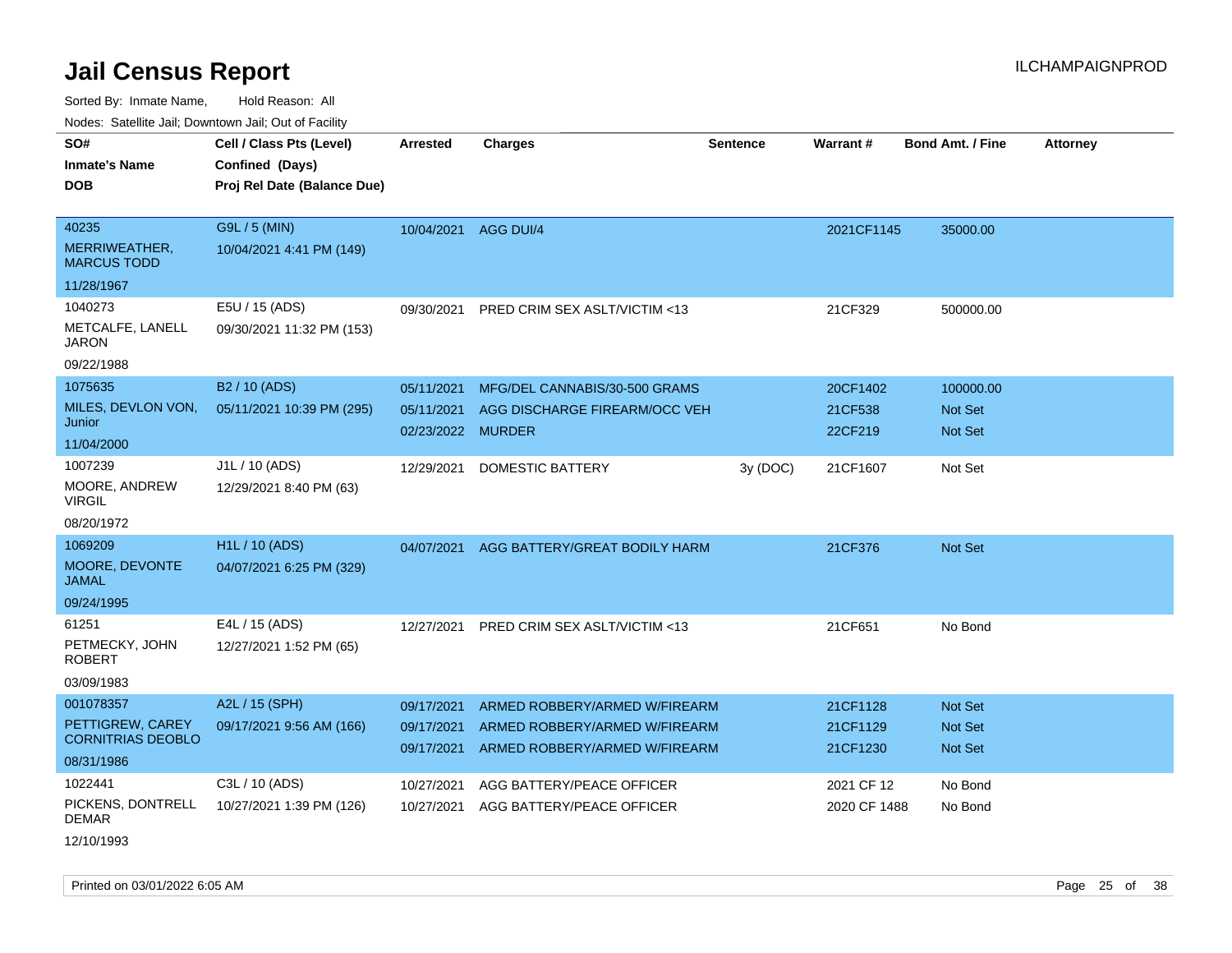# Jail Census Report

ILCHAMPAIGNPROD

Sorted By: Inmate Name, Hold Reason: All

Nodes: Satellite Jail; Downtown Jail; Out of Facility

| SO# / Inmate's Name / DOB | Cell / Class Pts (Level) / Confined (Days) / Proj Rel Date (Balance Due) | Arrested | Charges | Sentence | Warrant # | Bond Amt. / Fine | Attorney |
|---|---|---|---|---|---|---|---|
| 40235<br>MERRIWEATHER, MARCUS TODD<br>11/28/1967 | G9L / 5 (MIN)<br>10/04/2021 4:41 PM (149) | 10/04/2021 | AGG DUI/4 | | 2021CF1145 | 35000.00 | |
| 1040273<br>METCALFE, LANELL JARON<br>09/22/1988 | E5U / 15 (ADS)<br>09/30/2021 11:32 PM (153) | 09/30/2021 | PRED CRIM SEX ASLT/VICTIM <13 | | 21CF329 | 500000.00 | |
| 1075635<br>MILES, DEVLON VON, Junior<br>11/04/2000 | B2 / 10 (ADS)<br>05/11/2021 10:39 PM (295) | 05/11/2021<br>05/11/2021<br>02/23/2022 | MFG/DEL CANNABIS/30-500 GRAMS<br>AGG DISCHARGE FIREARM/OCC VEH<br>MURDER | | 20CF1402<br>21CF538<br>22CF219 | 100000.00<br>Not Set<br>Not Set | |
| 1007239<br>MOORE, ANDREW VIRGIL<br>08/20/1972 | J1L / 10 (ADS)<br>12/29/2021 8:40 PM (63) | 12/29/2021 | DOMESTIC BATTERY | 3y (DOC) | 21CF1607 | Not Set | |
| 1069209<br>MOORE, DEVONTE JAMAL<br>09/24/1995 | H1L / 10 (ADS)<br>04/07/2021 6:25 PM (329) | 04/07/2021 | AGG BATTERY/GREAT BODILY HARM | | 21CF376 | Not Set | |
| 61251<br>PETMECKY, JOHN ROBERT<br>03/09/1983 | E4L / 15 (ADS)<br>12/27/2021 1:52 PM (65) | 12/27/2021 | PRED CRIM SEX ASLT/VICTIM <13 | | 21CF651 | No Bond | |
| 001078357<br>PETTIGREW, CAREY CORNITRIAS DEOBLO<br>08/31/1986 | A2L / 15 (SPH)<br>09/17/2021 9:56 AM (166) | 09/17/2021<br>09/17/2021<br>09/17/2021 | ARMED ROBBERY/ARMED W/FIREARM<br>ARMED ROBBERY/ARMED W/FIREARM<br>ARMED ROBBERY/ARMED W/FIREARM | | 21CF1128<br>21CF1129<br>21CF1230 | Not Set<br>Not Set<br>Not Set | |
| 1022441<br>PICKENS, DONTRELL DEMAR<br>12/10/1993 | C3L / 10 (ADS)<br>10/27/2021 1:39 PM (126) | 10/27/2021<br>10/27/2021 | AGG BATTERY/PEACE OFFICER<br>AGG BATTERY/PEACE OFFICER | | 2021 CF 12<br>2020 CF 1488 | No Bond<br>No Bond | |

Printed on 03/01/2022 6:05 AM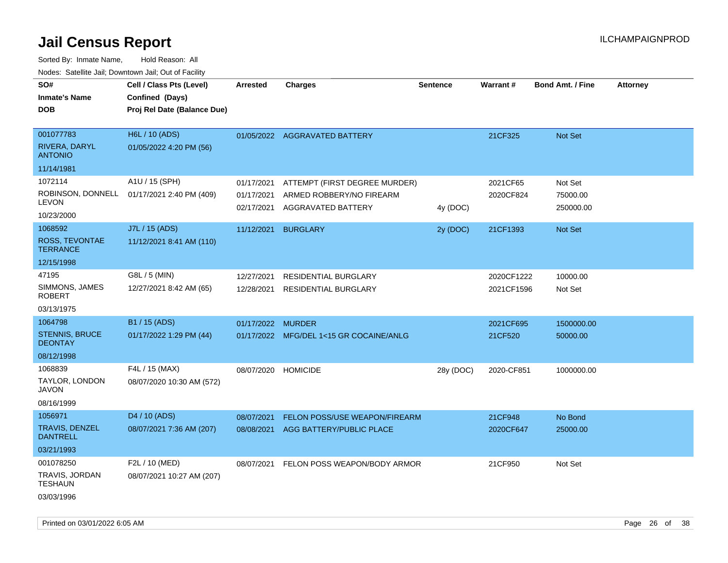# Jail Census Report

ILCHAMPAIGNPROD

Sorted By: Inmate Name, Hold Reason: All

Nodes: Satellite Jail; Downtown Jail; Out of Facility

| SO# / Inmate's Name / DOB | Cell / Class Pts (Level) / Confined (Days) / Proj Rel Date (Balance Due) | Arrested | Charges | Sentence | Warrant # | Bond Amt. / Fine | Attorney |
|---|---|---|---|---|---|---|---|
| 001077783<br>RIVERA, DARYL ANTONIO<br>11/14/1981 | H6L / 10 (ADS)<br>01/05/2022 4:20 PM (56) | 01/05/2022 | AGGRAVATED BATTERY | | 21CF325 | Not Set | |
| 1072114<br>ROBINSON, DONNELL LEVON<br>10/23/2000 | A1U / 15 (SPH)<br>01/17/2021 2:40 PM (409) | 01/17/2021 | ATTEMPT (FIRST DEGREE MURDER) | | 2021CF65 | Not Set | |
| | | 01/17/2021 | ARMED ROBBERY/NO FIREARM | | 2020CF824 | 75000.00 | |
| | | 02/17/2021 | AGGRAVATED BATTERY | 4y (DOC) | | 250000.00 | |
| 1068592<br>ROSS, TEVONTAE TERRANCE<br>12/15/1998 | J7L / 15 (ADS)<br>11/12/2021 8:41 AM (110) | 11/12/2021 | BURGLARY | 2y (DOC) | 21CF1393 | Not Set | |
| 47195<br>SIMMONS, JAMES ROBERT<br>03/13/1975 | G8L / 5 (MIN)<br>12/27/2021 8:42 AM (65) | 12/27/2021 | RESIDENTIAL BURGLARY | | 2020CF1222 | 10000.00 | |
| | | 12/28/2021 | RESIDENTIAL BURGLARY | | 2021CF1596 | Not Set | |
| 1064798<br>STENNIS, BRUCE DEONTAY<br>08/12/1998 | B1 / 15 (ADS)<br>01/17/2022 1:29 PM (44) | 01/17/2022 | MURDER | | 2021CF695 | 1500000.00 | |
| | | 01/17/2022 | MFG/DEL 1<15 GR COCAINE/ANLG | | 21CF520 | 50000.00 | |
| 1068839<br>TAYLOR, LONDON JAVON<br>08/16/1999 | F4L / 15 (MAX)<br>08/07/2020 10:30 AM (572) | 08/07/2020 | HOMICIDE | 28y (DOC) | 2020-CF851 | 1000000.00 | |
| 1056971<br>TRAVIS, DENZEL DANTRELL<br>03/21/1993 | D4 / 10 (ADS)<br>08/07/2021 7:36 AM (207) | 08/07/2021 | FELON POSS/USE WEAPON/FIREARM | | 21CF948 | No Bond | |
| | | 08/08/2021 | AGG BATTERY/PUBLIC PLACE | | 2020CF647 | 25000.00 | |
| 001078250<br>TRAVIS, JORDAN TESHAUN<br>03/03/1996 | F2L / 10 (MED)<br>08/07/2021 10:27 AM (207) | 08/07/2021 | FELON POSS WEAPON/BODY ARMOR | | 21CF950 | Not Set | |

Printed on 03/01/2022 6:05 AM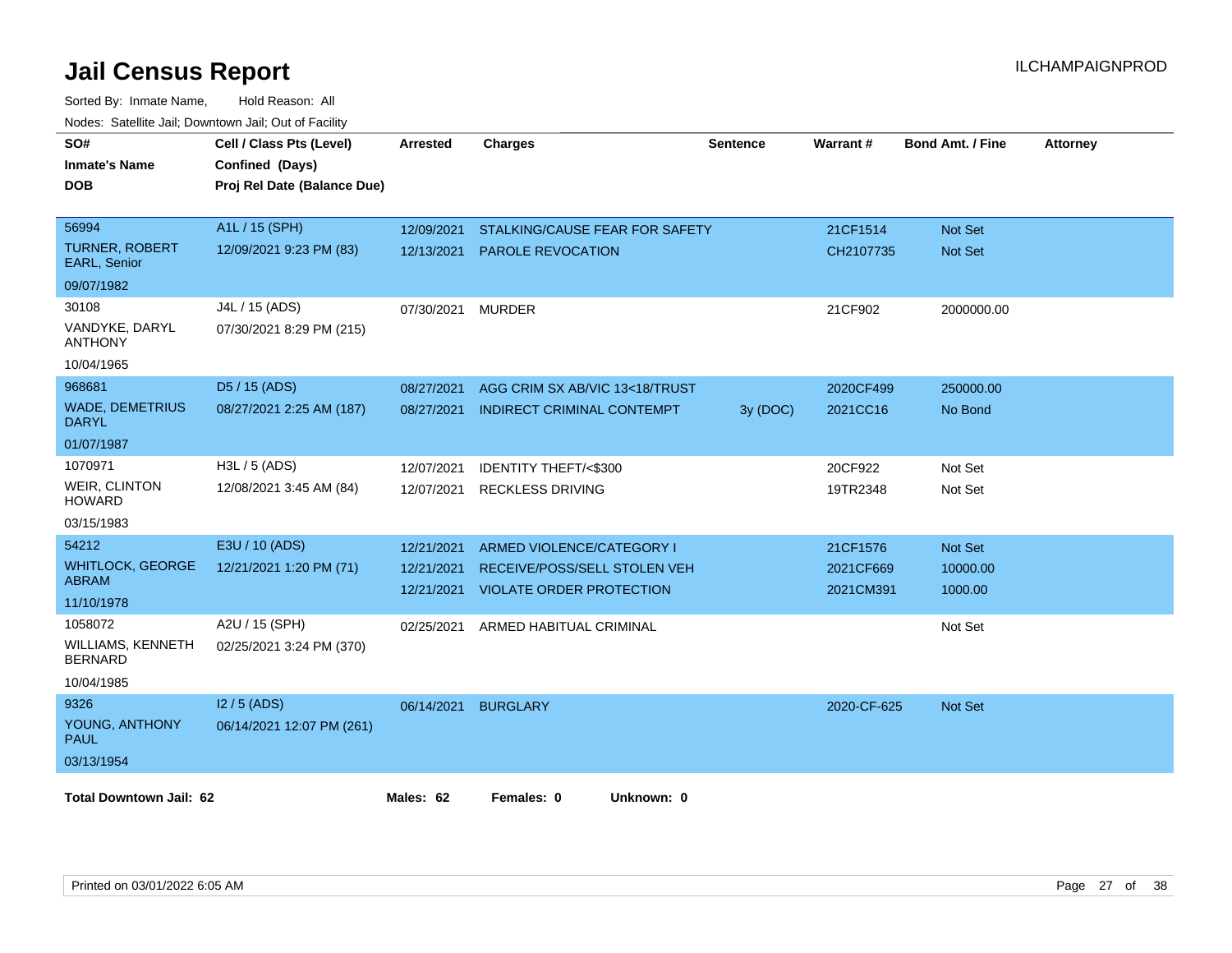# Jail Census Report

ILCHAMPAIGNPROD

Sorted By: Inmate Name, Hold Reason: All

Nodes: Satellite Jail; Downtown Jail; Out of Facility

| SO# / Inmate's Name / DOB | Cell / Class Pts (Level) / Confined (Days) / Proj Rel Date (Balance Due) | Arrested | Charges | Sentence | Warrant # | Bond Amt. / Fine | Attorney |
|---|---|---|---|---|---|---|---|
| 56994<br>TURNER, ROBERT EARL, Senior<br>09/07/1982 | A1L / 15 (SPH)<br>12/09/2021 9:23 PM (83) | 12/09/2021<br>12/13/2021 | STALKING/CAUSE FEAR FOR SAFETY<br>PAROLE REVOCATION | | 21CF1514<br>CH2107735 | Not Set<br>Not Set | |
| 30108<br>VANDYKE, DARYL ANTHONY<br>10/04/1965 | J4L / 15 (ADS)<br>07/30/2021 8:29 PM (215) | 07/30/2021 | MURDER | | 21CF902 | 2000000.00 | |
| 968681<br>WADE, DEMETRIUS DARYL<br>01/07/1987 | D5 / 15 (ADS)<br>08/27/2021 2:25 AM (187) | 08/27/2021<br>08/27/2021 | AGG CRIM SX AB/VIC 13<18/TRUST<br>INDIRECT CRIMINAL CONTEMPT | <br>3y (DOC) | 2020CF499<br>2021CC16 | 250000.00<br>No Bond | |
| 1070971<br>WEIR, CLINTON HOWARD<br>03/15/1983 | H3L / 5 (ADS)<br>12/08/2021 3:45 AM (84) | 12/07/2021<br>12/07/2021 | IDENTITY THEFT/<$300<br>RECKLESS DRIVING | | 20CF922<br>19TR2348 | Not Set<br>Not Set | |
| 54212<br>WHITLOCK, GEORGE ABRAM<br>11/10/1978 | E3U / 10 (ADS)<br>12/21/2021 1:20 PM (71) | 12/21/2021<br>12/21/2021<br>12/21/2021 | ARMED VIOLENCE/CATEGORY I<br>RECEIVE/POSS/SELL STOLEN VEH<br>VIOLATE ORDER PROTECTION | | 21CF1576<br>2021CF669<br>2021CM391 | Not Set<br>10000.00<br>1000.00 | |
| 1058072<br>WILLIAMS, KENNETH BERNARD<br>10/04/1985 | A2U / 15 (SPH)<br>02/25/2021 3:24 PM (370) | 02/25/2021 | ARMED HABITUAL CRIMINAL | | | Not Set | |
| 9326<br>YOUNG, ANTHONY PAUL<br>03/13/1954 | I2 / 5 (ADS)<br>06/14/2021 12:07 PM (261) | 06/14/2021 | BURGLARY | | 2020-CF-625 | Not Set | |

**Total Downtown Jail: 62** **Males: 62** **Females: 0** **Unknown: 0**

Printed on 03/01/2022 6:05 AM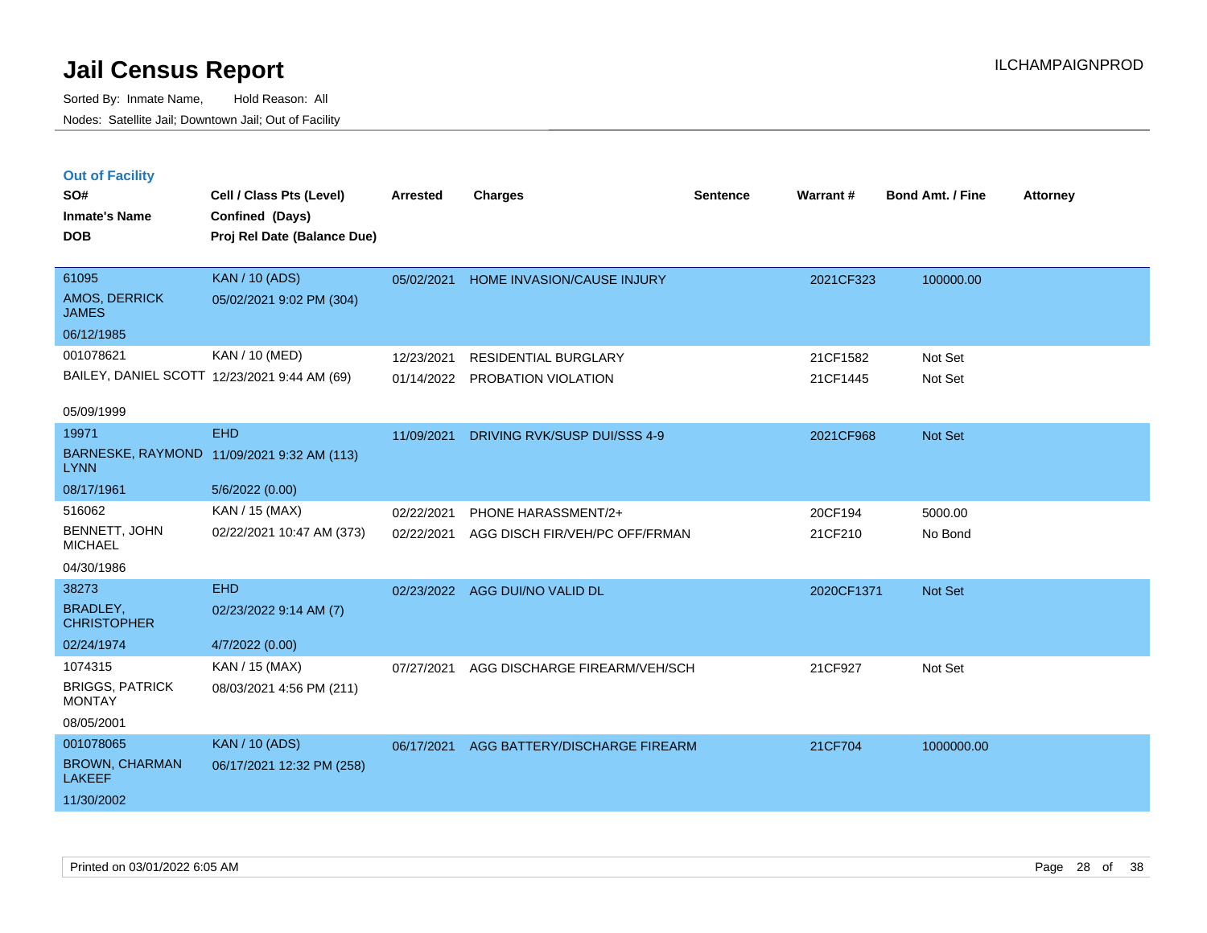# Jail Census Report

Sorted By: Inmate Name, Hold Reason: All

Nodes: Satellite Jail; Downtown Jail; Out of Facility

ILCHAMPAIGNPROD

## Out of Facility

| SO# / Inmate's Name / DOB | Cell / Class Pts (Level) / Confined (Days) / Proj Rel Date (Balance Due) | Arrested | Charges | Sentence | Warrant # | Bond Amt. / Fine | Attorney |
|---|---|---|---|---|---|---|---|
| 61095<br>AMOS, DERRICK JAMES<br>06/12/1985 | KAN / 10 (ADS)<br>05/02/2021 9:02 PM (304) | 05/02/2021 | HOME INVASION/CAUSE INJURY | | 2021CF323 | 100000.00 | |
| 001078621<br>BAILEY, DANIEL SCOTT<br>05/09/1999 | KAN / 10 (MED)<br>12/23/2021 9:44 AM (69) | 12/23/2021<br>01/14/2022 | RESIDENTIAL BURGLARY<br>PROBATION VIOLATION | | 21CF1582<br>21CF1445 | Not Set<br>Not Set | |
| 19971<br>BARNESKE, RAYMOND LYNN<br>08/17/1961 | EHD<br>11/09/2021 9:32 AM (113)<br>5/6/2022 (0.00) | 11/09/2021 | DRIVING RVK/SUSP DUI/SSS 4-9 | | 2021CF968 | Not Set | |
| 516062<br>BENNETT, JOHN MICHAEL<br>04/30/1986 | KAN / 15 (MAX)<br>02/22/2021 10:47 AM (373) | 02/22/2021<br>02/22/2021 | PHONE HARASSMENT/2+<br>AGG DISCH FIR/VEH/PC OFF/FRMAN | | 20CF194<br>21CF210 | 5000.00<br>No Bond | |
| 38273<br>BRADLEY, CHRISTOPHER<br>02/24/1974 | EHD<br>02/23/2022 9:14 AM (7)<br>4/7/2022 (0.00) | 02/23/2022 | AGG DUI/NO VALID DL | | 2020CF1371 | Not Set | |
| 1074315<br>BRIGGS, PATRICK MONTAY<br>08/05/2001 | KAN / 15 (MAX)<br>08/03/2021 4:56 PM (211) | 07/27/2021 | AGG DISCHARGE FIREARM/VEH/SCH | | 21CF927 | Not Set | |
| 001078065<br>BROWN, CHARMAN LAKEEF<br>11/30/2002 | KAN / 10 (ADS)<br>06/17/2021 12:32 PM (258) | 06/17/2021 | AGG BATTERY/DISCHARGE FIREARM | | 21CF704 | 1000000.00 | |

Printed on 03/01/2022 6:05 AM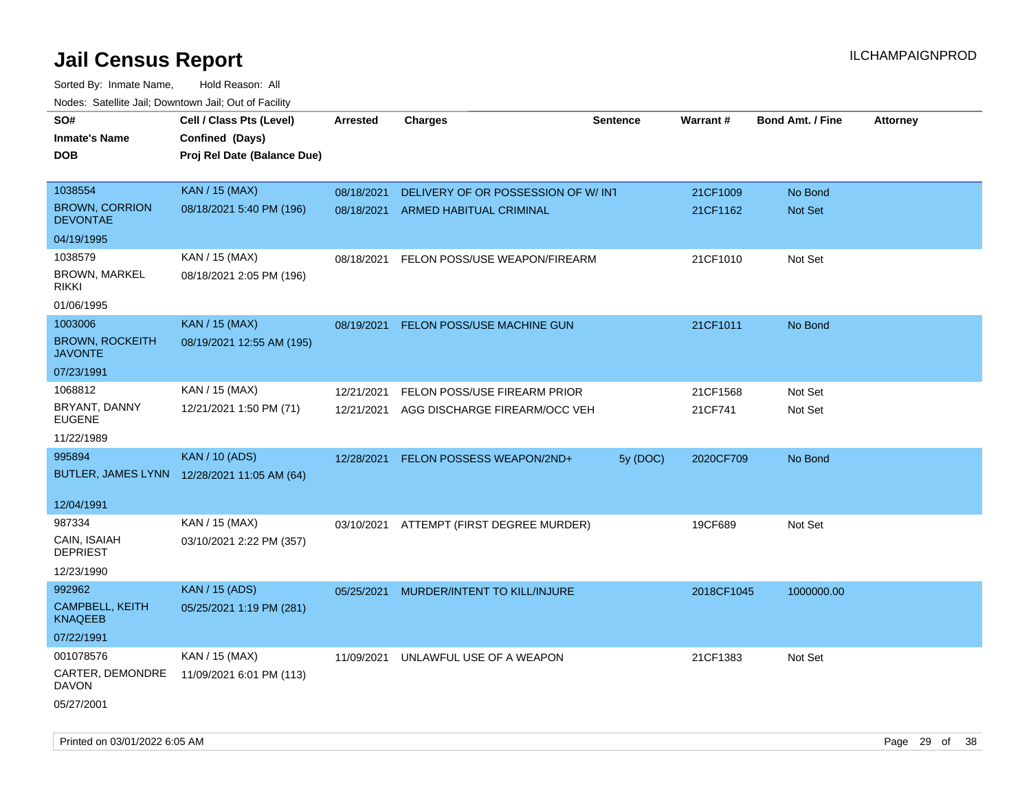# Jail Census Report

Sorted By: Inmate Name, Hold Reason: All

Nodes: Satellite Jail; Downtown Jail; Out of Facility

| SO# / Inmate's Name / DOB | Cell / Class Pts (Level) / Confined (Days) / Proj Rel Date (Balance Due) | Arrested | Charges | Sentence | Warrant # | Bond Amt. / Fine | Attorney |
|---|---|---|---|---|---|---|---|
| 1038554<br>BROWN, CORRION DEVONTAE<br>04/19/1995 | KAN / 15 (MAX)<br>08/18/2021 5:40 PM (196) | 08/18/2021<br>08/18/2021 | DELIVERY OF OR POSSESSION OF W/ INT<br>ARMED HABITUAL CRIMINAL | | 21CF1009<br>21CF1162 | No Bond<br>Not Set | |
| 1038579<br>BROWN, MARKEL RIKKI<br>01/06/1995 | KAN / 15 (MAX)<br>08/18/2021 2:05 PM (196) | 08/18/2021 | FELON POSS/USE WEAPON/FIREARM | | 21CF1010 | Not Set | |
| 1003006<br>BROWN, ROCKEITH JAVONTE<br>07/23/1991 | KAN / 15 (MAX)<br>08/19/2021 12:55 AM (195) | 08/19/2021 | FELON POSS/USE MACHINE GUN | | 21CF1011 | No Bond | |
| 1068812<br>BRYANT, DANNY EUGENE<br>11/22/1989 | KAN / 15 (MAX)<br>12/21/2021 1:50 PM (71) | 12/21/2021<br>12/21/2021 | FELON POSS/USE FIREARM PRIOR<br>AGG DISCHARGE FIREARM/OCC VEH | | 21CF1568<br>21CF741 | Not Set<br>Not Set | |
| 995894<br>BUTLER, JAMES LYNN<br>12/04/1991 | KAN / 10 (ADS)<br>12/28/2021 11:05 AM (64) | 12/28/2021 | FELON POSSESS WEAPON/2ND+ | 5y (DOC) | 2020CF709 | No Bond | |
| 987334<br>CAIN, ISAIAH DEPRIEST<br>12/23/1990 | KAN / 15 (MAX)<br>03/10/2021 2:22 PM (357) | 03/10/2021 | ATTEMPT (FIRST DEGREE MURDER) | | 19CF689 | Not Set | |
| 992962<br>CAMPBELL, KEITH KNAQEEB<br>07/22/1991 | KAN / 15 (ADS)<br>05/25/2021 1:19 PM (281) | 05/25/2021 | MURDER/INTENT TO KILL/INJURE | | 2018CF1045 | 1000000.00 | |
| 001078576<br>CARTER, DEMONDRE DAVON<br>05/27/2001 | KAN / 15 (MAX)<br>11/09/2021 6:01 PM (113) | 11/09/2021 | UNLAWFUL USE OF A WEAPON | | 21CF1383 | Not Set | |

Printed on 03/01/2022 6:05 AM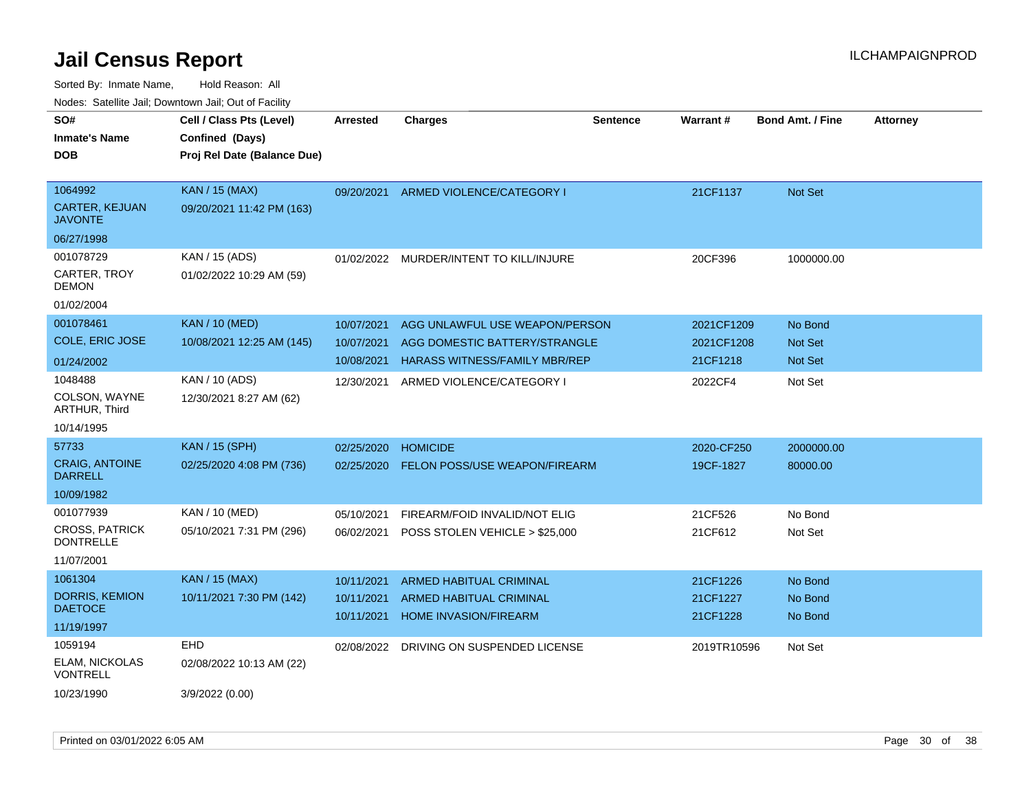# Jail Census Report

ILCHAMPAIGNPROD

Sorted By: Inmate Name, Hold Reason: All

Nodes: Satellite Jail; Downtown Jail; Out of Facility

| SO# / Inmate's Name / DOB | Cell / Class Pts (Level) / Confined (Days) / Proj Rel Date (Balance Due) | Arrested | Charges | Sentence | Warrant # | Bond Amt. / Fine | Attorney |
|---|---|---|---|---|---|---|---|
| 1064992<br>CARTER, KEJUAN JAVONTE<br>06/27/1998 | KAN / 15 (MAX)<br>09/20/2021 11:42 PM (163) | 09/20/2021 | ARMED VIOLENCE/CATEGORY I | | 21CF1137 | Not Set | |
| 001078729<br>CARTER, TROY DEMON<br>01/02/2004 | KAN / 15 (ADS)<br>01/02/2022 10:29 AM (59) | 01/02/2022 | MURDER/INTENT TO KILL/INJURE | | 20CF396 | 1000000.00 | |
| 001078461<br>COLE, ERIC JOSE<br>01/24/2002 | KAN / 10 (MED)<br>10/08/2021 12:25 AM (145) | 10/07/2021 | AGG UNLAWFUL USE WEAPON/PERSON | | 2021CF1209 | No Bond | |
| | | 10/07/2021 | AGG DOMESTIC BATTERY/STRANGLE | | 2021CF1208 | Not Set | |
| | | 10/08/2021 | HARASS WITNESS/FAMILY MBR/REP | | 21CF1218 | Not Set | |
| 1048488<br>COLSON, WAYNE ARTHUR, Third<br>10/14/1995 | KAN / 10 (ADS)<br>12/30/2021 8:27 AM (62) | 12/30/2021 | ARMED VIOLENCE/CATEGORY I | | 2022CF4 | Not Set | |
| 57733<br>CRAIG, ANTOINE DARRELL<br>10/09/1982 | KAN / 15 (SPH)<br>02/25/2020 4:08 PM (736) | 02/25/2020 | HOMICIDE | | 2020-CF250 | 2000000.00 | |
| | | 02/25/2020 | FELON POSS/USE WEAPON/FIREARM | | 19CF-1827 | 80000.00 | |
| 001077939<br>CROSS, PATRICK DONTRELLE<br>11/07/2001 | KAN / 10 (MED)<br>05/10/2021 7:31 PM (296) | 05/10/2021 | FIREARM/FOID INVALID/NOT ELIG | | 21CF526 | No Bond | |
| | | 06/02/2021 | POSS STOLEN VEHICLE > $25,000 | | 21CF612 | Not Set | |
| 1061304<br>DORRIS, KEMION DAETOCE<br>11/19/1997 | KAN / 15 (MAX)<br>10/11/2021 7:30 PM (142) | 10/11/2021 | ARMED HABITUAL CRIMINAL | | 21CF1226 | No Bond | |
| | | 10/11/2021 | ARMED HABITUAL CRIMINAL | | 21CF1227 | No Bond | |
| | | 10/11/2021 | HOME INVASION/FIREARM | | 21CF1228 | No Bond | |
| 1059194<br>ELAM, NICKOLAS VONTRELL<br>10/23/1990 | EHD<br>02/08/2022 10:13 AM (22)<br>3/9/2022 (0.00) | 02/08/2022 | DRIVING ON SUSPENDED LICENSE | | 2019TR10596 | Not Set | |

Printed on 03/01/2022 6:05 AM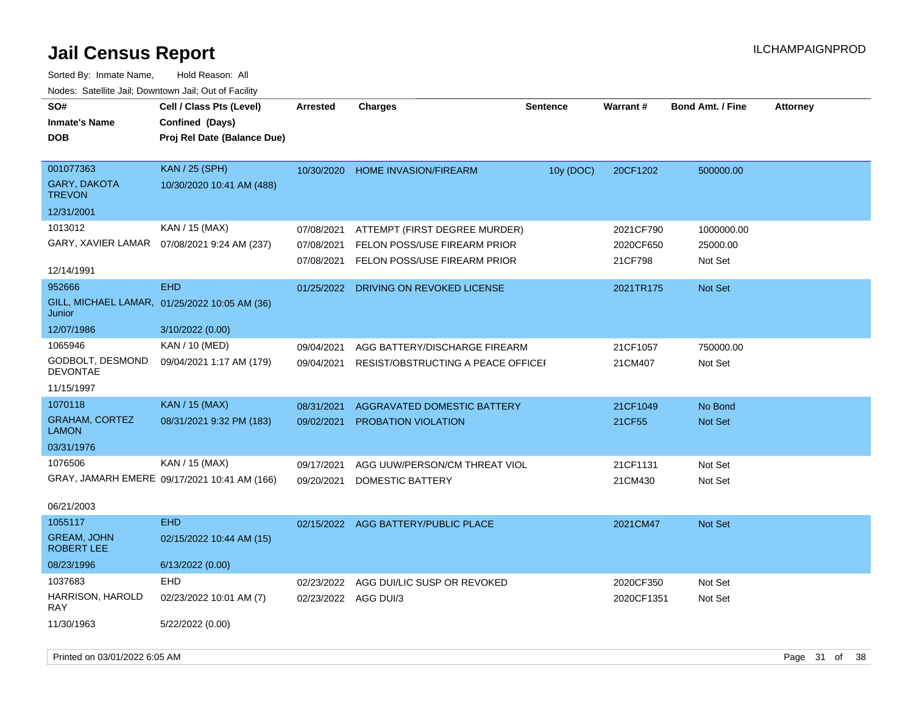# Jail Census Report

Sorted By: Inmate Name, Hold Reason: All

Nodes: Satellite Jail; Downtown Jail; Out of Facility

| SO# / Inmate's Name / DOB | Cell / Class Pts (Level) / Confined (Days) / Proj Rel Date (Balance Due) | Arrested | Charges | Sentence | Warrant # | Bond Amt. / Fine | Attorney |
|---|---|---|---|---|---|---|---|
| 001077363 GARY, DAKOTA TREVON 12/31/2001 | KAN / 25 (SPH) 10/30/2020 10:41 AM (488) | 10/30/2020 | HOME INVASION/FIREARM | 10y (DOC) | 20CF1202 | 500000.00 | |
| 1013012 GARY, XAVIER LAMAR 12/14/1991 | KAN / 15 (MAX) 07/08/2021 9:24 AM (237) | 07/08/2021 | ATTEMPT (FIRST DEGREE MURDER) | | 2021CF790 | 1000000.00 | |
| | | 07/08/2021 | FELON POSS/USE FIREARM PRIOR | | 2020CF650 | 25000.00 | |
| | | 07/08/2021 | FELON POSS/USE FIREARM PRIOR | | 21CF798 | Not Set | |
| 952666 GILL, MICHAEL LAMAR, Junior 12/07/1986 | EHD 01/25/2022 10:05 AM (36) 3/10/2022 (0.00) | 01/25/2022 | DRIVING ON REVOKED LICENSE | | 2021TR175 | Not Set | |
| 1065946 GODBOLT, DESMOND DEVONTAE 11/15/1997 | KAN / 10 (MED) 09/04/2021 1:17 AM (179) | 09/04/2021 | AGG BATTERY/DISCHARGE FIREARM | | 21CF1057 | 750000.00 | |
| | | 09/04/2021 | RESIST/OBSTRUCTING A PEACE OFFICEI | | 21CM407 | Not Set | |
| 1070118 GRAHAM, CORTEZ LAMON 03/31/1976 | KAN / 15 (MAX) 08/31/2021 9:32 PM (183) | 08/31/2021 | AGGRAVATED DOMESTIC BATTERY | | 21CF1049 | No Bond | |
| | | 09/02/2021 | PROBATION VIOLATION | | 21CF55 | Not Set | |
| 1076506 GRAY, JAMARH EMERE 06/21/2003 | KAN / 15 (MAX) 09/17/2021 10:41 AM (166) | 09/17/2021 | AGG UUW/PERSON/CM THREAT VIOL | | 21CF1131 | Not Set | |
| | | 09/20/2021 | DOMESTIC BATTERY | | 21CM430 | Not Set | |
| 1055117 GREAM, JOHN ROBERT LEE 08/23/1996 | EHD 02/15/2022 10:44 AM (15) 6/13/2022 (0.00) | 02/15/2022 | AGG BATTERY/PUBLIC PLACE | | 2021CM47 | Not Set | |
| 1037683 HARRISON, HAROLD RAY 11/30/1963 | EHD 02/23/2022 10:01 AM (7) 5/22/2022 (0.00) | 02/23/2022 | AGG DUI/LIC SUSP OR REVOKED | | 2020CF350 | Not Set | |
| | | 02/23/2022 | AGG DUI/3 | | 2020CF1351 | Not Set | |

Printed on 03/01/2022 6:05 AM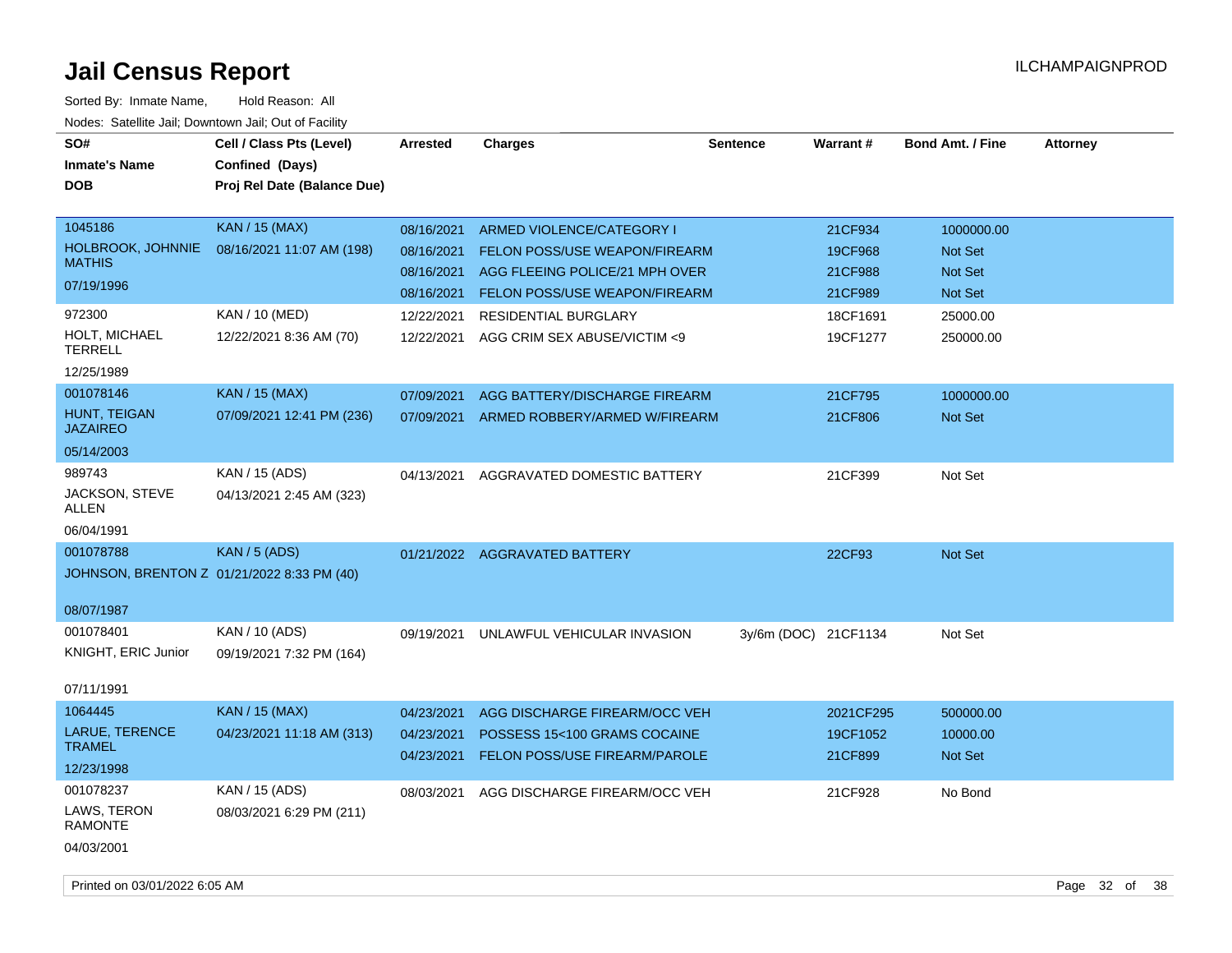# Jail Census Report

Sorted By: Inmate Name, Hold Reason: All

Nodes: Satellite Jail; Downtown Jail; Out of Facility

ILCHAMPAIGNPROD

| SO# / Inmate's Name / DOB | Cell / Class Pts (Level) / Confined (Days) / Proj Rel Date (Balance Due) | Arrested | Charges | Sentence | Warrant # | Bond Amt. / Fine | Attorney |
|---|---|---|---|---|---|---|---|
| 1045186<br>HOLBROOK, JOHNNIE MATHIS<br>07/19/1996 | KAN / 15 (MAX)<br>08/16/2021 11:07 AM (198) | 08/16/2021 | ARMED VIOLENCE/CATEGORY I | | 21CF934 | 1000000.00 | |
| | | 08/16/2021 | FELON POSS/USE WEAPON/FIREARM | | 19CF968 | Not Set | |
| | | 08/16/2021 | AGG FLEEING POLICE/21 MPH OVER | | 21CF988 | Not Set | |
| | | 08/16/2021 | FELON POSS/USE WEAPON/FIREARM | | 21CF989 | Not Set | |
| 972300<br>HOLT, MICHAEL TERRELL<br>12/25/1989 | KAN / 10 (MED)<br>12/22/2021 8:36 AM (70) | 12/22/2021 | RESIDENTIAL BURGLARY | | 18CF1691 | 25000.00 | |
| | | 12/22/2021 | AGG CRIM SEX ABUSE/VICTIM <9 | | 19CF1277 | 250000.00 | |
| 001078146<br>HUNT, TEIGAN JAZAIREO<br>05/14/2003 | KAN / 15 (MAX)<br>07/09/2021 12:41 PM (236) | 07/09/2021 | AGG BATTERY/DISCHARGE FIREARM | | 21CF795 | 1000000.00 | |
| | | 07/09/2021 | ARMED ROBBERY/ARMED W/FIREARM | | 21CF806 | Not Set | |
| 989743<br>JACKSON, STEVE ALLEN<br>06/04/1991 | KAN / 15 (ADS)<br>04/13/2021 2:45 AM (323) | 04/13/2021 | AGGRAVATED DOMESTIC BATTERY | | 21CF399 | Not Set | |
| 001078788<br>JOHNSON, BRENTON Z<br>08/07/1987 | KAN / 5 (ADS)<br>01/21/2022 8:33 PM (40) | 01/21/2022 | AGGRAVATED BATTERY | | 22CF93 | Not Set | |
| 001078401<br>KNIGHT, ERIC Junior<br>07/11/1991 | KAN / 10 (ADS)<br>09/19/2021 7:32 PM (164) | 09/19/2021 | UNLAWFUL VEHICULAR INVASION | 3y/6m (DOC) | 21CF1134 | Not Set | |
| 1064445<br>LARUE, TERENCE TRAMEL<br>12/23/1998 | KAN / 15 (MAX)<br>04/23/2021 11:18 AM (313) | 04/23/2021 | AGG DISCHARGE FIREARM/OCC VEH | | 2021CF295 | 500000.00 | |
| | | 04/23/2021 | POSSESS 15<100 GRAMS COCAINE | | 19CF1052 | 10000.00 | |
| | | 04/23/2021 | FELON POSS/USE FIREARM/PAROLE | | 21CF899 | Not Set | |
| 001078237<br>LAWS, TERON RAMONTE<br>04/03/2001 | KAN / 15 (ADS)<br>08/03/2021 6:29 PM (211) | 08/03/2021 | AGG DISCHARGE FIREARM/OCC VEH | | 21CF928 | No Bond | |

Printed on 03/01/2022 6:05 AM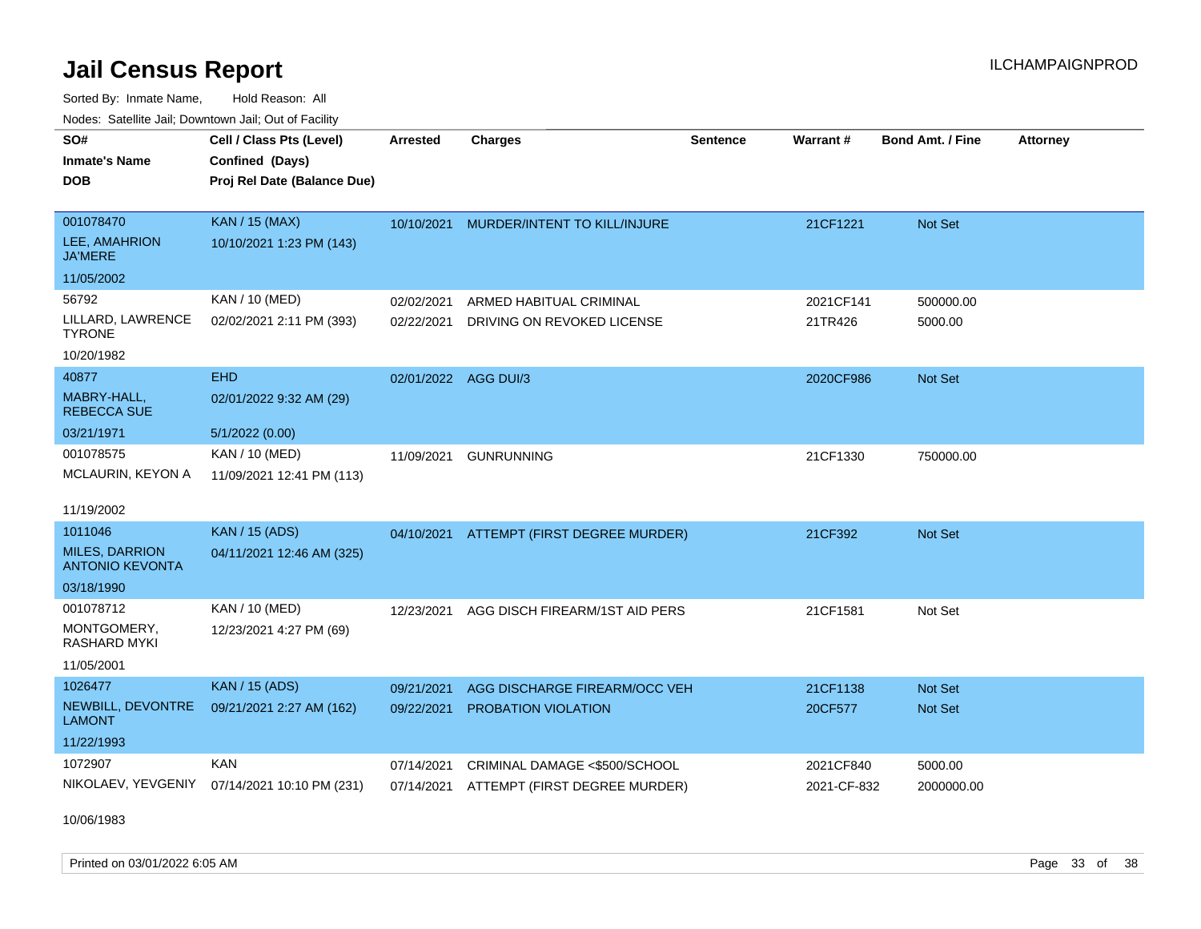# Jail Census Report

Sorted By: Inmate Name, Hold Reason: All

Nodes: Satellite Jail; Downtown Jail; Out of Facility

| SO# / Inmate's Name / DOB | Cell / Class Pts (Level) / Confined (Days) / Proj Rel Date (Balance Due) | Arrested | Charges | Sentence | Warrant # | Bond Amt. / Fine | Attorney |
|---|---|---|---|---|---|---|---|
| 001078470<br>LEE, AMAHRION JA'MERE<br>11/05/2002 | KAN / 15 (MAX)<br>10/10/2021 1:23 PM (143) | 10/10/2021 | MURDER/INTENT TO KILL/INJURE | | 21CF1221 | Not Set | |
| 56792<br>LILLARD, LAWRENCE TYRONE<br>10/20/1982 | KAN / 10 (MED)<br>02/02/2021 2:11 PM (393) | 02/02/2021<br>02/22/2021 | ARMED HABITUAL CRIMINAL<br>DRIVING ON REVOKED LICENSE | | 2021CF141<br>21TR426 | 500000.00<br>5000.00 | |
| 40877<br>MABRY-HALL, REBECCA SUE<br>03/21/1971 | EHD<br>02/01/2022 9:32 AM (29)<br>5/1/2022 (0.00) | 02/01/2022 | AGG DUI/3 | | 2020CF986 | Not Set | |
| 001078575<br>MCLAURIN, KEYON A<br>11/19/2002 | KAN / 10 (MED)<br>11/09/2021 12:41 PM (113) | 11/09/2021 | GUNRUNNING | | 21CF1330 | 750000.00 | |
| 1011046<br>MILES, DARRION ANTONIO KEVONTA<br>03/18/1990 | KAN / 15 (ADS)<br>04/11/2021 12:46 AM (325) | 04/10/2021 | ATTEMPT (FIRST DEGREE MURDER) | | 21CF392 | Not Set | |
| 001078712<br>MONTGOMERY, RASHARD MYKI<br>11/05/2001 | KAN / 10 (MED)<br>12/23/2021 4:27 PM (69) | 12/23/2021 | AGG DISCH FIREARM/1ST AID PERS | | 21CF1581 | Not Set | |
| 1026477<br>NEWBILL, DEVONTRE LAMONT<br>11/22/1993 | KAN / 15 (ADS)<br>09/21/2021 2:27 AM (162) | 09/21/2021<br>09/22/2021 | AGG DISCHARGE FIREARM/OCC VEH<br>PROBATION VIOLATION | | 21CF1138<br>20CF577 | Not Set<br>Not Set | |
| 1072907<br>NIKOLAEV, YEVGENIY<br>10/06/1983 | KAN<br>07/14/2021 10:10 PM (231) | 07/14/2021<br>07/14/2021 | CRIMINAL DAMAGE <$500/SCHOOL<br>ATTEMPT (FIRST DEGREE MURDER) | | 2021CF840<br>2021-CF-832 | 5000.00<br>2000000.00 | |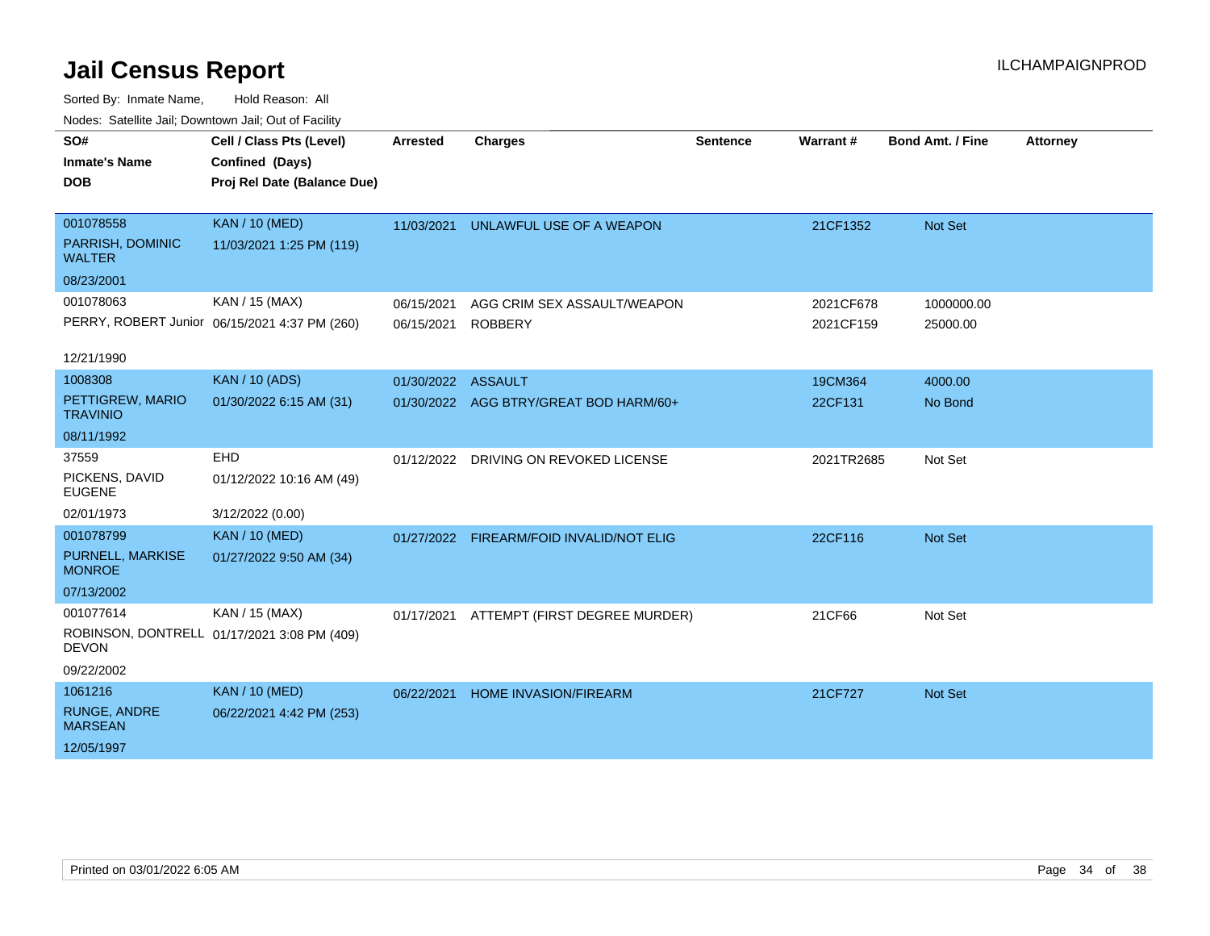# Jail Census Report

ILCHAMPAIGNPROD

Sorted By: Inmate Name, Hold Reason: All

Nodes: Satellite Jail; Downtown Jail; Out of Facility

| SO# / Inmate's Name / DOB | Cell / Class Pts (Level) / Confined (Days) / Proj Rel Date (Balance Due) | Arrested | Charges | Sentence | Warrant # | Bond Amt. / Fine | Attorney |
|---|---|---|---|---|---|---|---|
| 001078558<br>PARRISH, DOMINIC WALTER<br>08/23/2001 | KAN / 10 (MED)<br>11/03/2021 1:25 PM (119) | 11/03/2021 | UNLAWFUL USE OF A WEAPON | | 21CF1352 | Not Set | |
| 001078063<br>PERRY, ROBERT Junior<br>12/21/1990 | KAN / 15 (MAX)<br>06/15/2021 4:37 PM (260) | 06/15/2021 | AGG CRIM SEX ASSAULT/WEAPON | | 2021CF678 | 1000000.00 | |
| | | 06/15/2021 | ROBBERY | | 2021CF159 | 25000.00 | |
| 1008308<br>PETTIGREW, MARIO TRAVINIO<br>08/11/1992 | KAN / 10 (ADS)<br>01/30/2022 6:15 AM (31) | 01/30/2022 | ASSAULT | | 19CM364 | 4000.00 | |
| | | 01/30/2022 | AGG BTRY/GREAT BOD HARM/60+ | | 22CF131 | No Bond | |
| 37559<br>PICKENS, DAVID EUGENE<br>02/01/1973 | EHD<br>01/12/2022 10:16 AM (49)<br>3/12/2022 (0.00) | 01/12/2022 | DRIVING ON REVOKED LICENSE | | 2021TR2685 | Not Set | |
| 001078799<br>PURNELL, MARKISE MONROE<br>07/13/2002 | KAN / 10 (MED)<br>01/27/2022 9:50 AM (34) | 01/27/2022 | FIREARM/FOID INVALID/NOT ELIG | | 22CF116 | Not Set | |
| 001077614<br>ROBINSON, DONTRELL DEVON<br>09/22/2002 | KAN / 15 (MAX)<br>01/17/2021 3:08 PM (409) | 01/17/2021 | ATTEMPT (FIRST DEGREE MURDER) | | 21CF66 | Not Set | |
| 1061216<br>RUNGE, ANDRE MARSEAN<br>12/05/1997 | KAN / 10 (MED)<br>06/22/2021 4:42 PM (253) | 06/22/2021 | HOME INVASION/FIREARM | | 21CF727 | Not Set | |

Printed on 03/01/2022 6:05 AM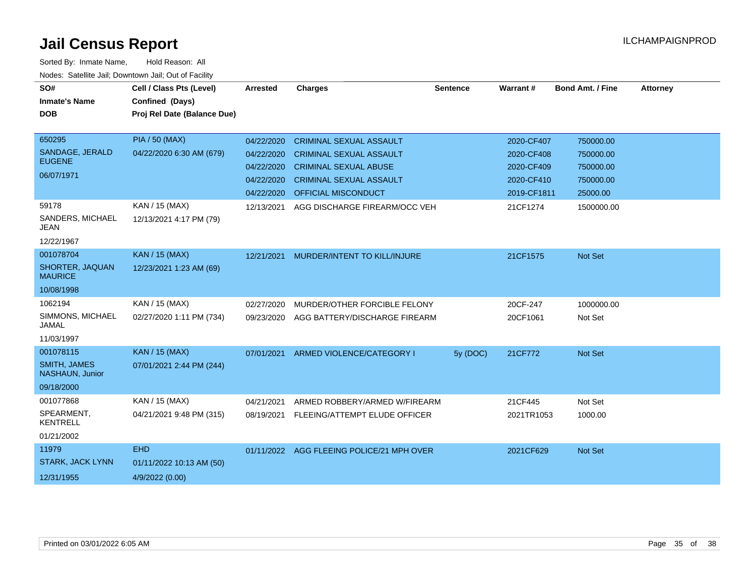# Jail Census Report

ILCHAMPAIGNPROD

Sorted By: Inmate Name, Hold Reason: All

Nodes: Satellite Jail; Downtown Jail; Out of Facility

| SO# / Inmate's Name / DOB | Cell / Class Pts (Level) / Confined (Days) / Proj Rel Date (Balance Due) | Arrested | Charges | Sentence | Warrant # | Bond Amt. / Fine | Attorney |
|---|---|---|---|---|---|---|---|
| 650295 SANDAGE, JERALD EUGENE 06/07/1971 | PIA / 50 (MAX) 04/22/2020 6:30 AM (679) | 04/22/2020 | CRIMINAL SEXUAL ASSAULT | | 2020-CF407 | 750000.00 | |
| | | 04/22/2020 | CRIMINAL SEXUAL ASSAULT | | 2020-CF408 | 750000.00 | |
| | | 04/22/2020 | CRIMINAL SEXUAL ABUSE | | 2020-CF409 | 750000.00 | |
| | | 04/22/2020 | CRIMINAL SEXUAL ASSAULT | | 2020-CF410 | 750000.00 | |
| | | 04/22/2020 | OFFICIAL MISCONDUCT | | 2019-CF1811 | 25000.00 | |
| 59178 SANDERS, MICHAEL JEAN 12/22/1967 | KAN / 15 (MAX) 12/13/2021 4:17 PM (79) | 12/13/2021 | AGG DISCHARGE FIREARM/OCC VEH | | 21CF1274 | 1500000.00 | |
| 001078704 SHORTER, JAQUAN MAURICE 10/08/1998 | KAN / 15 (MAX) 12/23/2021 1:23 AM (69) | 12/21/2021 | MURDER/INTENT TO KILL/INJURE | | 21CF1575 | Not Set | |
| 1062194 SIMMONS, MICHAEL JAMAL 11/03/1997 | KAN / 15 (MAX) 02/27/2020 1:11 PM (734) | 02/27/2020 | MURDER/OTHER FORCIBLE FELONY | | 20CF-247 | 1000000.00 | |
| | | 09/23/2020 | AGG BATTERY/DISCHARGE FIREARM | | 20CF1061 | Not Set | |
| 001078115 SMITH, JAMES NASHAUN, Junior 09/18/2000 | KAN / 15 (MAX) 07/01/2021 2:44 PM (244) | 07/01/2021 | ARMED VIOLENCE/CATEGORY I | 5y (DOC) | 21CF772 | Not Set | |
| 001077868 SPEARMENT, KENTRELL 01/21/2002 | KAN / 15 (MAX) 04/21/2021 9:48 PM (315) | 04/21/2021 | ARMED ROBBERY/ARMED W/FIREARM | | 21CF445 | Not Set | |
| | | 08/19/2021 | FLEEING/ATTEMPT ELUDE OFFICER | | 2021TR1053 | 1000.00 | |
| 11979 STARK, JACK LYNN 12/31/1955 | EHD 01/11/2022 10:13 AM (50) 4/9/2022 (0.00) | 01/11/2022 | AGG FLEEING POLICE/21 MPH OVER | | 2021CF629 | Not Set | |

Printed on 03/01/2022 6:05 AM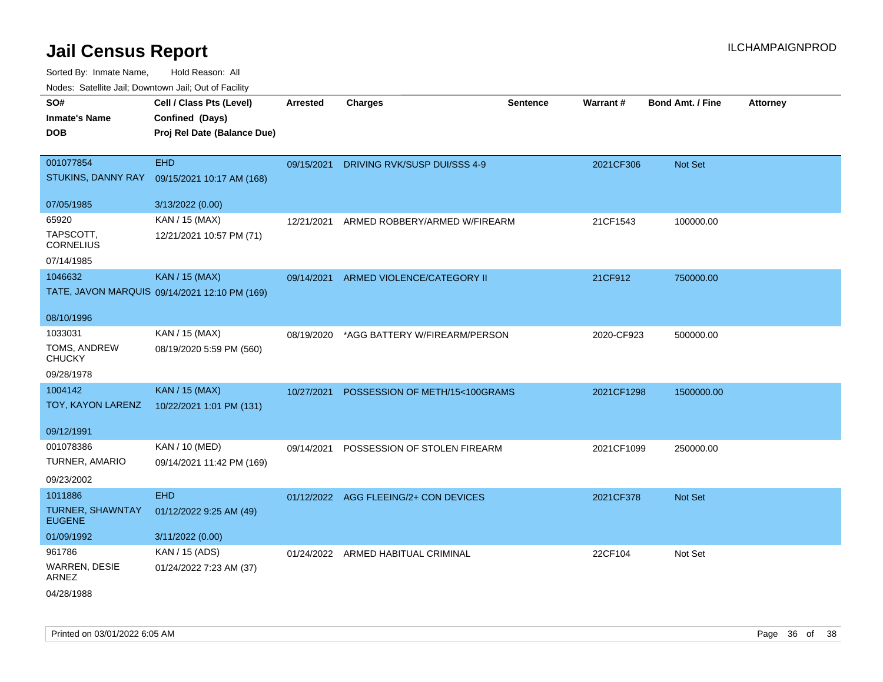# Jail Census Report

ILCHAMPAIGNPROD

Sorted By: Inmate Name, Hold Reason: All

Nodes: Satellite Jail; Downtown Jail; Out of Facility

| SO# / Inmate's Name / DOB | Cell / Class Pts (Level) / Confined (Days) / Proj Rel Date (Balance Due) | Arrested | Charges | Sentence | Warrant # | Bond Amt. / Fine | Attorney |
|---|---|---|---|---|---|---|---|
| 001077854<br>STUKINS, DANNY RAY<br>07/05/1985 | EHD<br>09/15/2021 10:17 AM (168)<br>3/13/2022 (0.00) | 09/15/2021 | DRIVING RVK/SUSP DUI/SSS 4-9 | | 2021CF306 | Not Set | |
| 65920<br>TAPSCOTT, CORNELIUS<br>07/14/1985 | KAN / 15 (MAX)<br>12/21/2021 10:57 PM (71) | 12/21/2021 | ARMED ROBBERY/ARMED W/FIREARM | | 21CF1543 | 100000.00 | |
| 1046632<br>TATE, JAVON MARQUIS<br>08/10/1996 | KAN / 15 (MAX)<br>09/14/2021 12:10 PM (169) | 09/14/2021 | ARMED VIOLENCE/CATEGORY II | | 21CF912 | 750000.00 | |
| 1033031<br>TOMS, ANDREW CHUCKY<br>09/28/1978 | KAN / 15 (MAX)<br>08/19/2020 5:59 PM (560) | 08/19/2020 | *AGG BATTERY W/FIREARM/PERSON | | 2020-CF923 | 500000.00 | |
| 1004142<br>TOY, KAYON LARENZ<br>09/12/1991 | KAN / 15 (MAX)<br>10/22/2021 1:01 PM (131) | 10/27/2021 | POSSESSION OF METH/15<100GRAMS | | 2021CF1298 | 1500000.00 | |
| 001078386<br>TURNER, AMARIO<br>09/23/2002 | KAN / 10 (MED)<br>09/14/2021 11:42 PM (169) | 09/14/2021 | POSSESSION OF STOLEN FIREARM | | 2021CF1099 | 250000.00 | |
| 1011886<br>TURNER, SHAWNTAY EUGENE<br>01/09/1992 | EHD<br>01/12/2022 9:25 AM (49)<br>3/11/2022 (0.00) | 01/12/2022 | AGG FLEEING/2+ CON DEVICES | | 2021CF378 | Not Set | |
| 961786<br>WARREN, DESIE ARNEZ<br>04/28/1988 | KAN / 15 (ADS)<br>01/24/2022 7:23 AM (37) | 01/24/2022 | ARMED HABITUAL CRIMINAL | | 22CF104 | Not Set | |

Printed on 03/01/2022 6:05 AM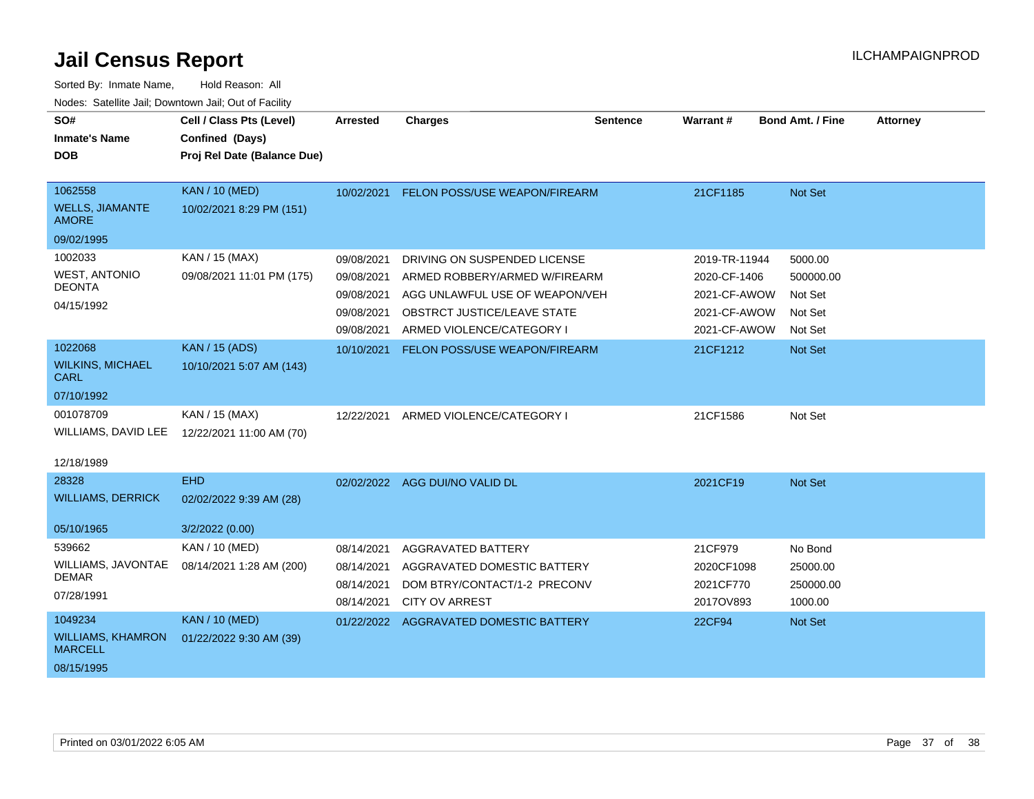# Jail Census Report

Sorted By: Inmate Name, Hold Reason: All

Nodes: Satellite Jail; Downtown Jail; Out of Facility

| SO# / Inmate's Name / DOB | Cell / Class Pts (Level) / Confined (Days) / Proj Rel Date (Balance Due) | Arrested | Charges | Sentence | Warrant # | Bond Amt. / Fine | Attorney |
|---|---|---|---|---|---|---|---|
| 1062558<br>WELLS, JIAMANTE AMORE<br>09/02/1995 | KAN / 10 (MED)<br>10/02/2021 8:29 PM (151) | 10/02/2021 | FELON POSS/USE WEAPON/FIREARM | | 21CF1185 | Not Set | |
| 1002033<br>WEST, ANTONIO DEONTA<br>04/15/1992 | KAN / 15 (MAX)<br>09/08/2021 11:01 PM (175) | 09/08/2021 | DRIVING ON SUSPENDED LICENSE | | 2019-TR-11944 | 5000.00 | |
| | | 09/08/2021 | ARMED ROBBERY/ARMED W/FIREARM | | 2020-CF-1406 | 500000.00 | |
| | | 09/08/2021 | AGG UNLAWFUL USE OF WEAPON/VEH | | 2021-CF-AWOW | Not Set | |
| | | 09/08/2021 | OBSTRCT JUSTICE/LEAVE STATE | | 2021-CF-AWOW | Not Set | |
| | | 09/08/2021 | ARMED VIOLENCE/CATEGORY I | | 2021-CF-AWOW | Not Set | |
| 1022068<br>WILKINS, MICHAEL CARL<br>07/10/1992 | KAN / 15 (ADS)<br>10/10/2021 5:07 AM (143) | 10/10/2021 | FELON POSS/USE WEAPON/FIREARM | | 21CF1212 | Not Set | |
| 001078709<br>WILLIAMS, DAVID LEE<br>12/18/1989 | KAN / 15 (MAX)<br>12/22/2021 11:00 AM (70) | 12/22/2021 | ARMED VIOLENCE/CATEGORY I | | 21CF1586 | Not Set | |
| 28328<br>WILLIAMS, DERRICK<br>05/10/1965 | EHD<br>02/02/2022 9:39 AM (28)<br>3/2/2022 (0.00) | 02/02/2022 | AGG DUI/NO VALID DL | | 2021CF19 | Not Set | |
| 539662<br>WILLIAMS, JAVONTAE DEMAR<br>07/28/1991 | KAN / 10 (MED)<br>08/14/2021 1:28 AM (200) | 08/14/2021 | AGGRAVATED BATTERY | | 21CF979 | No Bond | |
| | | 08/14/2021 | AGGRAVATED DOMESTIC BATTERY | | 2020CF1098 | 25000.00 | |
| | | 08/14/2021 | DOM BTRY/CONTACT/1-2 PRECONV | | 2021CF770 | 250000.00 | |
| | | 08/14/2021 | CITY OV ARREST | | 2017OV893 | 1000.00 | |
| 1049234<br>WILLIAMS, KHAMRON MARCELL<br>08/15/1995 | KAN / 10 (MED)<br>01/22/2022 9:30 AM (39) | 01/22/2022 | AGGRAVATED DOMESTIC BATTERY | | 22CF94 | Not Set | |

Printed on 03/01/2022 6:05 AM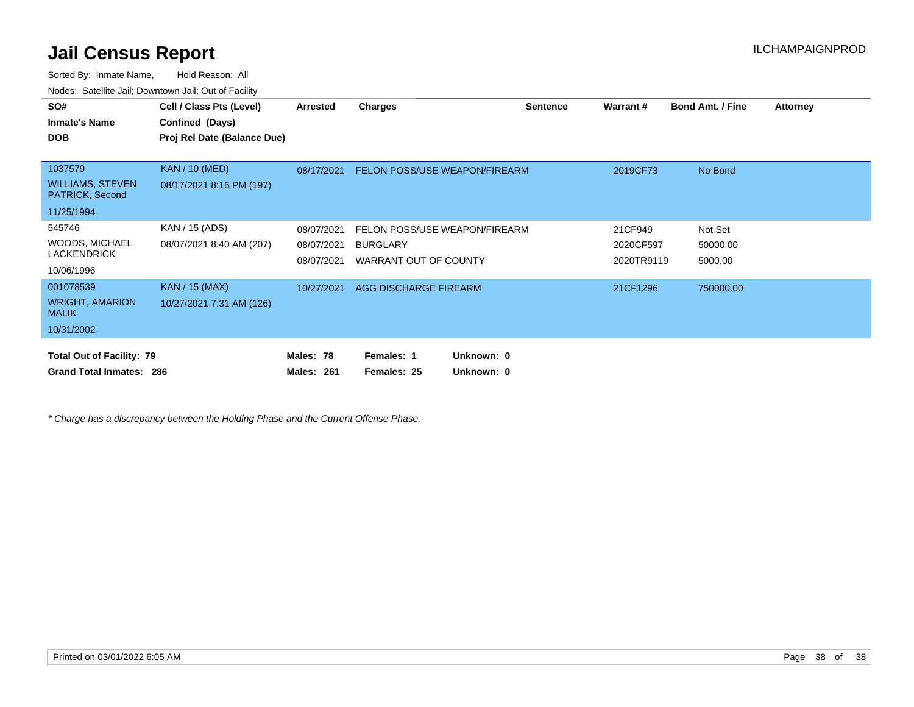# Jail Census Report

ILCHAMPAIGNPROD

Sorted By: Inmate Name, Hold Reason: All

Nodes: Satellite Jail; Downtown Jail; Out of Facility

| SO# / Inmate's Name / DOB | Cell / Class Pts (Level) / Confined (Days) / Proj Rel Date (Balance Due) | Arrested | Charges | Sentence | Warrant # | Bond Amt. / Fine | Attorney |
|---|---|---|---|---|---|---|---|
| 1037579<br>WILLIAMS, STEVEN PATRICK, Second<br>11/25/1994 | KAN / 10 (MED)<br>08/17/2021 8:16 PM (197) | 08/17/2021 | FELON POSS/USE WEAPON/FIREARM | | 2019CF73 | No Bond | |
| 545746<br>WOODS, MICHAEL LACKENDRICK<br>10/06/1996 | KAN / 15 (ADS)<br>08/07/2021 8:40 AM (207) | 08/07/2021<br>08/07/2021<br>08/07/2021 | FELON POSS/USE WEAPON/FIREARM<br>BURGLARY<br>WARRANT OUT OF COUNTY | | 21CF949<br>2020CF597<br>2020TR9119 | Not Set<br>50000.00<br>5000.00 | |
| 001078539<br>WRIGHT, AMARION MALIK<br>10/31/2002 | KAN / 15 (MAX)<br>10/27/2021 7:31 AM (126) | 10/27/2021 | AGG DISCHARGE FIREARM | | 21CF1296 | 750000.00 | |

**Total Out of Facility: 79** **Males: 78** **Females: 1** **Unknown: 0**

**Grand Total Inmates: 286** **Males: 261** **Females: 25** **Unknown: 0**

*\* Charge has a discrepancy between the Holding Phase and the Current Offense Phase.*

Printed on 03/01/2022 6:05 AM